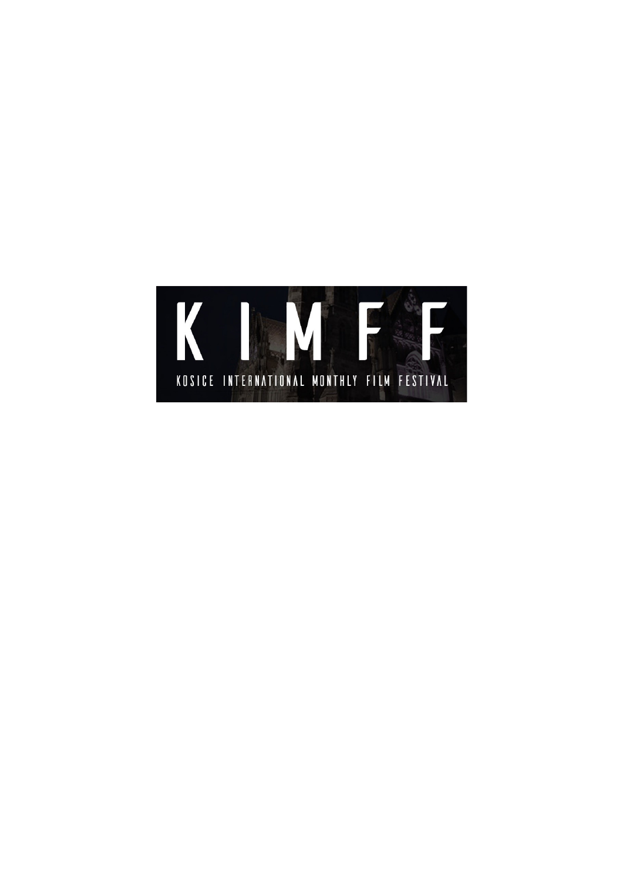# KIMFF

KOSICE INTERNATIONAL MONTHLY FILM FESTIVAL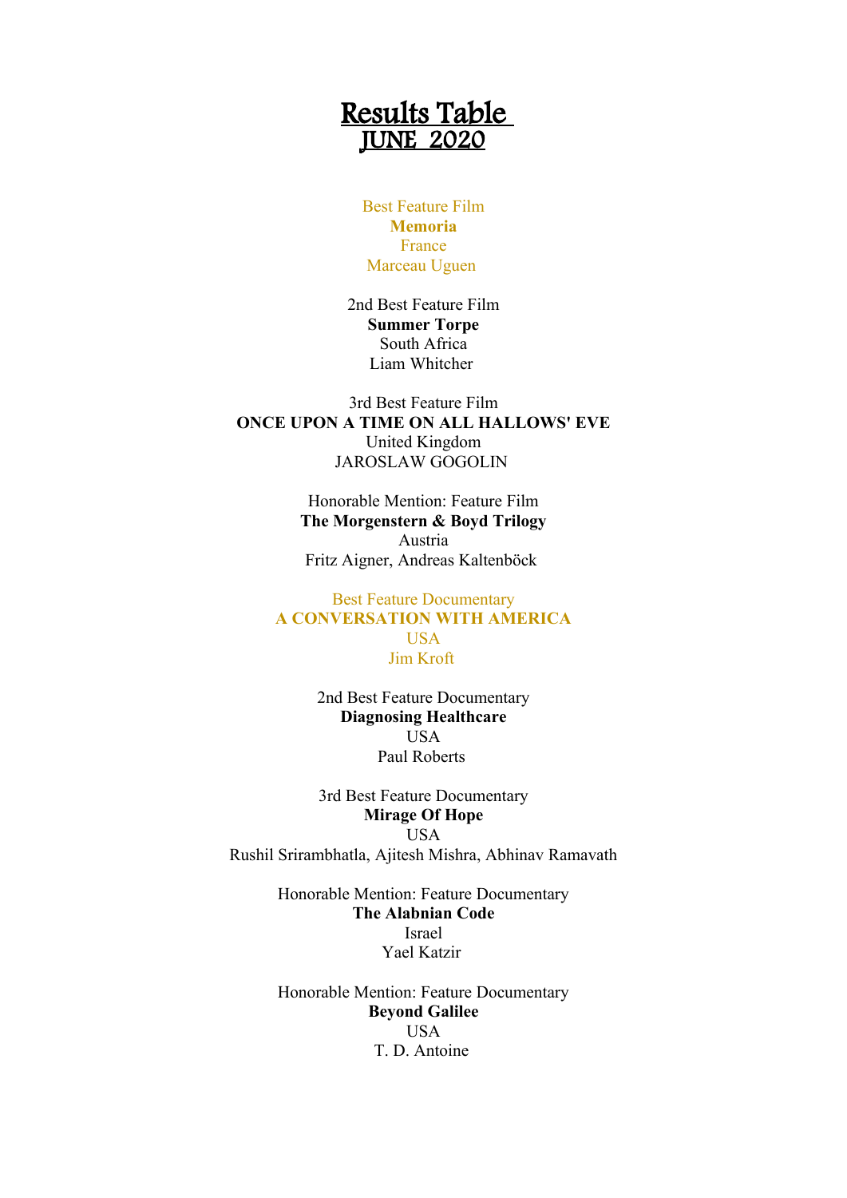# Results Table
## JUNE 2020

Best Feature Film
**Memoria**
France
Marceau Uguen

2nd Best Feature Film
**Summer Torpe**
South Africa
Liam Whitcher

3rd Best Feature Film
**ONCE UPON A TIME ON ALL HALLOWS' EVE**
United Kingdom
JAROSLAW GOGOLIN

Honorable Mention: Feature Film
**The Morgenstern & Boyd Trilogy**
Austria
Fritz Aigner, Andreas Kaltenböck

Best Feature Documentary
**A CONVERSATION WITH AMERICA**
USA
Jim Kroft

2nd Best Feature Documentary
**Diagnosing Healthcare**
USA
Paul Roberts

3rd Best Feature Documentary
**Mirage Of Hope**
USA
Rushil Srirambhatla, Ajitesh Mishra, Abhinav Ramavath

Honorable Mention: Feature Documentary
**The Alabnian Code**
Israel
Yael Katzir

Honorable Mention: Feature Documentary
**Beyond Galilee**
USA
T. D. Antoine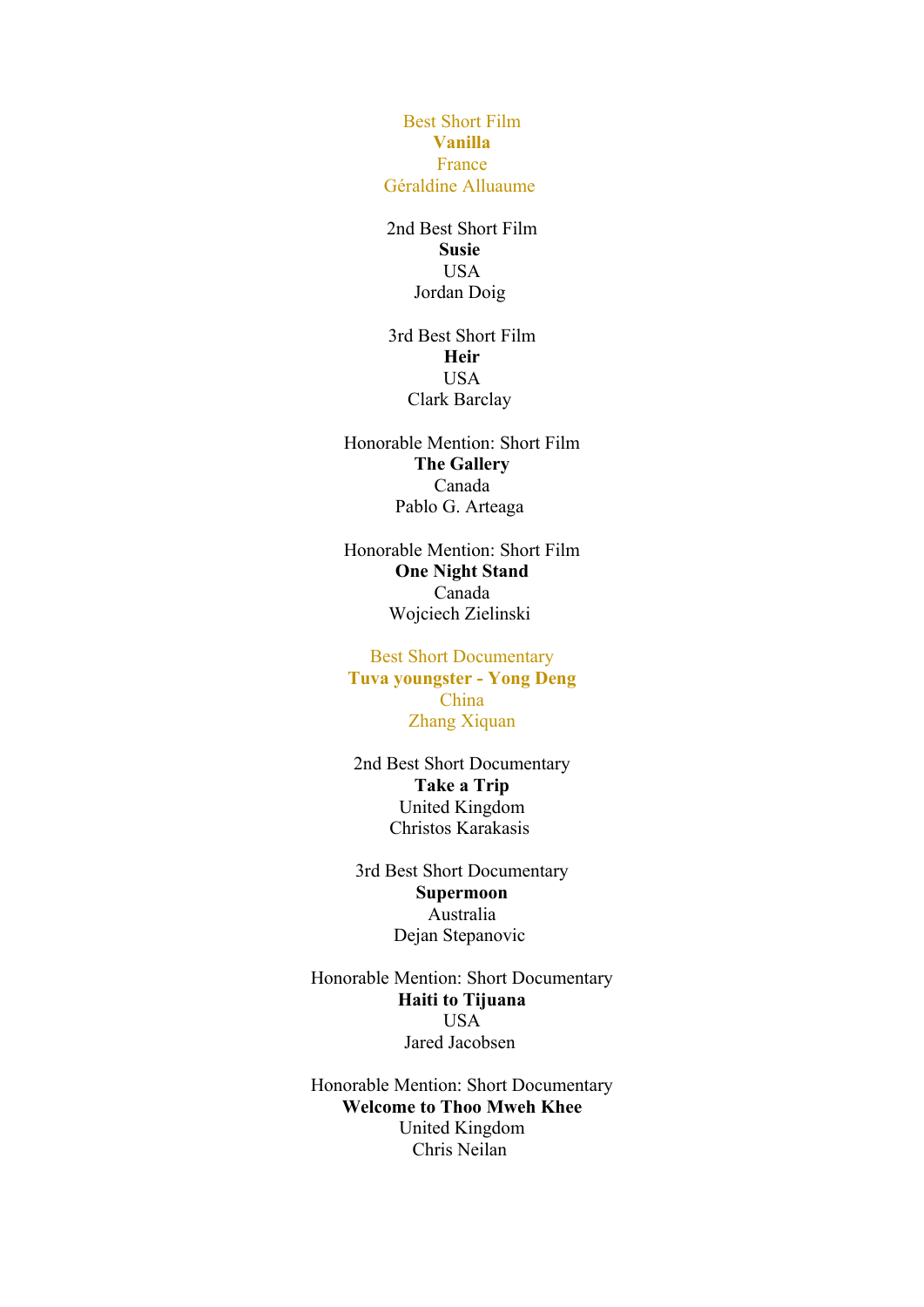Best Short Film
**Vanilla**
France
Géraldine Alluaume

2nd Best Short Film
**Susie**
USA
Jordan Doig

3rd Best Short Film
**Heir**
USA
Clark Barclay

Honorable Mention: Short Film
**The Gallery**
Canada
Pablo G. Arteaga

Honorable Mention: Short Film
**One Night Stand**
Canada
Wojciech Zielinski

Best Short Documentary
**Tuva youngster - Yong Deng**
China
Zhang Xiquan

2nd Best Short Documentary
**Take a Trip**
United Kingdom
Christos Karakasis

3rd Best Short Documentary
**Supermoon**
Australia
Dejan Stepanovic

Honorable Mention: Short Documentary
**Haiti to Tijuana**
USA
Jared Jacobsen

Honorable Mention: Short Documentary
**Welcome to Thoo Mweh Khee**
United Kingdom
Chris Neilan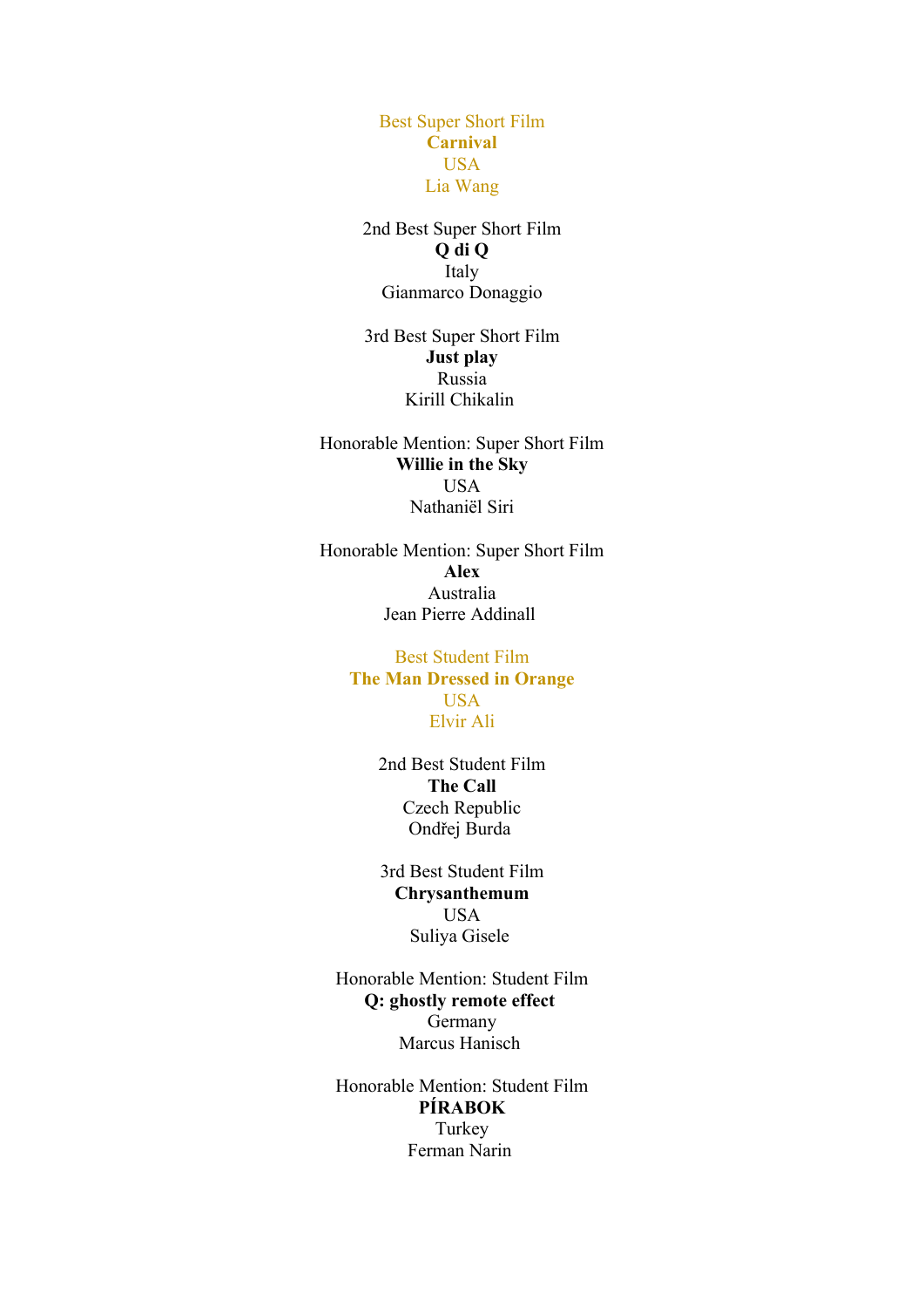Best Super Short Film
**Carnival**
USA
Lia Wang

2nd Best Super Short Film
**Q di Q**
Italy
Gianmarco Donaggio

3rd Best Super Short Film
**Just play**
Russia
Kirill Chikalin

Honorable Mention: Super Short Film
**Willie in the Sky**
USA
Nathaniël Siri

Honorable Mention: Super Short Film
**Alex**
Australia
Jean Pierre Addinall

Best Student Film
**The Man Dressed in Orange**
USA
Elvir Ali

2nd Best Student Film
**The Call**
Czech Republic
Ondřej Burda

3rd Best Student Film
**Chrysanthemum**
USA
Suliya Gisele

Honorable Mention: Student Film
**Q: ghostly remote effect**
Germany
Marcus Hanisch

Honorable Mention: Student Film
**PÍRABOK**
Turkey
Ferman Narin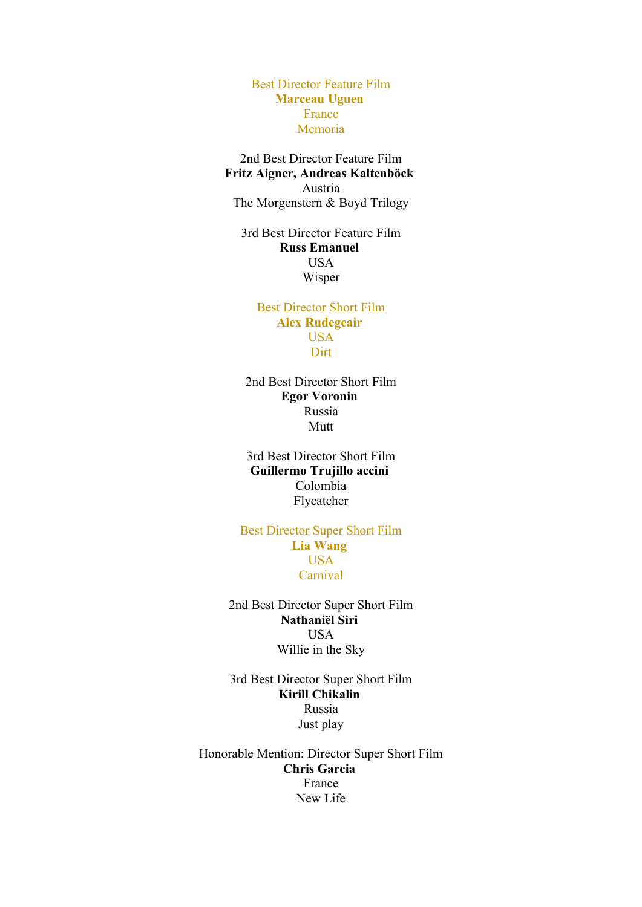Best Director Feature Film
**Marceau Uguen**
France
Memoria

2nd Best Director Feature Film
**Fritz Aigner, Andreas Kaltenböck**
Austria
The Morgenstern & Boyd Trilogy

3rd Best Director Feature Film
**Russ Emanuel**
USA
Wisper

Best Director Short Film
**Alex Rudegeair**
USA
Dirt

2nd Best Director Short Film
**Egor Voronin**
Russia
Mutt

3rd Best Director Short Film
**Guillermo Trujillo accini**
Colombia
Flycatcher

Best Director Super Short Film
**Lia Wang**
USA
Carnival

2nd Best Director Super Short Film
**Nathaniël Siri**
USA
Willie in the Sky

3rd Best Director Super Short Film
**Kirill Chikalin**
Russia
Just play

Honorable Mention: Director Super Short Film
**Chris Garcia**
France
New Life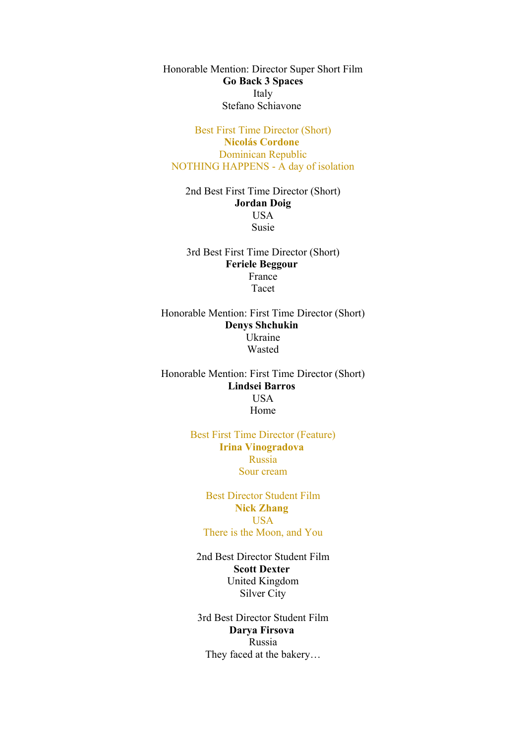Honorable Mention: Director Super Short Film
**Go Back 3 Spaces**
Italy
Stefano Schiavone

Best First Time Director (Short)
**Nicolás Cordone**
Dominican Republic
NOTHING HAPPENS - A day of isolation

2nd Best First Time Director (Short)
**Jordan Doig**
USA
Susie

3rd Best First Time Director (Short)
**Feriele Beggour**
France
Tacet

Honorable Mention: First Time Director (Short)
**Denys Shchukin**
Ukraine
Wasted

Honorable Mention: First Time Director (Short)
**Lindsei Barros**
USA
Home

Best First Time Director (Feature)
**Irina Vinogradova**
Russia
Sour cream

Best Director Student Film
**Nick Zhang**
USA
There is the Moon, and You

2nd Best Director Student Film
**Scott Dexter**
United Kingdom
Silver City

3rd Best Director Student Film
**Darya Firsova**
Russia
They faced at the bakery…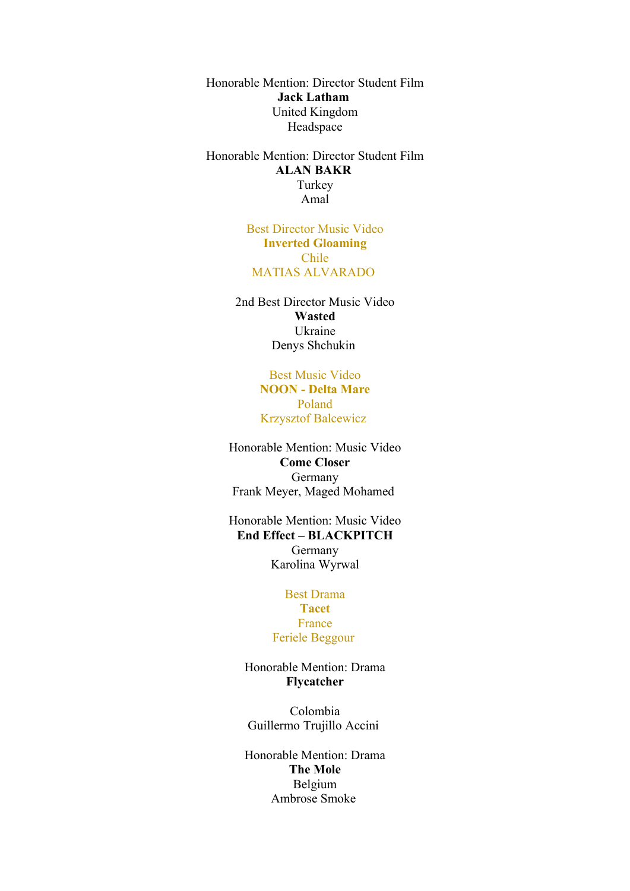Honorable Mention: Director Student Film
**Jack Latham**
United Kingdom
Headspace

Honorable Mention: Director Student Film
**ALAN BAKR**
Turkey
Amal

Best Director Music Video
**Inverted Gloaming**
Chile
MATIAS ALVARADO

2nd Best Director Music Video
**Wasted**
Ukraine
Denys Shchukin

Best Music Video
**NOON - Delta Mare**
Poland
Krzysztof Balcewicz

Honorable Mention: Music Video
**Come Closer**
Germany
Frank Meyer, Maged Mohamed

Honorable Mention: Music Video
**End Effect – BLACKPITCH**
Germany
Karolina Wyrwal

Best Drama
**Tacet**
France
Feriele Beggour

Honorable Mention: Drama
**Flycatcher**

Colombia
Guillermo Trujillo Accini

Honorable Mention: Drama
**The Mole**
Belgium
Ambrose Smoke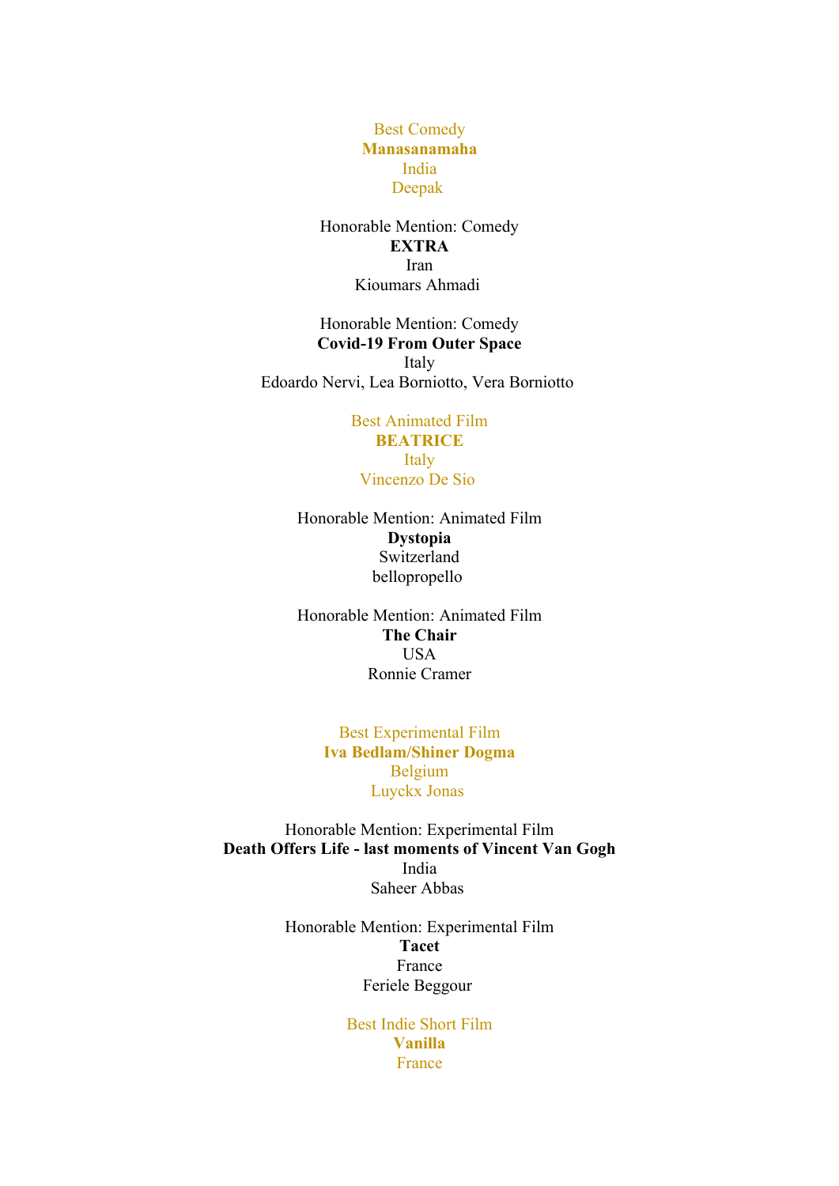Best Comedy
**Manasanamaha**
India
Deepak

Honorable Mention: Comedy
**EXTRA**
Iran
Kioumars Ahmadi

Honorable Mention: Comedy
**Covid-19 From Outer Space**
Italy
Edoardo Nervi, Lea Borniotto, Vera Borniotto

Best Animated Film
**BEATRICE**
Italy
Vincenzo De Sio

Honorable Mention: Animated Film
**Dystopia**
Switzerland
bellopropello

Honorable Mention: Animated Film
**The Chair**
USA
Ronnie Cramer

Best Experimental Film
**Iva Bedlam/Shiner Dogma**
Belgium
Luyckx Jonas

Honorable Mention: Experimental Film
**Death Offers Life - last moments of Vincent Van Gogh**
India
Saheer Abbas

Honorable Mention: Experimental Film
**Tacet**
France
Feriele Beggour

Best Indie Short Film
**Vanilla**
France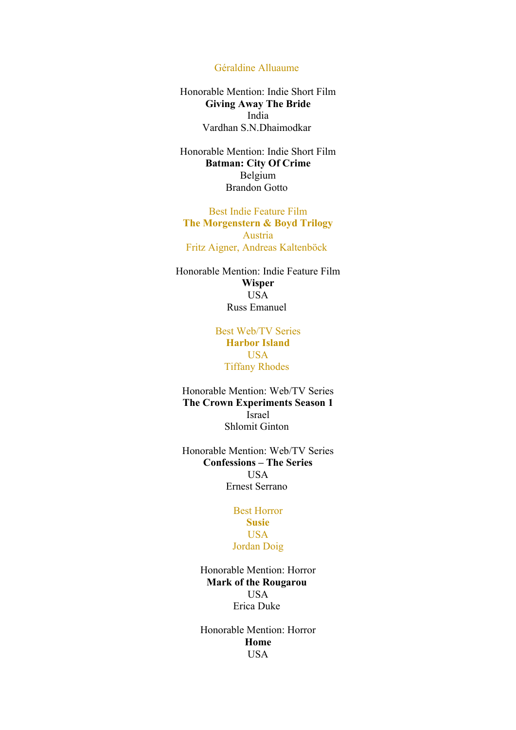Géraldine Alluaume

Honorable Mention: Indie Short Film
**Giving Away The Bride**
India
Vardhan S.N.Dhaimodkar

Honorable Mention: Indie Short Film
**Batman: City Of Crime**
Belgium
Brandon Gotto

Best Indie Feature Film
**The Morgenstern & Boyd Trilogy**
Austria
Fritz Aigner, Andreas Kaltenböck

Honorable Mention: Indie Feature Film
**Wisper**
USA
Russ Emanuel

Best Web/TV Series
**Harbor Island**
USA
Tiffany Rhodes

Honorable Mention: Web/TV Series
**The Crown Experiments Season 1**
Israel
Shlomit Ginton

Honorable Mention: Web/TV Series
**Confessions – The Series**
USA
Ernest Serrano

Best Horror
**Susie**
USA
Jordan Doig

Honorable Mention: Horror
**Mark of the Rougarou**
USA
Erica Duke

Honorable Mention: Horror
**Home**
USA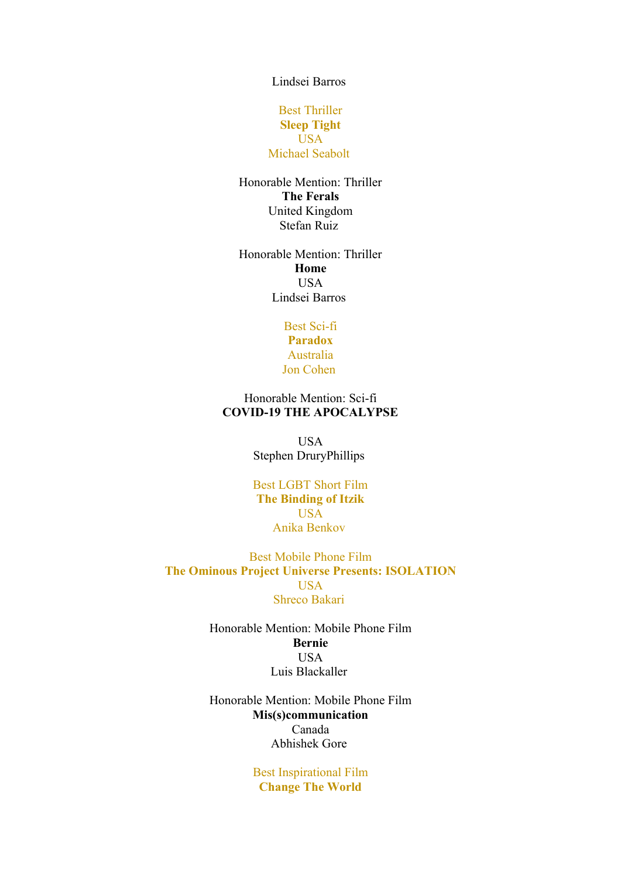Lindsei Barros

Best Thriller
**Sleep Tight**
USA
Michael Seabolt

Honorable Mention: Thriller
**The Ferals**
United Kingdom
Stefan Ruiz

Honorable Mention: Thriller
**Home**
USA
Lindsei Barros

Best Sci-fi
**Paradox**
Australia
Jon Cohen

Honorable Mention: Sci-fi
**COVID-19 THE APOCALYPSE**

USA
Stephen DruryPhillips

Best LGBT Short Film
**The Binding of Itzik**
USA
Anika Benkov

Best Mobile Phone Film
**The Ominous Project Universe Presents: ISOLATION**
USA
Shreco Bakari

Honorable Mention: Mobile Phone Film
**Bernie**
USA
Luis Blackaller

Honorable Mention: Mobile Phone Film
**Mis(s)communication**
Canada
Abhishek Gore

Best Inspirational Film
**Change The World**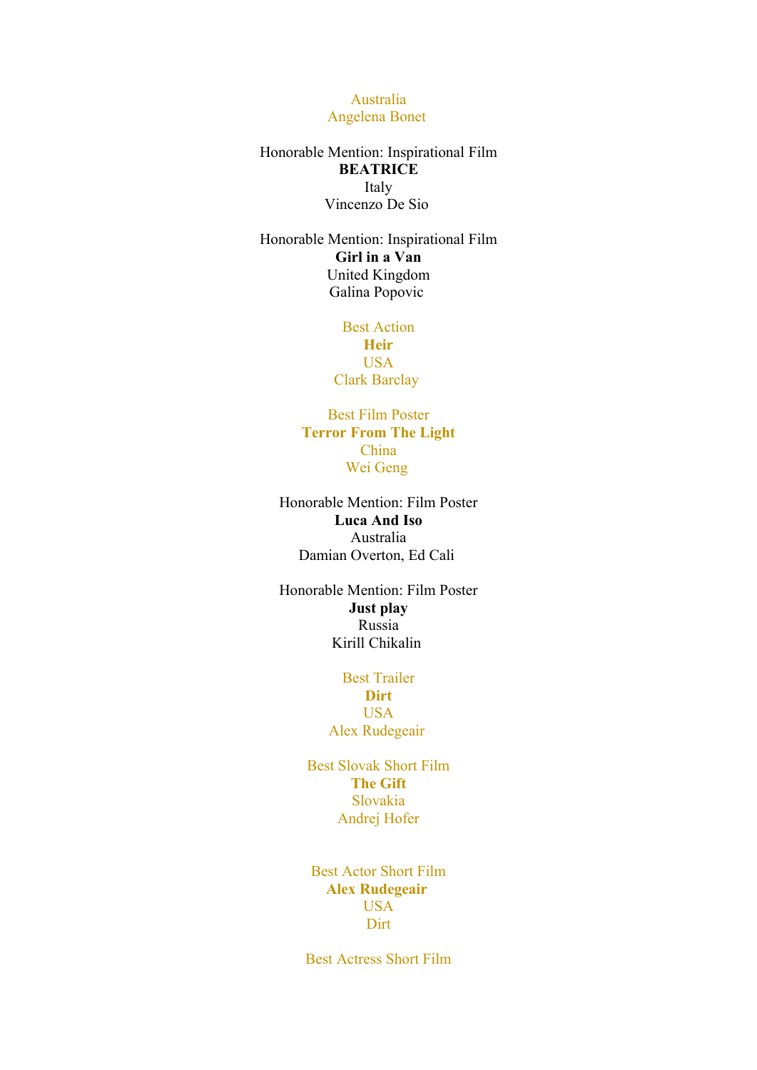Australia
Angelena Bonet

Honorable Mention: Inspirational Film
**BEATRICE**
Italy
Vincenzo De Sio

Honorable Mention: Inspirational Film
**Girl in a Van**
United Kingdom
Galina Popovic

Best Action
**Heir**
USA
Clark Barclay

Best Film Poster
**Terror From The Light**
China
Wei Geng

Honorable Mention: Film Poster
**Luca And Iso**
Australia
Damian Overton, Ed Cali

Honorable Mention: Film Poster
**Just play**
Russia
Kirill Chikalin

Best Trailer
**Dirt**
USA
Alex Rudegeair

Best Slovak Short Film
**The Gift**
Slovakia
Andrej Hofer

Best Actor Short Film
**Alex Rudegeair**
USA
Dirt

Best Actress Short Film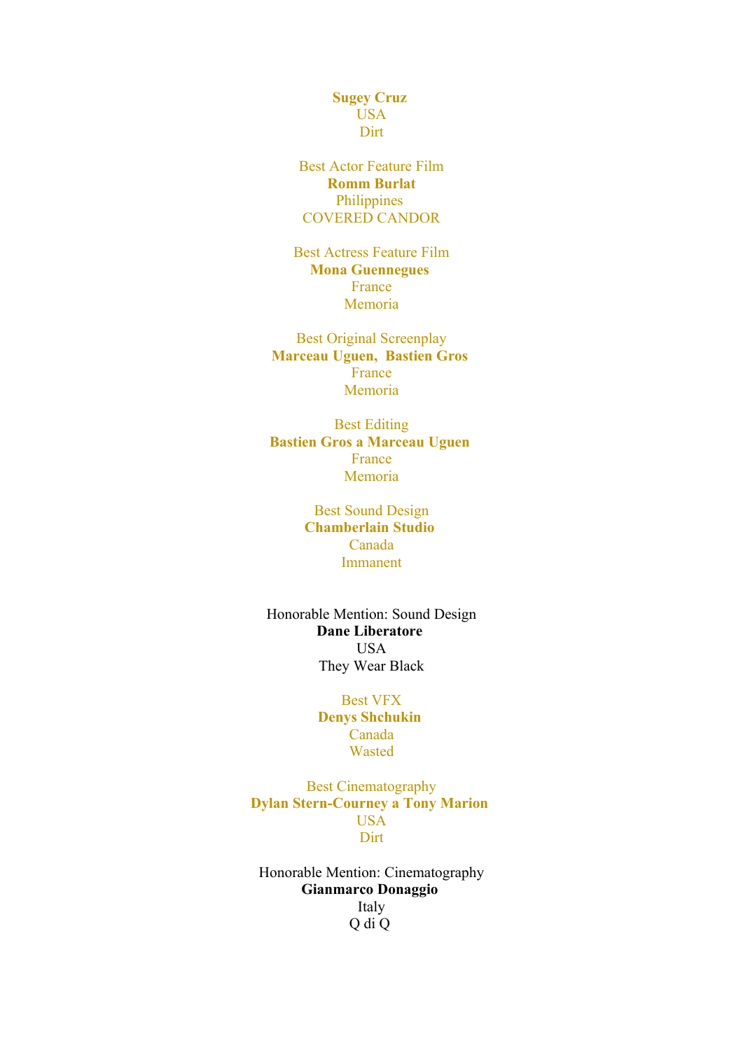**Sugey Cruz**
USA
Dirt

Best Actor Feature Film
**Romm Burlat**
Philippines
COVERED CANDOR

Best Actress Feature Film
**Mona Guennegues**
France
Memoria

Best Original Screenplay
**Marceau Uguen, Bastien Gros**
France
Memoria

Best Editing
**Bastien Gros a Marceau Uguen**
France
Memoria

Best Sound Design
**Chamberlain Studio**
Canada
Immanent

Honorable Mention: Sound Design
**Dane Liberatore**
USA
They Wear Black

Best VFX
**Denys Shchukin**
Canada
Wasted

Best Cinematography
**Dylan Stern-Courney a Tony Marion**
USA
Dirt

Honorable Mention: Cinematography
**Gianmarco Donaggio**
Italy
Q di Q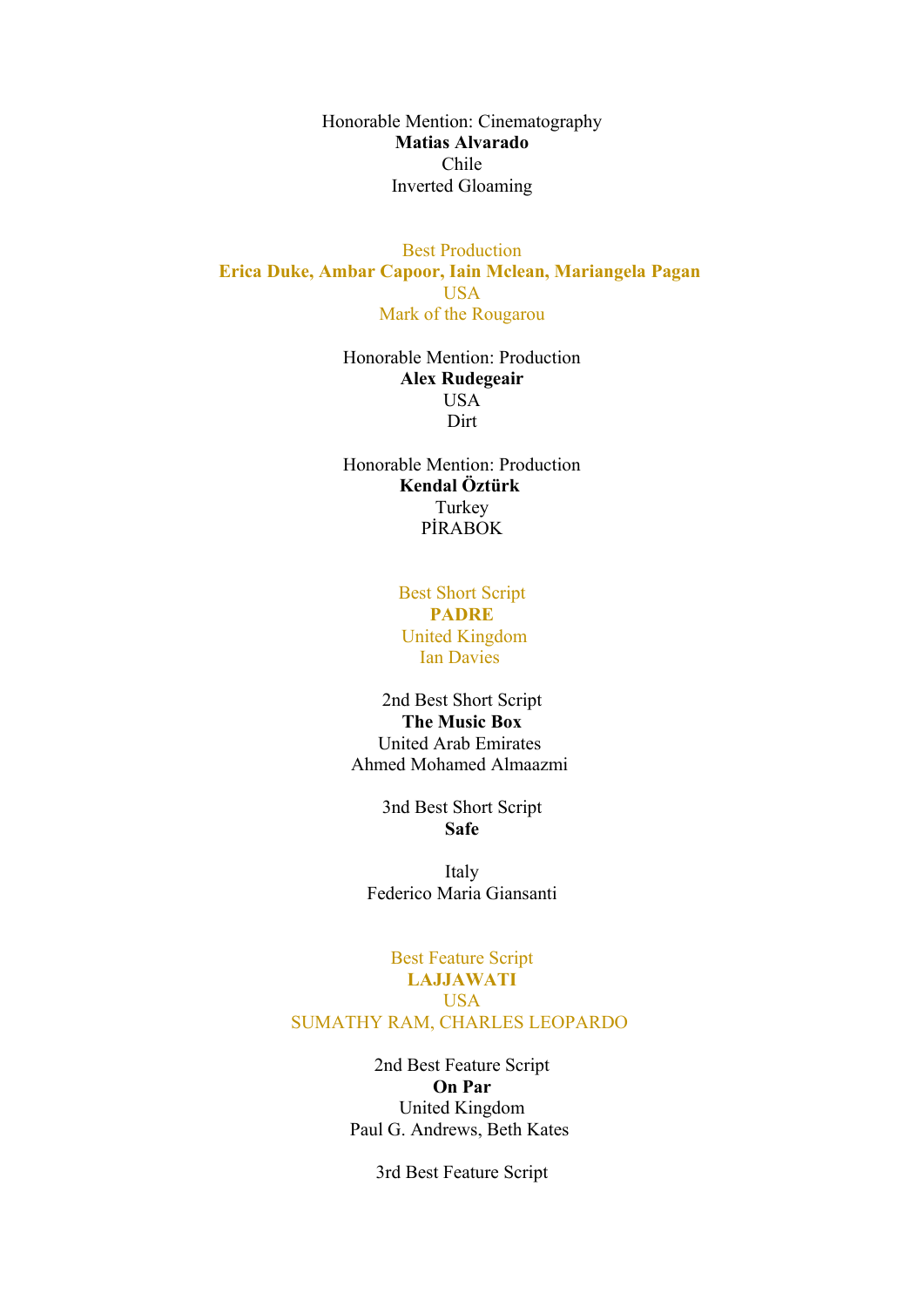Honorable Mention: Cinematography
**Matias Alvarado**
Chile
Inverted Gloaming

Best Production
**Erica Duke, Ambar Capoor, Iain Mclean, Mariangela Pagan**
USA
Mark of the Rougarou

Honorable Mention: Production
**Alex Rudegeair**
USA
Dirt

Honorable Mention: Production
**Kendal Öztürk**
Turkey
PİRABOK

Best Short Script
**PADRE**
United Kingdom
Ian Davies

2nd Best Short Script
**The Music Box**
United Arab Emirates
Ahmed Mohamed Almaazmi

3nd Best Short Script
**Safe**

Italy
Federico Maria Giansanti

Best Feature Script
**LAJJAWATI**
USA
SUMATHY RAM, CHARLES LEOPARDO

2nd Best Feature Script
**On Par**
United Kingdom
Paul G. Andrews, Beth Kates

3rd Best Feature Script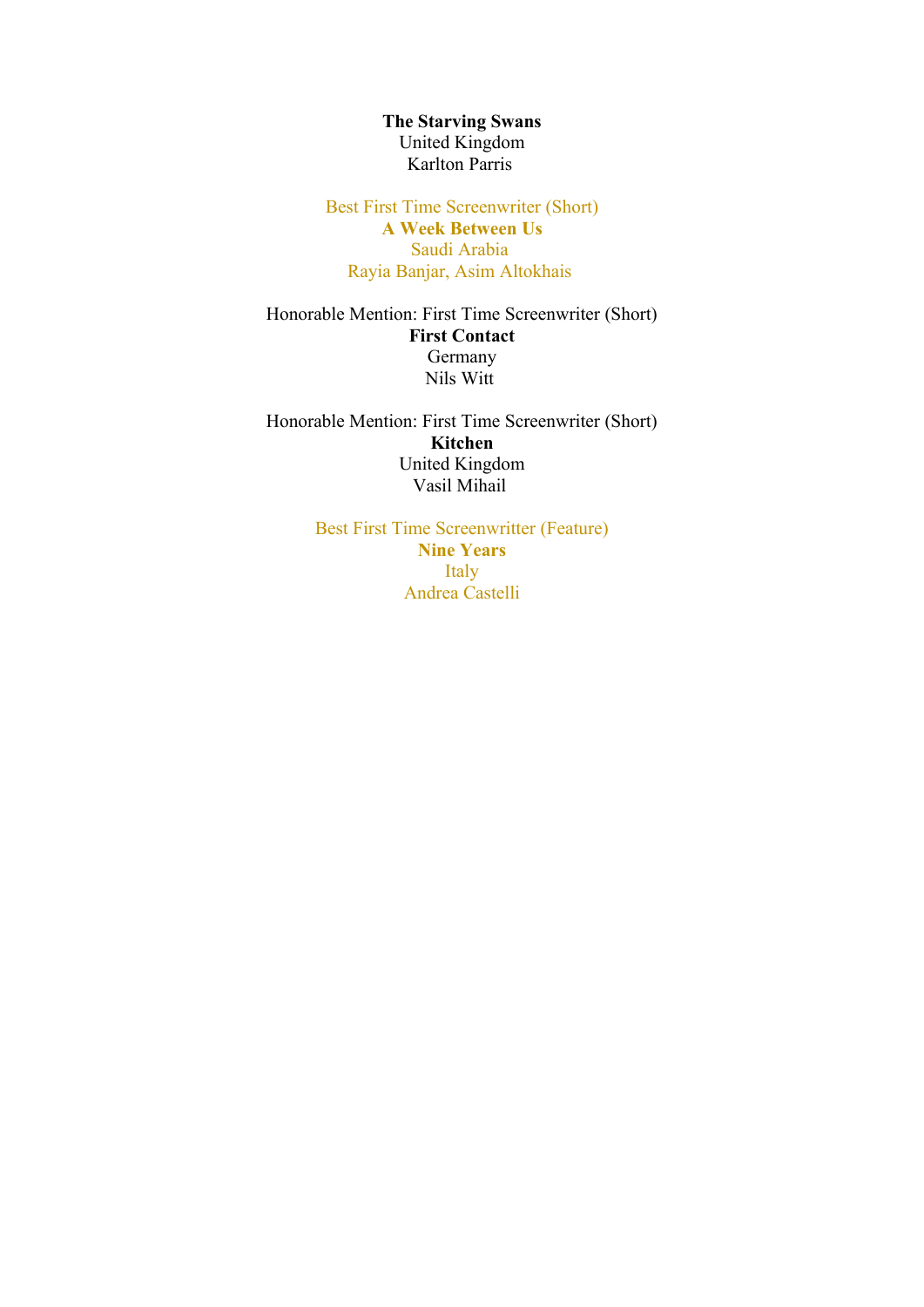**The Starving Swans**
United Kingdom
Karlton Parris

Best First Time Screenwriter (Short)
**A Week Between Us**
Saudi Arabia
Rayia Banjar, Asim Altokhais

Honorable Mention: First Time Screenwriter (Short)
**First Contact**
Germany
Nils Witt

Honorable Mention: First Time Screenwriter (Short)
**Kitchen**
United Kingdom
Vasil Mihail

Best First Time Screenwritter (Feature)
**Nine Years**
Italy
Andrea Castelli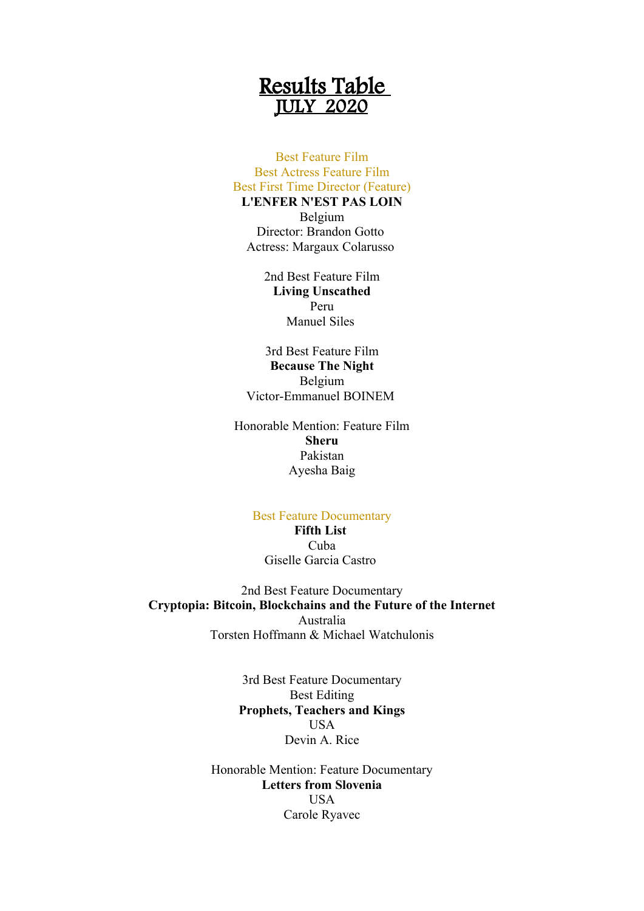# Results Table
## JULY 2020

Best Feature Film
Best Actress Feature Film
Best First Time Director (Feature)
**L'ENFER N'EST PAS LOIN**
Belgium
Director: Brandon Gotto
Actress: Margaux Colarusso

2nd Best Feature Film
**Living Unscathed**
Peru
Manuel Siles

3rd Best Feature Film
**Because The Night**
Belgium
Victor-Emmanuel BOINEM

Honorable Mention: Feature Film
**Sheru**
Pakistan
Ayesha Baig

Best Feature Documentary
**Fifth List**
Cuba
Giselle Garcia Castro

2nd Best Feature Documentary
**Cryptopia: Bitcoin, Blockchains and the Future of the Internet**
Australia
Torsten Hoffmann & Michael Watchulonis

3rd Best Feature Documentary
Best Editing
**Prophets, Teachers and Kings**
USA
Devin A. Rice

Honorable Mention: Feature Documentary
**Letters from Slovenia**
USA
Carole Ryavec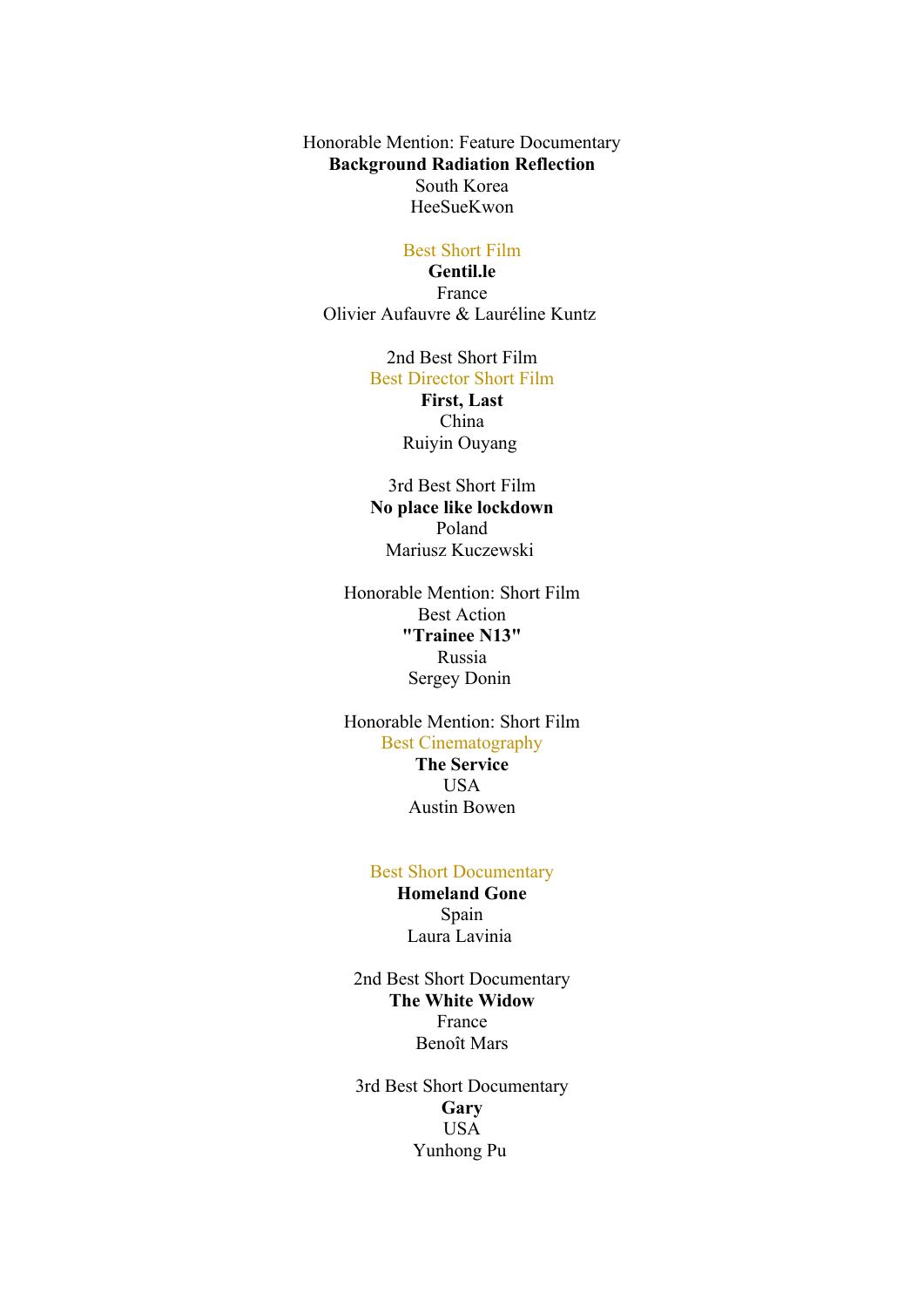Honorable Mention: Feature Documentary
**Background Radiation Reflection**
South Korea
HeeSueKwon

Best Short Film
**Gentil.le**
France
Olivier Aufauvre & Lauréline Kuntz

2nd Best Short Film
Best Director Short Film
**First, Last**
China
Ruiyin Ouyang

3rd Best Short Film
**No place like lockdown**
Poland
Mariusz Kuczewski

Honorable Mention: Short Film
Best Action
**"Trainee N13"**
Russia
Sergey Donin

Honorable Mention: Short Film
Best Cinematography
**The Service**
USA
Austin Bowen

Best Short Documentary
**Homeland Gone**
Spain
Laura Lavinia

2nd Best Short Documentary
**The White Widow**
France
Benoît Mars

3rd Best Short Documentary
**Gary**
USA
Yunhong Pu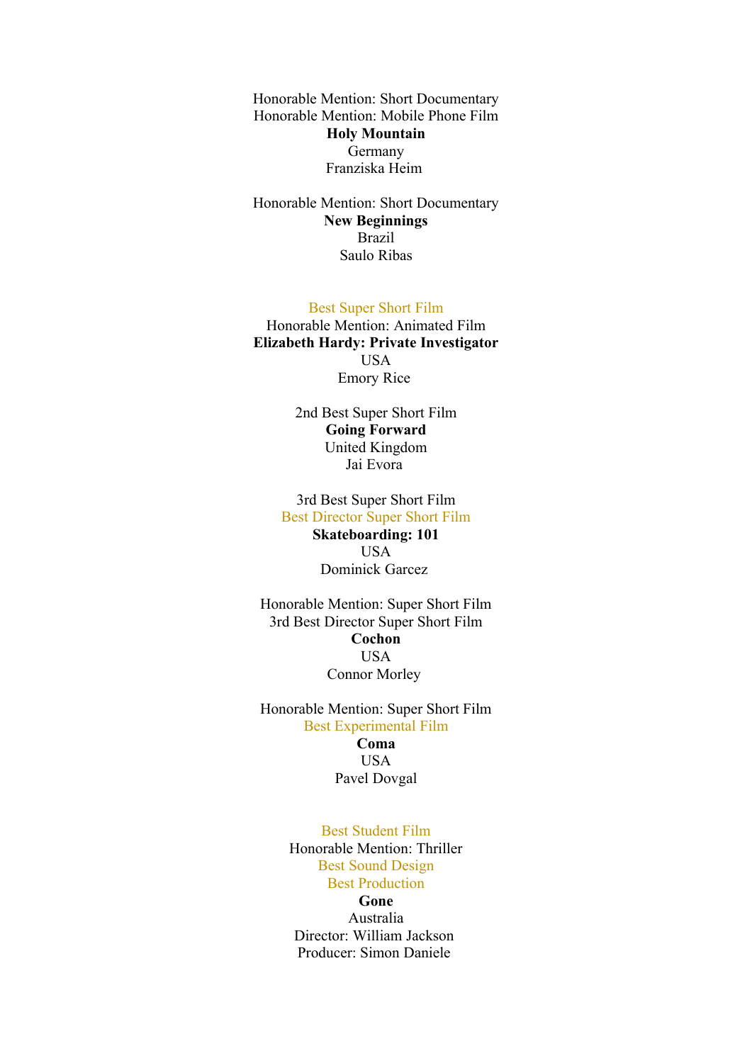Honorable Mention: Short Documentary
Honorable Mention: Mobile Phone Film
**Holy Mountain**
Germany
Franziska Heim

Honorable Mention: Short Documentary
**New Beginnings**
Brazil
Saulo Ribas

Best Super Short Film
Honorable Mention: Animated Film
**Elizabeth Hardy: Private Investigator**
USA
Emory Rice

2nd Best Super Short Film
**Going Forward**
United Kingdom
Jai Evora

3rd Best Super Short Film
Best Director Super Short Film
**Skateboarding: 101**
USA
Dominick Garcez

Honorable Mention: Super Short Film
3rd Best Director Super Short Film
**Cochon**
USA
Connor Morley

Honorable Mention: Super Short Film
Best Experimental Film
**Coma**
USA
Pavel Dovgal

Best Student Film
Honorable Mention: Thriller
Best Sound Design
Best Production
**Gone**
Australia
Director: William Jackson
Producer: Simon Daniele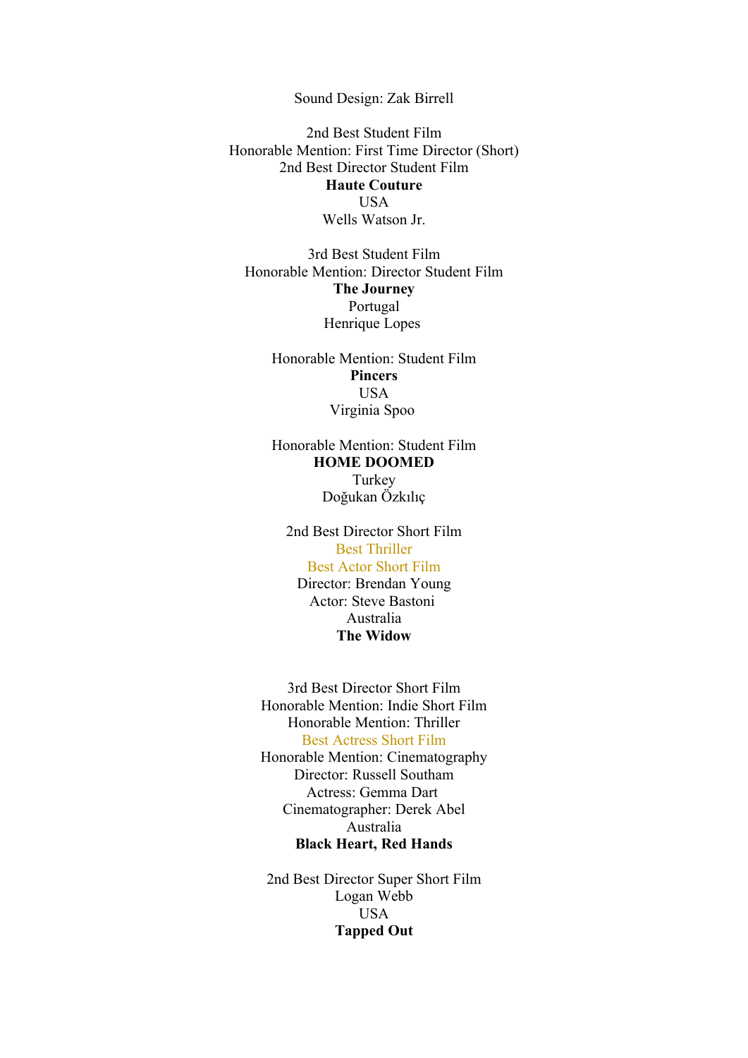Sound Design: Zak Birrell

2nd Best Student Film
Honorable Mention: First Time Director (Short)
2nd Best Director Student Film
**Haute Couture**
USA
Wells Watson Jr.

3rd Best Student Film
Honorable Mention: Director Student Film
**The Journey**
Portugal
Henrique Lopes

Honorable Mention: Student Film
**Pincers**
USA
Virginia Spoo

Honorable Mention: Student Film
**HOME DOOMED**
Turkey
Doğukan Özkılıç

2nd Best Director Short Film
Best Thriller
Best Actor Short Film
Director: Brendan Young
Actor: Steve Bastoni
Australia
**The Widow**

3rd Best Director Short Film
Honorable Mention: Indie Short Film
Honorable Mention: Thriller
Best Actress Short Film
Honorable Mention: Cinematography
Director: Russell Southam
Actress: Gemma Dart
Cinematographer: Derek Abel
Australia
**Black Heart, Red Hands**

2nd Best Director Super Short Film
Logan Webb
USA
**Tapped Out**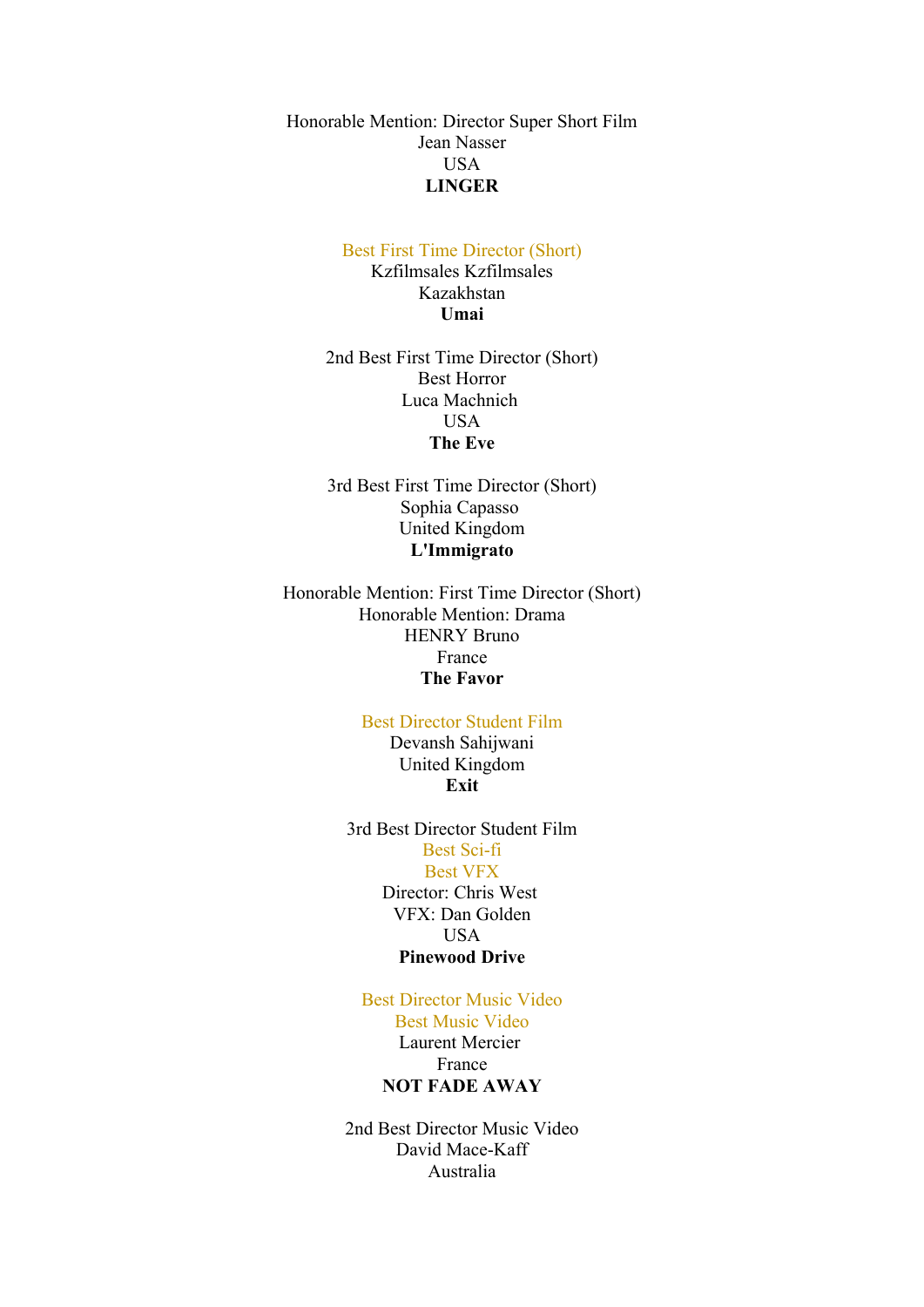Honorable Mention: Director Super Short Film
Jean Nasser
USA
**LINGER**

Best First Time Director (Short)
Kzfilmsales Kzfilmsales
Kazakhstan
**Umai**

2nd Best First Time Director (Short)
Best Horror
Luca Machnich
USA
**The Eve**

3rd Best First Time Director (Short)
Sophia Capasso
United Kingdom
**L'Immigrato**

Honorable Mention: First Time Director (Short)
Honorable Mention: Drama
HENRY Bruno
France
**The Favor**

Best Director Student Film
Devansh Sahijwani
United Kingdom
**Exit**

3rd Best Director Student Film
Best Sci-fi
Best VFX
Director: Chris West
VFX: Dan Golden
USA
**Pinewood Drive**

Best Director Music Video
Best Music Video
Laurent Mercier
France
**NOT FADE AWAY**

2nd Best Director Music Video
David Mace-Kaff
Australia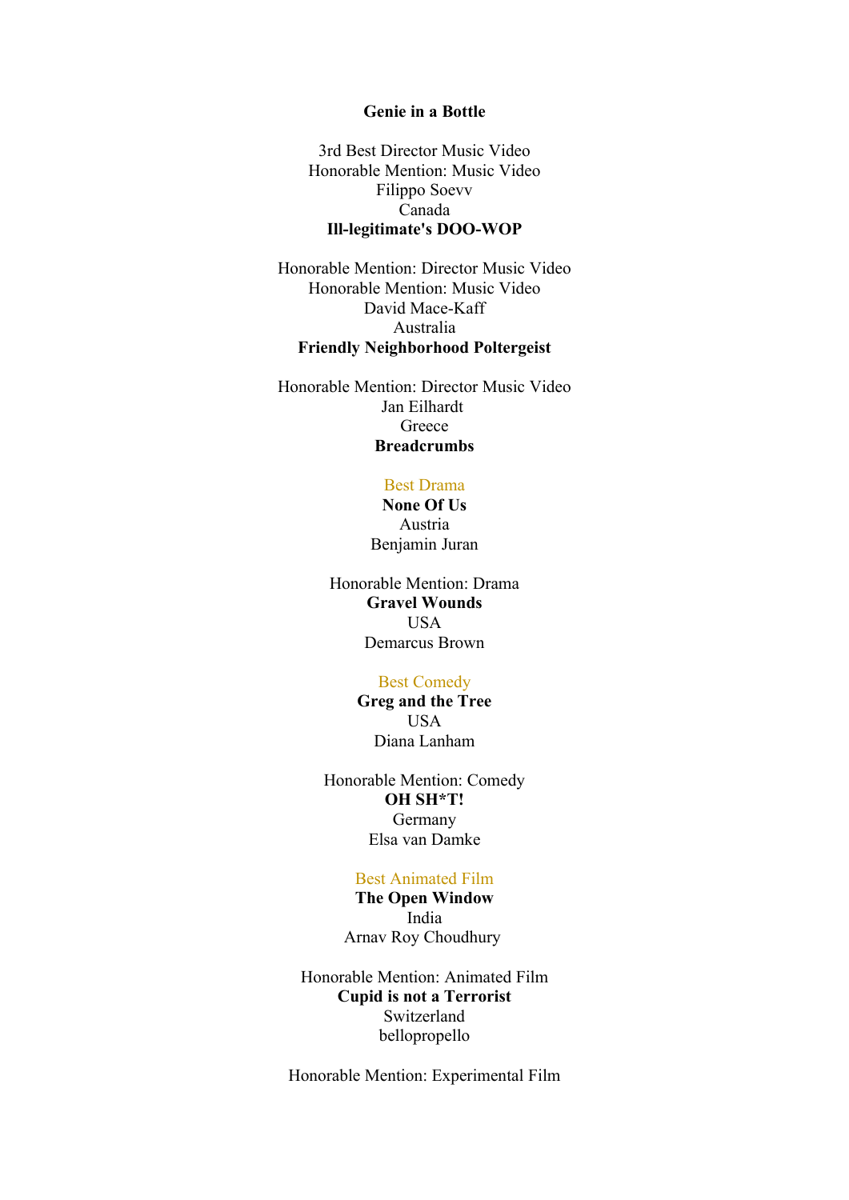**Genie in a Bottle**

3rd Best Director Music Video
Honorable Mention: Music Video
Filippo Soevv
Canada
**Ill-legitimate's DOO-WOP**

Honorable Mention: Director Music Video
Honorable Mention: Music Video
David Mace-Kaff
Australia
**Friendly Neighborhood Poltergeist**

Honorable Mention: Director Music Video
Jan Eilhardt
Greece
**Breadcrumbs**

Best Drama
**None Of Us**
Austria
Benjamin Juran

Honorable Mention: Drama
**Gravel Wounds**
USA
Demarcus Brown

Best Comedy
**Greg and the Tree**
USA
Diana Lanham

Honorable Mention: Comedy
**OH SH*T!**
Germany
Elsa van Damke

Best Animated Film
**The Open Window**
India
Arnav Roy Choudhury

Honorable Mention: Animated Film
**Cupid is not a Terrorist**
Switzerland
bellopropello

Honorable Mention: Experimental Film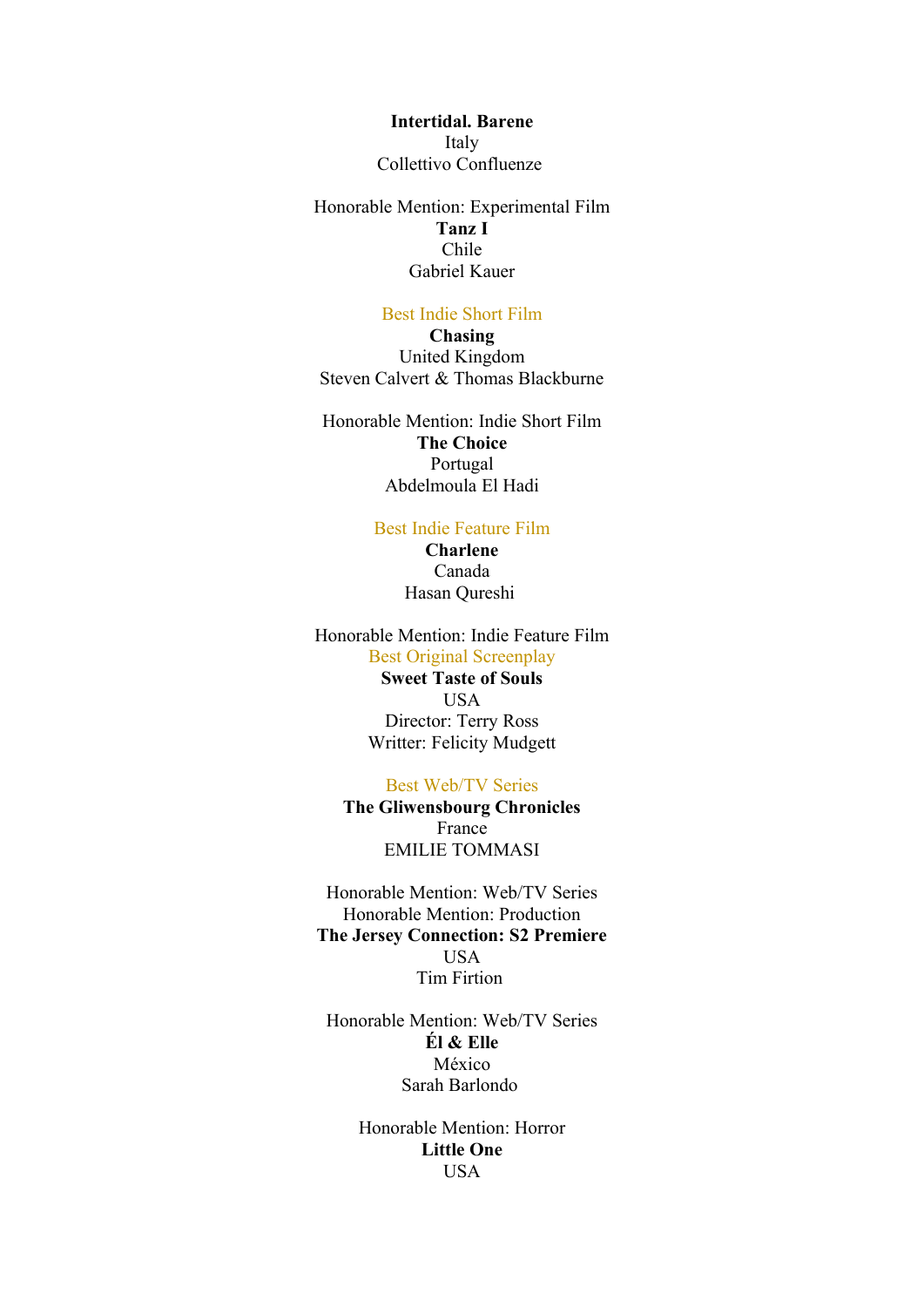**Intertidal. Barene**
Italy
Collettivo Confluenze

Honorable Mention: Experimental Film
**Tanz I**
Chile
Gabriel Kauer

Best Indie Short Film
**Chasing**
United Kingdom
Steven Calvert & Thomas Blackburne

Honorable Mention: Indie Short Film
**The Choice**
Portugal
Abdelmoula El Hadi

Best Indie Feature Film
**Charlene**
Canada
Hasan Qureshi

Honorable Mention: Indie Feature Film
Best Original Screenplay
**Sweet Taste of Souls**
USA
Director: Terry Ross
Writter: Felicity Mudgett

Best Web/TV Series
**The Gliwensbourg Chronicles**
France
EMILIE TOMMASI

Honorable Mention: Web/TV Series
Honorable Mention: Production
**The Jersey Connection: S2 Premiere**
USA
Tim Firtion

Honorable Mention: Web/TV Series
**Él & Elle**
México
Sarah Barlondo

Honorable Mention: Horror
**Little One**
USA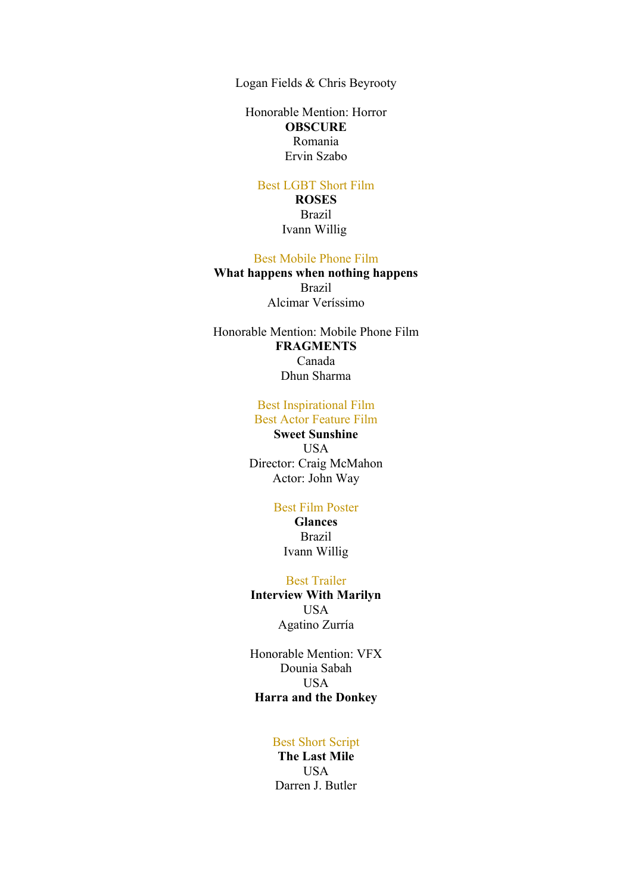Logan Fields & Chris Beyrooty

Honorable Mention: Horror
**OBSCURE**
Romania
Ervin Szabo

Best LGBT Short Film
**ROSES**
Brazil
Ivann Willig

Best Mobile Phone Film
**What happens when nothing happens**
Brazil
Alcimar Veríssimo

Honorable Mention: Mobile Phone Film
**FRAGMENTS**
Canada
Dhun Sharma

Best Inspirational Film
Best Actor Feature Film
**Sweet Sunshine**
USA
Director: Craig McMahon
Actor: John Way

Best Film Poster
**Glances**
Brazil
Ivann Willig

Best Trailer
**Interview With Marilyn**
USA
Agatino Zurría

Honorable Mention: VFX
Dounia Sabah
USA
**Harra and the Donkey**

Best Short Script
**The Last Mile**
USA
Darren J. Butler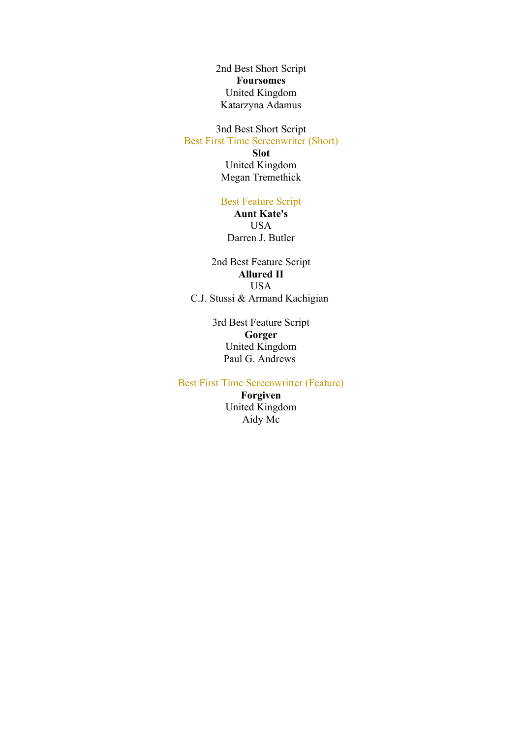2nd Best Short Script
**Foursomes**
United Kingdom
Katarzyna Adamus

3nd Best Short Script
Best First Time Screenwriter (Short)
**Slot**
United Kingdom
Megan Tremethick

Best Feature Script
**Aunt Kate's**
USA
Darren J. Butler

2nd Best Feature Script
**Allured II**
USA
C.J. Stussi & Armand Kachigian

3rd Best Feature Script
**Gorger**
United Kingdom
Paul G. Andrews

Best First Time Screenwritter (Feature)
**Forgiven**
United Kingdom
Aidy Mc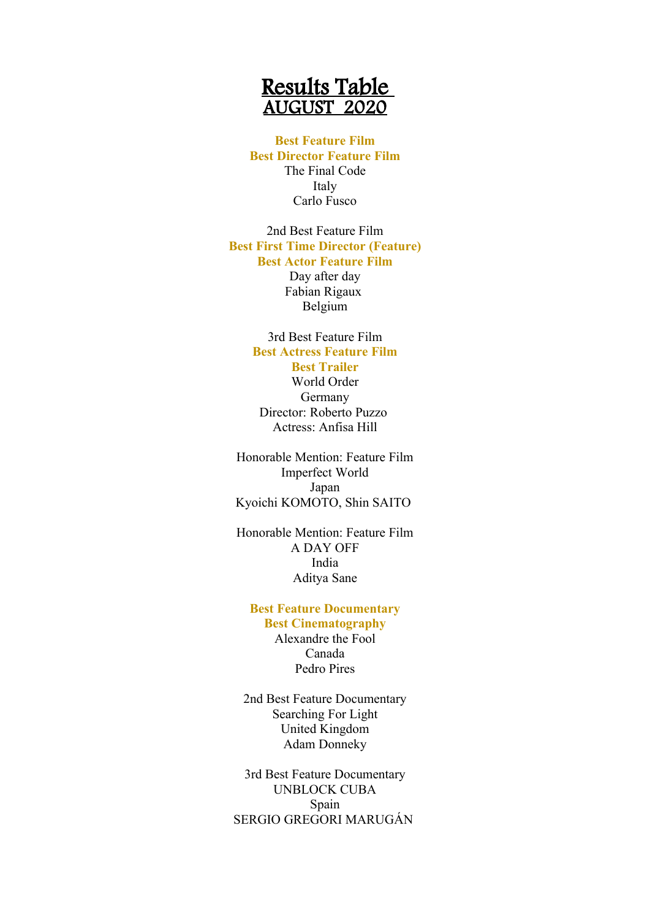# Results Table
## AUGUST 2020

**Best Feature Film**
**Best Director Feature Film**
The Final Code
Italy
Carlo Fusco

2nd Best Feature Film
**Best First Time Director (Feature)**
**Best Actor Feature Film**
Day after day
Fabian Rigaux
Belgium

3rd Best Feature Film
**Best Actress Feature Film**
**Best Trailer**
World Order
Germany
Director: Roberto Puzzo
Actress: Anfisa Hill

Honorable Mention: Feature Film
Imperfect World
Japan
Kyoichi KOMOTO, Shin SAITO

Honorable Mention: Feature Film
A DAY OFF
India
Aditya Sane

**Best Feature Documentary**
**Best Cinematography**
Alexandre the Fool
Canada
Pedro Pires

2nd Best Feature Documentary
Searching For Light
United Kingdom
Adam Donneky

3rd Best Feature Documentary
UNBLOCK CUBA
Spain
SERGIO GREGORI MARUGÁN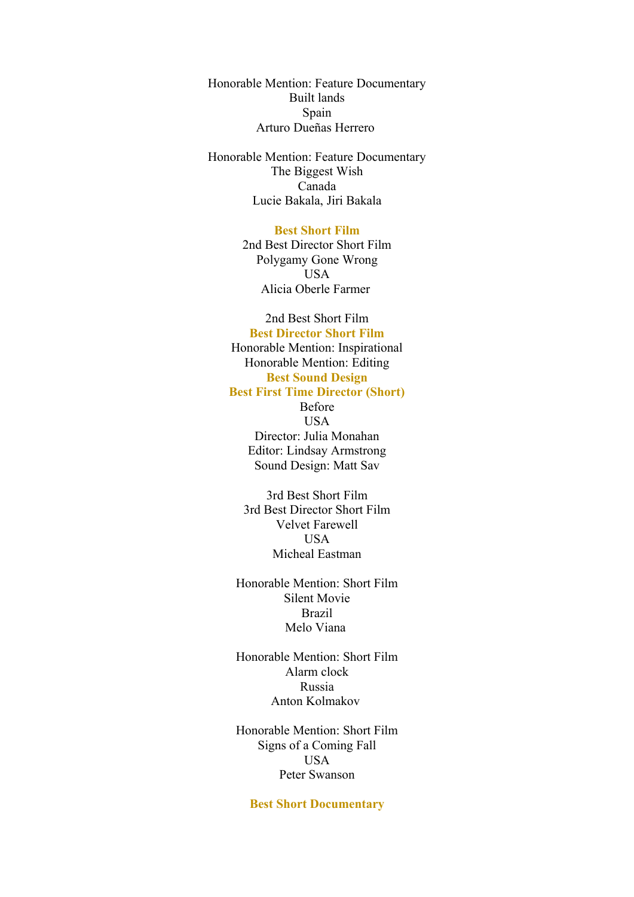Honorable Mention: Feature Documentary
Built lands
Spain
Arturo Dueñas Herrero

Honorable Mention: Feature Documentary
The Biggest Wish
Canada
Lucie Bakala, Jiri Bakala

**Best Short Film**
2nd Best Director Short Film
Polygamy Gone Wrong
USA
Alicia Oberle Farmer

2nd Best Short Film
**Best Director Short Film**
Honorable Mention: Inspirational
Honorable Mention: Editing
**Best Sound Design**
**Best First Time Director (Short)**
Before
USA
Director: Julia Monahan
Editor: Lindsay Armstrong
Sound Design: Matt Sav

3rd Best Short Film
3rd Best Director Short Film
Velvet Farewell
USA
Micheal Eastman

Honorable Mention: Short Film
Silent Movie
Brazil
Melo Viana

Honorable Mention: Short Film
Alarm clock
Russia
Anton Kolmakov

Honorable Mention: Short Film
Signs of a Coming Fall
USA
Peter Swanson

**Best Short Documentary**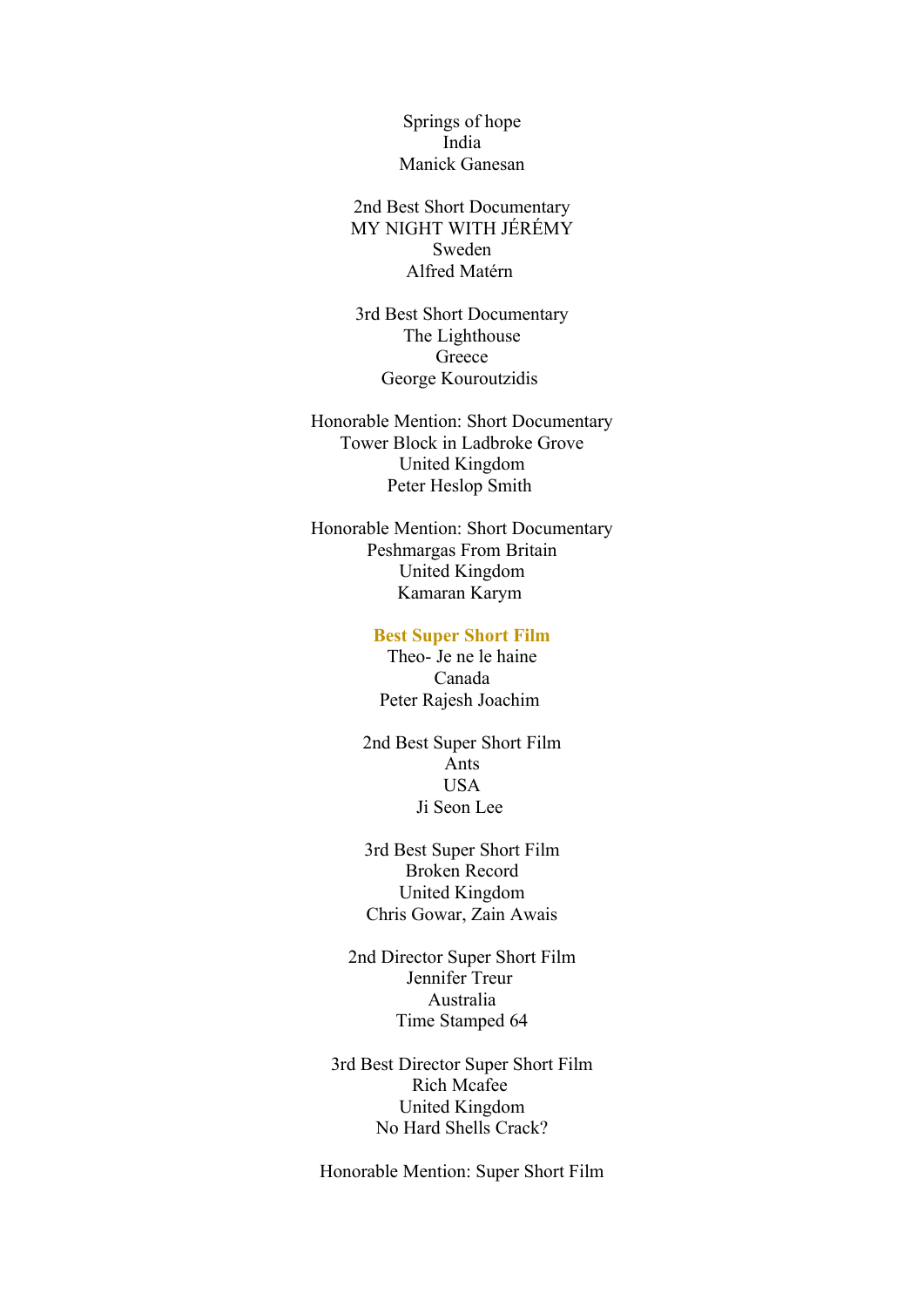Springs of hope
India
Manick Ganesan

2nd Best Short Documentary
MY NIGHT WITH JÉRÉMY
Sweden
Alfred Matérn

3rd Best Short Documentary
The Lighthouse
Greece
George Kouroutzidis

Honorable Mention: Short Documentary
Tower Block in Ladbroke Grove
United Kingdom
Peter Heslop Smith

Honorable Mention: Short Documentary
Peshmargas From Britain
United Kingdom
Kamaran Karym

**Best Super Short Film**
Theo- Je ne le haine
Canada
Peter Rajesh Joachim

2nd Best Super Short Film
Ants
USA
Ji Seon Lee

3rd Best Super Short Film
Broken Record
United Kingdom
Chris Gowar, Zain Awais

2nd Director Super Short Film
Jennifer Treur
Australia
Time Stamped 64

3rd Best Director Super Short Film
Rich Mcafee
United Kingdom
No Hard Shells Crack?

Honorable Mention: Super Short Film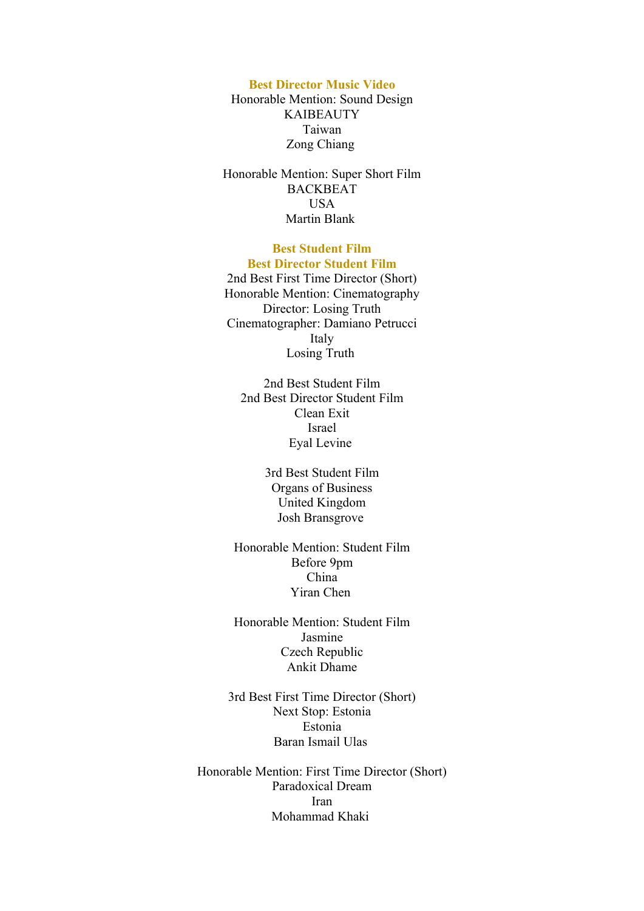**Best Director Music Video**

Honorable Mention: Sound Design
KAIBEAUTY
Taiwan
Zong Chiang

Honorable Mention: Super Short Film
BACKBEAT
USA
Martin Blank

**Best Student Film**
**Best Director Student Film**

2nd Best First Time Director (Short)
Honorable Mention: Cinematography
Director: Losing Truth
Cinematographer: Damiano Petrucci
Italy
Losing Truth

2nd Best Student Film
2nd Best Director Student Film
Clean Exit
Israel
Eyal Levine

3rd Best Student Film
Organs of Business
United Kingdom
Josh Bransgrove

Honorable Mention: Student Film
Before 9pm
China
Yiran Chen

Honorable Mention: Student Film
Jasmine
Czech Republic
Ankit Dhame

3rd Best First Time Director (Short)
Next Stop: Estonia
Estonia
Baran Ismail Ulas

Honorable Mention: First Time Director (Short)
Paradoxical Dream
Iran
Mohammad Khaki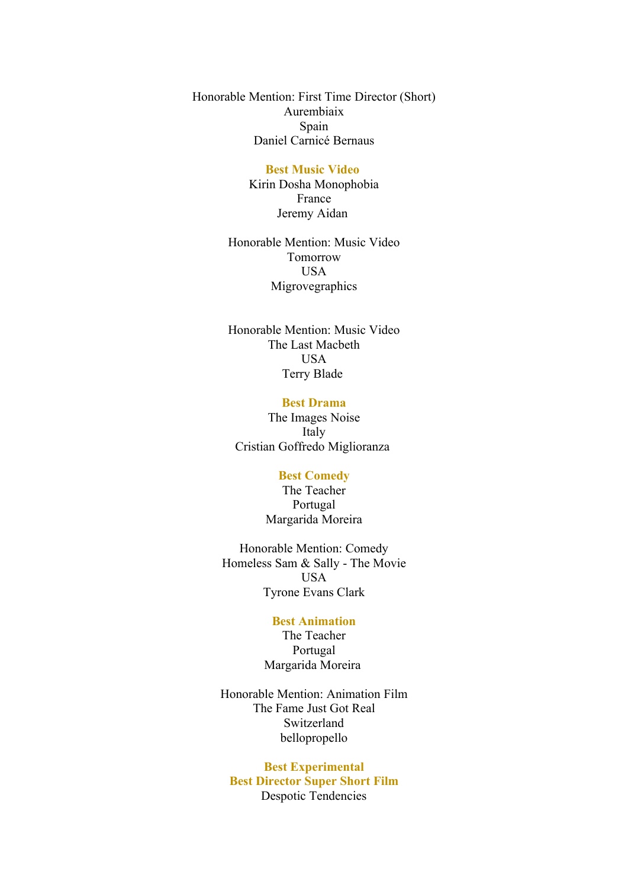Honorable Mention: First Time Director (Short)
Aurembiaix
Spain
Daniel Carnicé Bernaus

**Best Music Video**
Kirin Dosha Monophobia
France
Jeremy Aidan

Honorable Mention: Music Video
Tomorrow
USA
Migrovegraphics

Honorable Mention: Music Video
The Last Macbeth
USA
Terry Blade

**Best Drama**
The Images Noise
Italy
Cristian Goffredo Miglioranza

**Best Comedy**
The Teacher
Portugal
Margarida Moreira

Honorable Mention: Comedy
Homeless Sam & Sally - The Movie
USA
Tyrone Evans Clark

**Best Animation**
The Teacher
Portugal
Margarida Moreira

Honorable Mention: Animation Film
The Fame Just Got Real
Switzerland
bellopropello

**Best Experimental**
**Best Director Super Short Film**
Despotic Tendencies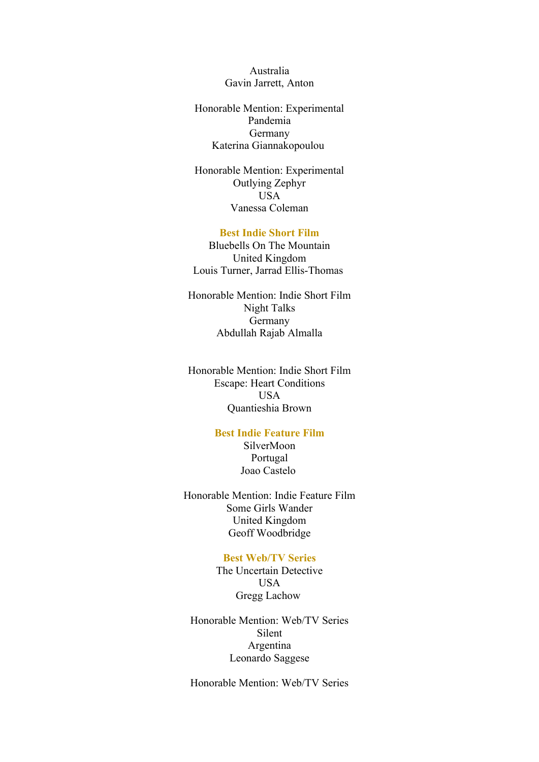Australia
Gavin Jarrett, Anton

Honorable Mention: Experimental
Pandemia
Germany
Katerina Giannakopoulou

Honorable Mention: Experimental
Outlying Zephyr
USA
Vanessa Coleman

**Best Indie Short Film**
Bluebells On The Mountain
United Kingdom
Louis Turner, Jarrad Ellis-Thomas

Honorable Mention: Indie Short Film
Night Talks
Germany
Abdullah Rajab Almalla

Honorable Mention: Indie Short Film
Escape: Heart Conditions
USA
Quantieshia Brown

**Best Indie Feature Film**
SilverMoon
Portugal
Joao Castelo

Honorable Mention: Indie Feature Film
Some Girls Wander
United Kingdom
Geoff Woodbridge

**Best Web/TV Series**
The Uncertain Detective
USA
Gregg Lachow

Honorable Mention: Web/TV Series
Silent
Argentina
Leonardo Saggese

Honorable Mention: Web/TV Series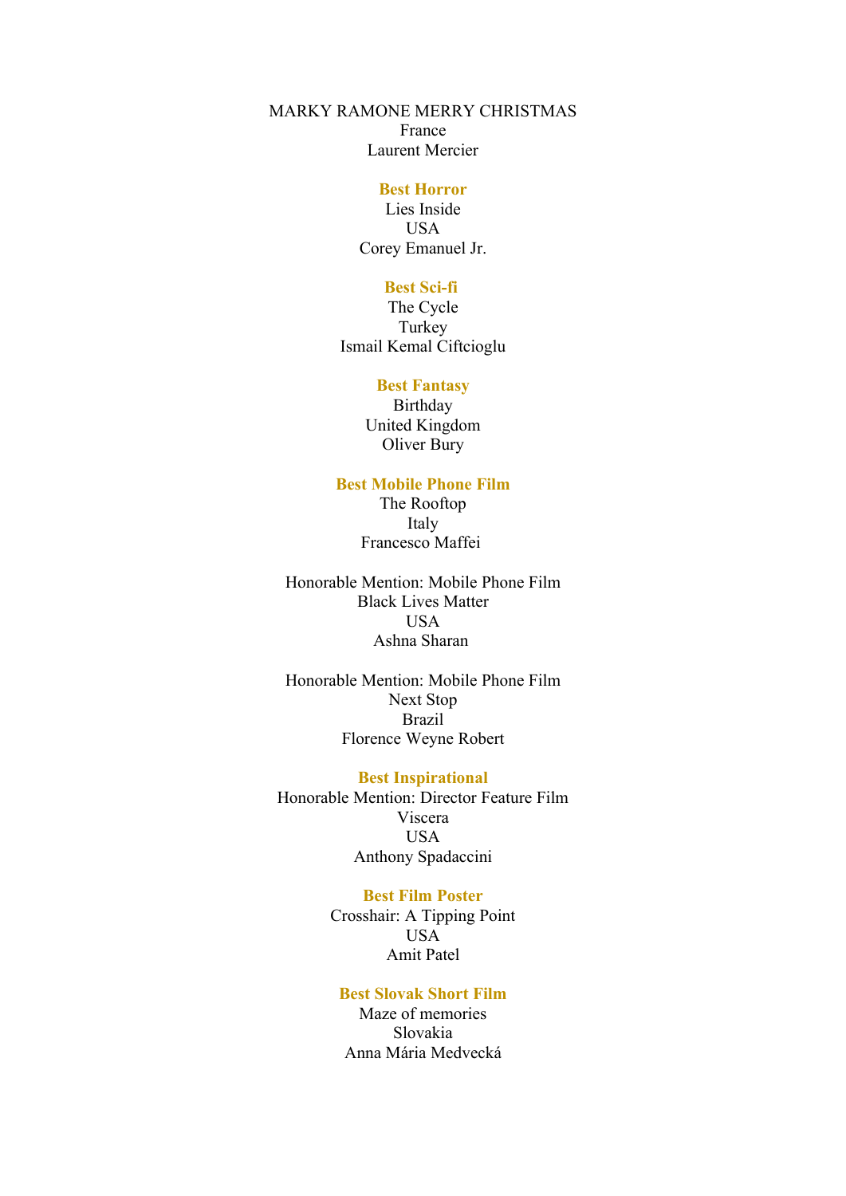MARKY RAMONE MERRY CHRISTMAS
France
Laurent Mercier

**Best Horror**
Lies Inside
USA
Corey Emanuel Jr.

**Best Sci-fi**
The Cycle
Turkey
Ismail Kemal Ciftcioglu

**Best Fantasy**
Birthday
United Kingdom
Oliver Bury

**Best Mobile Phone Film**
The Rooftop
Italy
Francesco Maffei

Honorable Mention: Mobile Phone Film
Black Lives Matter
USA
Ashna Sharan

Honorable Mention: Mobile Phone Film
Next Stop
Brazil
Florence Weyne Robert

**Best Inspirational**
Honorable Mention: Director Feature Film
Viscera
USA
Anthony Spadaccini

**Best Film Poster**
Crosshair: A Tipping Point
USA
Amit Patel

**Best Slovak Short Film**
Maze of memories
Slovakia
Anna Mária Medvecká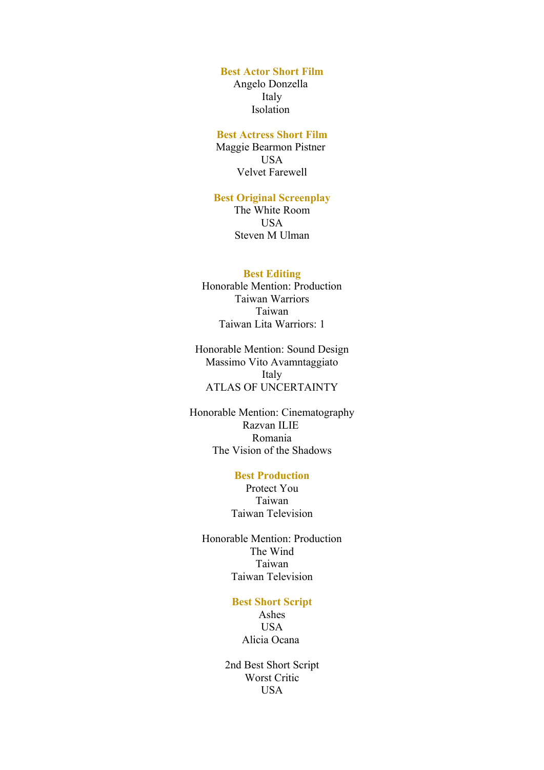### Best Actor Short Film

Angelo Donzella
Italy
Isolation

### Best Actress Short Film

Maggie Bearmon Pistner
USA
Velvet Farewell

### Best Original Screenplay

The White Room
USA
Steven M Ulman

### Best Editing

Honorable Mention: Production
Taiwan Warriors
Taiwan
Taiwan Lita Warriors: 1

Honorable Mention: Sound Design
Massimo Vito Avamntaggiato
Italy
ATLAS OF UNCERTAINTY

Honorable Mention: Cinematography
Razvan ILIE
Romania
The Vision of the Shadows

### Best Production

Protect You
Taiwan
Taiwan Television

Honorable Mention: Production
The Wind
Taiwan
Taiwan Television

### Best Short Script

Ashes
USA
Alicia Ocana

2nd Best Short Script
Worst Critic
USA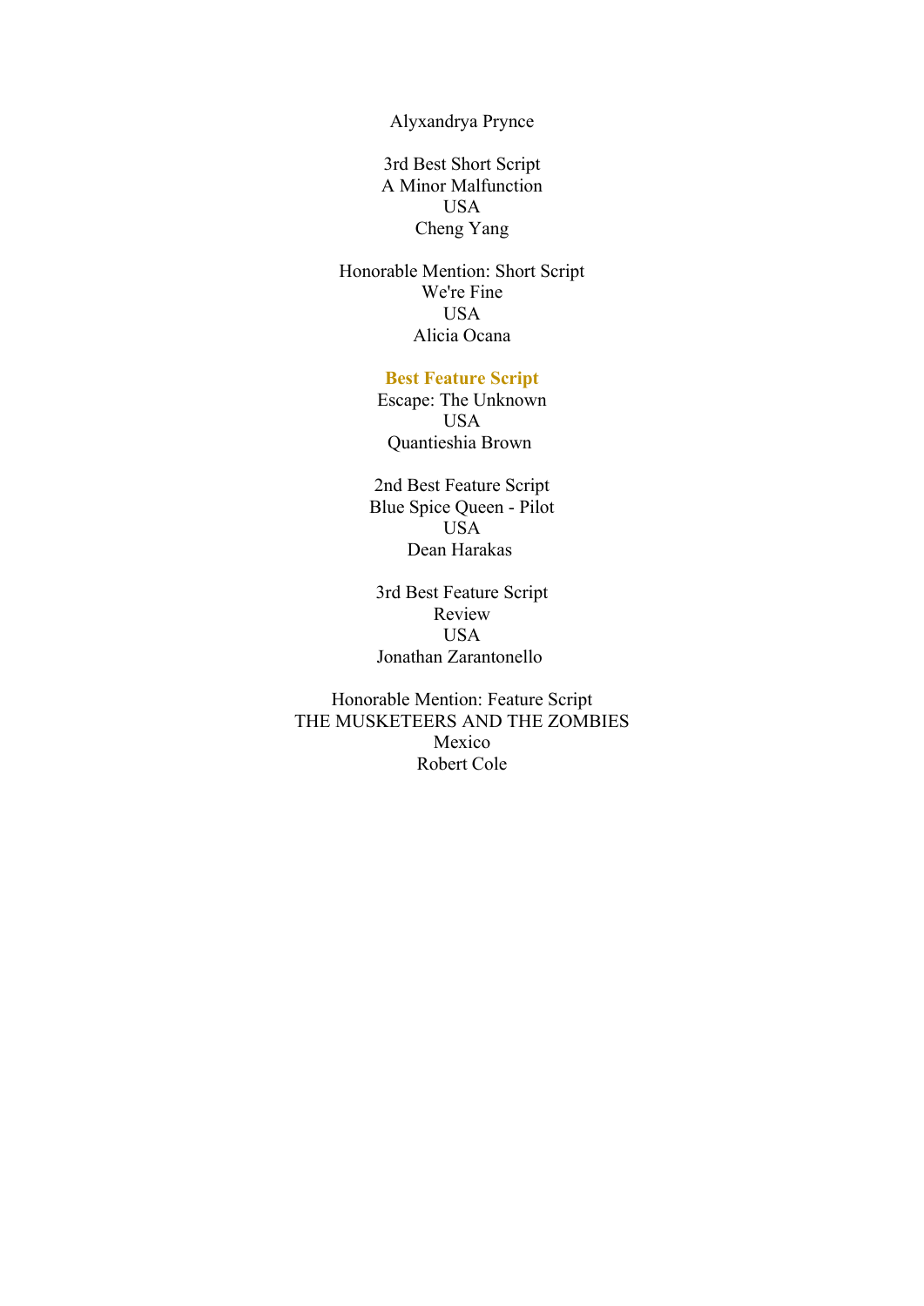Alyxandrya Prynce

3rd Best Short Script
A Minor Malfunction
USA
Cheng Yang

Honorable Mention: Short Script
We're Fine
USA
Alicia Ocana

**Best Feature Script**
Escape: The Unknown
USA
Quantieshia Brown

2nd Best Feature Script
Blue Spice Queen - Pilot
USA
Dean Harakas

3rd Best Feature Script
Review
USA
Jonathan Zarantonello

Honorable Mention: Feature Script
THE MUSKETEERS AND THE ZOMBIES
Mexico
Robert Cole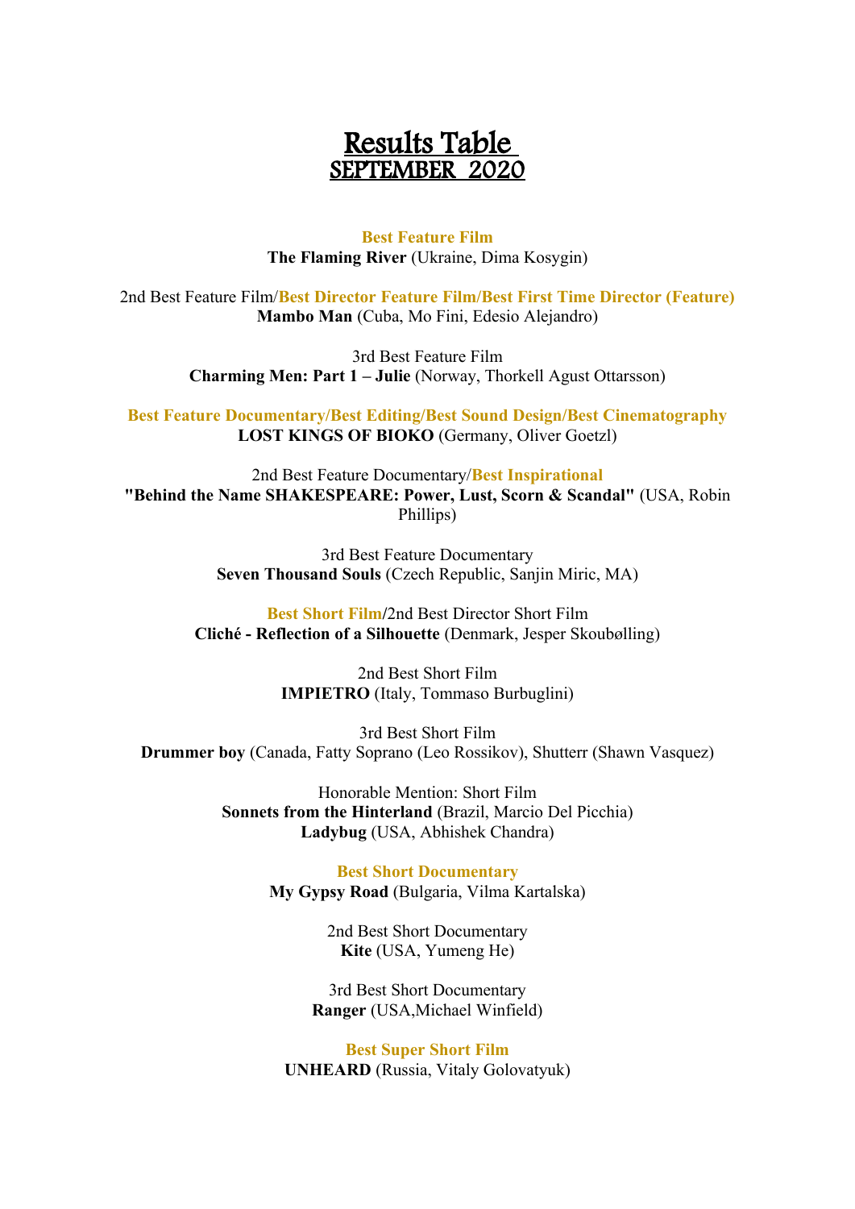# Results Table
## SEPTEMBER 2020

**Best Feature Film**
**The Flaming River** (Ukraine, Dima Kosygin)

2nd Best Feature Film/**Best Director Feature Film/Best First Time Director (Feature)**
**Mambo Man** (Cuba, Mo Fini, Edesio Alejandro)

3rd Best Feature Film
**Charming Men: Part 1 – Julie** (Norway, Thorkell Agust Ottarsson)

**Best Feature Documentary/Best Editing/Best Sound Design/Best Cinematography**
**LOST KINGS OF BIOKO** (Germany, Oliver Goetzl)

2nd Best Feature Documentary/**Best Inspirational**
**"Behind the Name SHAKESPEARE: Power, Lust, Scorn & Scandal"** (USA, Robin Phillips)

3rd Best Feature Documentary
**Seven Thousand Souls** (Czech Republic, Sanjin Miric, MA)

**Best Short Film/**2nd Best Director Short Film
**Cliché - Reflection of a Silhouette** (Denmark, Jesper Skoubølling)

2nd Best Short Film
**IMPIETRO** (Italy, Tommaso Burbuglini)

3rd Best Short Film
**Drummer boy** (Canada, Fatty Soprano (Leo Rossikov), Shutterr (Shawn Vasquez)

Honorable Mention: Short Film
**Sonnets from the Hinterland** (Brazil, Marcio Del Picchia)
**Ladybug** (USA, Abhishek Chandra)

**Best Short Documentary**
**My Gypsy Road** (Bulgaria, Vilma Kartalska)

2nd Best Short Documentary
**Kite** (USA, Yumeng He)

3rd Best Short Documentary
**Ranger** (USA,Michael Winfield)

**Best Super Short Film**
**UNHEARD** (Russia, Vitaly Golovatyuk)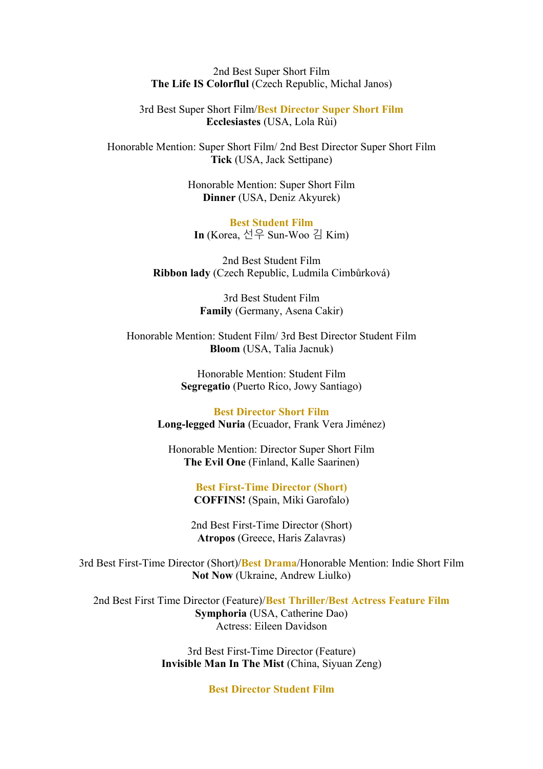2nd Best Super Short Film
**The Life IS Colorflul** (Czech Republic, Michal Janos)

3rd Best Super Short Film/**Best Director Super Short Film**
**Ecclesiastes** (USA, Lola Rùi)

Honorable Mention: Super Short Film/ 2nd Best Director Super Short Film
**Tick** (USA, Jack Settipane)

Honorable Mention: Super Short Film
**Dinner** (USA, Deniz Akyurek)

**Best Student Film**
**In** (Korea, 선우 Sun-Woo 김 Kim)

2nd Best Student Film
**Ribbon lady** (Czech Republic, Ludmila Cimbůrková)

3rd Best Student Film
**Family** (Germany, Asena Cakir)

Honorable Mention: Student Film/ 3rd Best Director Student Film
**Bloom** (USA, Talia Jacnuk)

Honorable Mention: Student Film
**Segregatio** (Puerto Rico, Jowy Santiago)

**Best Director Short Film**
**Long-legged Nuria** (Ecuador, Frank Vera Jiménez)

Honorable Mention: Director Super Short Film
**The Evil One** (Finland, Kalle Saarinen)

**Best First-Time Director (Short)**
**COFFINS!** (Spain, Miki Garofalo)

2nd Best First-Time Director (Short)
**Atropos** (Greece, Haris Zalavras)

3rd Best First-Time Director (Short)/**Best Drama**/Honorable Mention: Indie Short Film
**Not Now** (Ukraine, Andrew Liulko)

2nd Best First Time Director (Feature)/**Best Thriller/Best Actress Feature Film**
**Symphoria** (USA, Catherine Dao)
Actress: Eileen Davidson

3rd Best First-Time Director (Feature)
**Invisible Man In The Mist** (China, Siyuan Zeng)

**Best Director Student Film**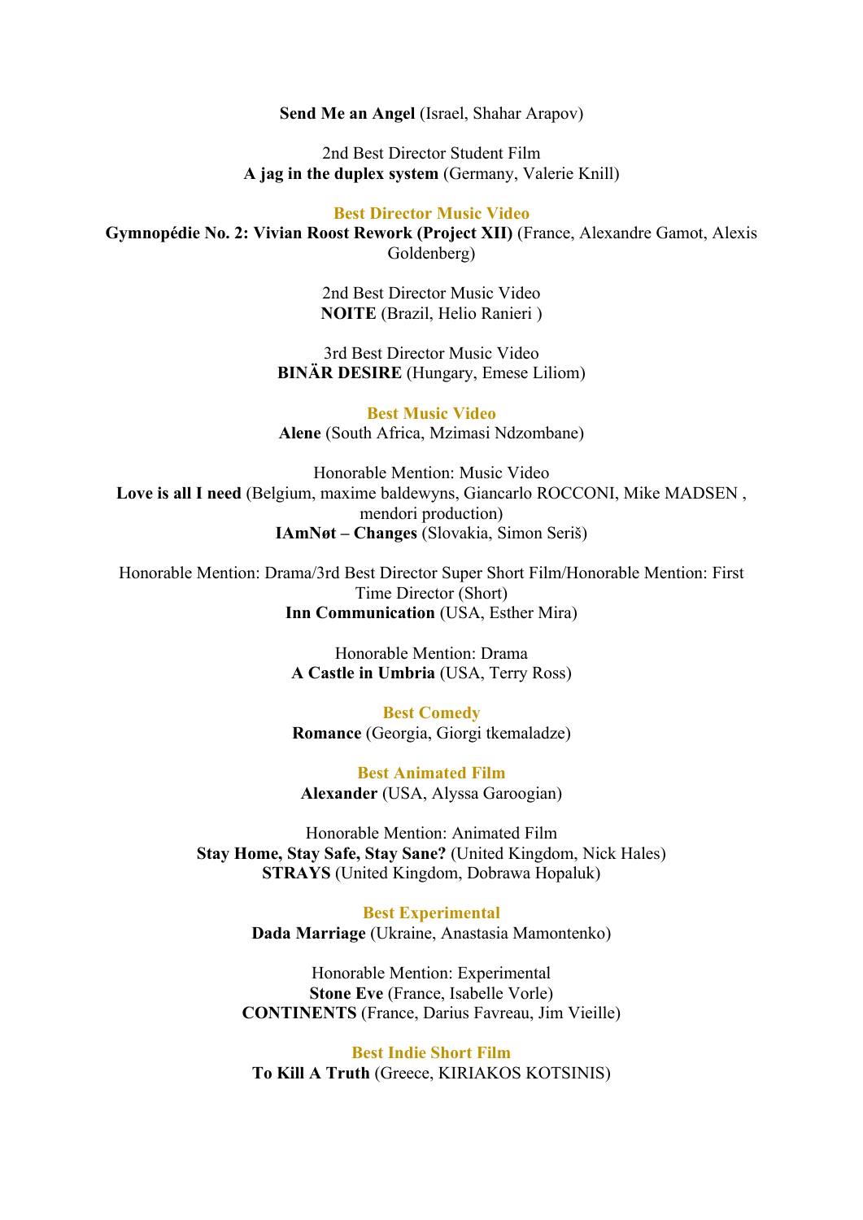**Send Me an Angel** (Israel, Shahar Arapov)

2nd Best Director Student Film
**A jag in the duplex system** (Germany, Valerie Knill)

### Best Director Music Video

**Gymnopédie No. 2: Vivian Roost Rework (Project XII)** (France, Alexandre Gamot, Alexis Goldenberg)

2nd Best Director Music Video
**NOITE** (Brazil, Helio Ranieri )

3rd Best Director Music Video
**BINÄR DESIRE** (Hungary, Emese Liliom)

### Best Music Video

**Alene** (South Africa, Mzimasi Ndzombane)

Honorable Mention: Music Video
**Love is all I need** (Belgium, maxime baldewyns, Giancarlo ROCCONI, Mike MADSEN , mendori production)
**IAmNøt – Changes** (Slovakia, Simon Seriš)

Honorable Mention: Drama/3rd Best Director Super Short Film/Honorable Mention: First Time Director (Short)
**Inn Communication** (USA, Esther Mira)

Honorable Mention: Drama
**A Castle in Umbria** (USA, Terry Ross)

### Best Comedy

**Romance** (Georgia, Giorgi tkemaladze)

### Best Animated Film

**Alexander** (USA, Alyssa Garoogian)

Honorable Mention: Animated Film
**Stay Home, Stay Safe, Stay Sane?** (United Kingdom, Nick Hales)
**STRAYS** (United Kingdom, Dobrawa Hopaluk)

### Best Experimental

**Dada Marriage** (Ukraine, Anastasia Mamontenko)

Honorable Mention: Experimental
**Stone Eve** (France, Isabelle Vorle)
**CONTINENTS** (France, Darius Favreau, Jim Vieille)

### Best Indie Short Film

**To Kill A Truth** (Greece, KIRIAKOS KOTSINIS)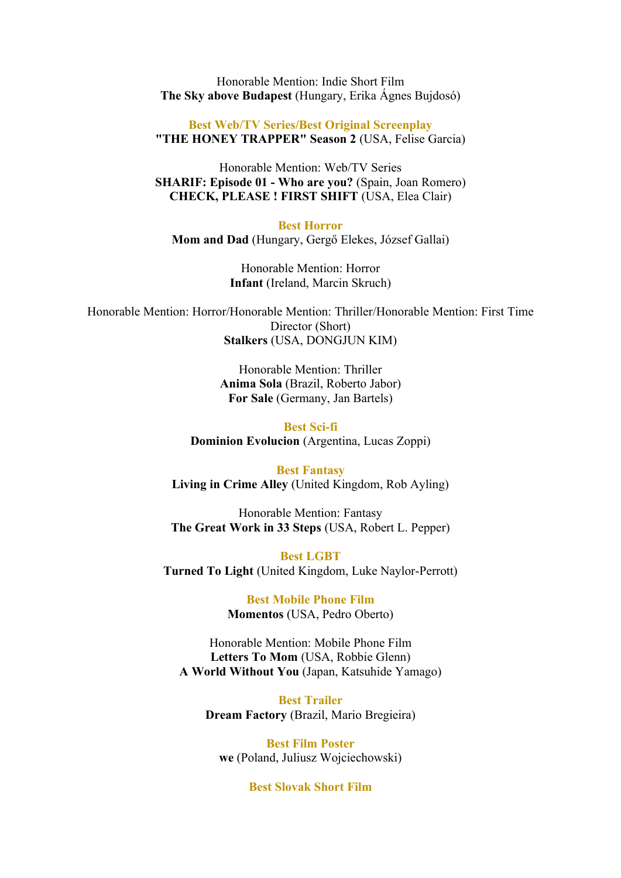Honorable Mention: Indie Short Film
**The Sky above Budapest** (Hungary, Erika Ágnes Bujdosó)

**Best Web/TV Series/Best Original Screenplay**
**"THE HONEY TRAPPER" Season 2** (USA, Felise Garcia)

Honorable Mention: Web/TV Series
**SHARIF: Episode 01 - Who are you?** (Spain, Joan Romero)
**CHECK, PLEASE ! FIRST SHIFT** (USA, Elea Clair)

**Best Horror**
**Mom and Dad** (Hungary, Gergő Elekes, József Gallai)

Honorable Mention: Horror
**Infant** (Ireland, Marcin Skruch)

Honorable Mention: Horror/Honorable Mention: Thriller/Honorable Mention: First Time Director (Short)
**Stalkers** (USA, DONGJUN KIM)

Honorable Mention: Thriller
**Anima Sola** (Brazil, Roberto Jabor)
**For Sale** (Germany, Jan Bartels)

**Best Sci-fi**
**Dominion Evolucion** (Argentina, Lucas Zoppi)

**Best Fantasy**
**Living in Crime Alley** (United Kingdom, Rob Ayling)

Honorable Mention: Fantasy
**The Great Work in 33 Steps** (USA, Robert L. Pepper)

**Best LGBT**
**Turned To Light** (United Kingdom, Luke Naylor-Perrott)

**Best Mobile Phone Film**
**Momentos** (USA, Pedro Oberto)

Honorable Mention: Mobile Phone Film
**Letters To Mom** (USA, Robbie Glenn)
**A World Without You** (Japan, Katsuhide Yamago)

**Best Trailer**
**Dream Factory** (Brazil, Mario Bregieira)

**Best Film Poster**
**we** (Poland, Juliusz Wojciechowski)

**Best Slovak Short Film**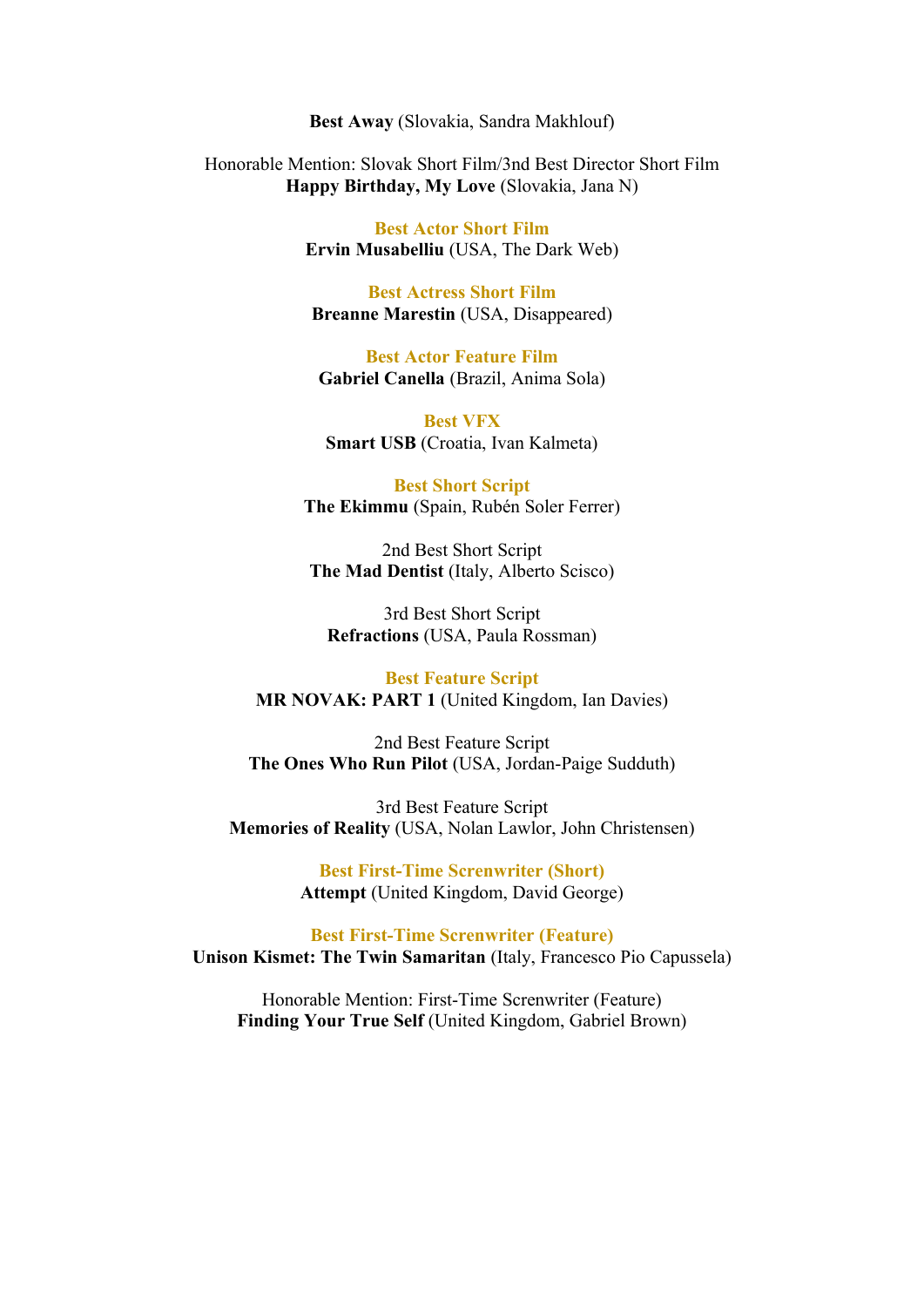**Best Away** (Slovakia, Sandra Makhlouf)

Honorable Mention: Slovak Short Film/3nd Best Director Short Film
**Happy Birthday, My Love** (Slovakia, Jana N)

### Best Actor Short Film
**Ervin Musabelliu** (USA, The Dark Web)

### Best Actress Short Film
**Breanne Marestin** (USA, Disappeared)

### Best Actor Feature Film
**Gabriel Canella** (Brazil, Anima Sola)

### Best VFX
**Smart USB** (Croatia, Ivan Kalmeta)

### Best Short Script
**The Ekimmu** (Spain, Rubén Soler Ferrer)

2nd Best Short Script
**The Mad Dentist** (Italy, Alberto Scisco)

3rd Best Short Script
**Refractions** (USA, Paula Rossman)

### Best Feature Script
**MR NOVAK: PART 1** (United Kingdom, Ian Davies)

2nd Best Feature Script
**The Ones Who Run Pilot** (USA, Jordan-Paige Sudduth)

3rd Best Feature Script
**Memories of Reality** (USA, Nolan Lawlor, John Christensen)

### Best First-Time Screnwriter (Short)
**Attempt** (United Kingdom, David George)

### Best First-Time Screnwriter (Feature)
**Unison Kismet: The Twin Samaritan** (Italy, Francesco Pio Capussela)

Honorable Mention: First-Time Screnwriter (Feature)
**Finding Your True Self** (United Kingdom, Gabriel Brown)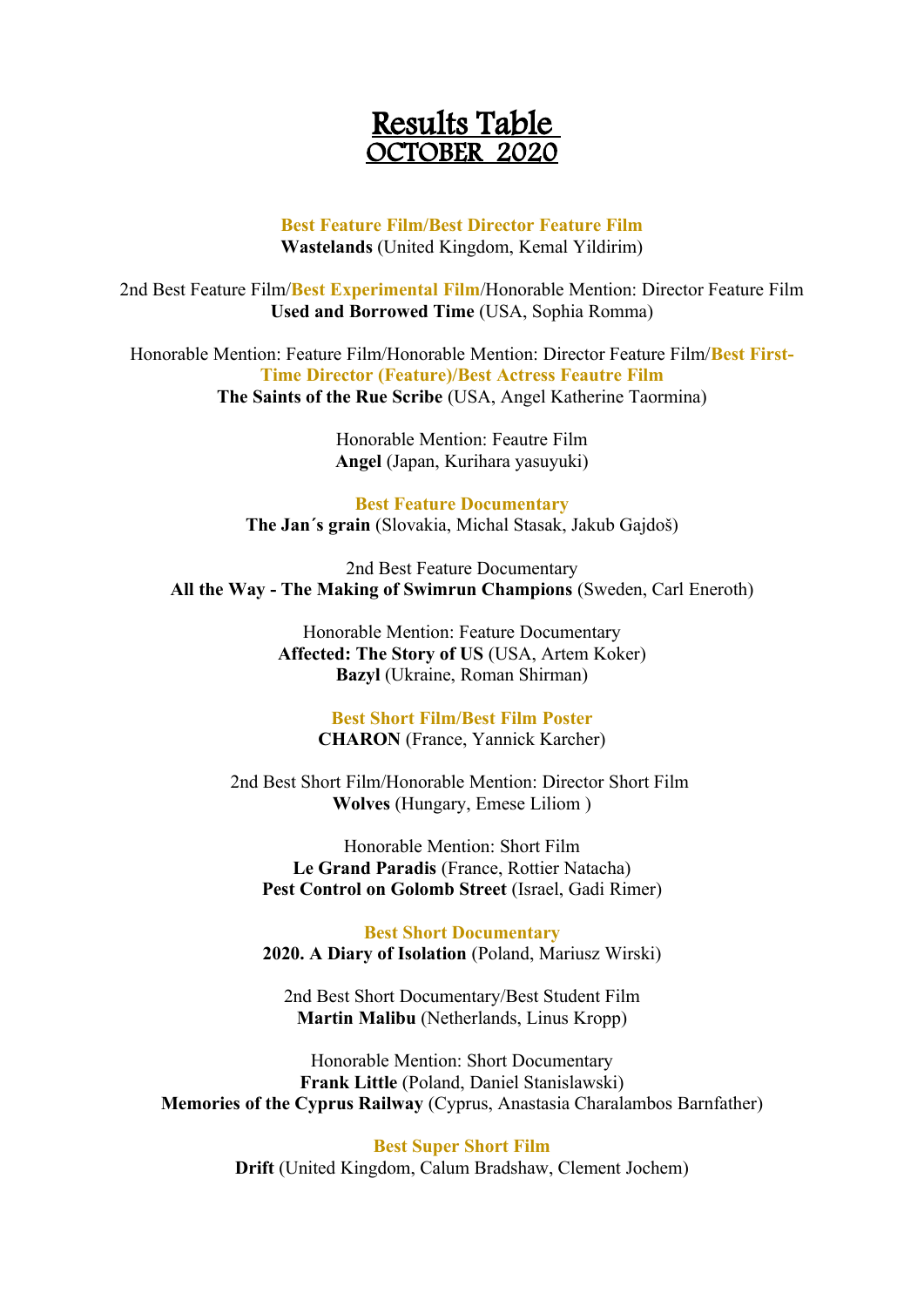# Results Table
## OCTOBER 2020

**Best Feature Film/Best Director Feature Film**
**Wastelands** (United Kingdom, Kemal Yildirim)

2nd Best Feature Film/**Best Experimental Film**/Honorable Mention: Director Feature Film
**Used and Borrowed Time** (USA, Sophia Romma)

Honorable Mention: Feature Film/Honorable Mention: Director Feature Film/**Best First-Time Director (Feature)/Best Actress Feautre Film**
**The Saints of the Rue Scribe** (USA, Angel Katherine Taormina)

Honorable Mention: Feautre Film
**Angel** (Japan, Kurihara yasuyuki)

**Best Feature Documentary**
**The Jan´s grain** (Slovakia, Michal Stasak, Jakub Gajdoš)

2nd Best Feature Documentary
**All the Way - The Making of Swimrun Champions** (Sweden, Carl Eneroth)

Honorable Mention: Feature Documentary
**Affected: The Story of US** (USA, Artem Koker)
**Bazyl** (Ukraine, Roman Shirman)

**Best Short Film/Best Film Poster**
**CHARON** (France, Yannick Karcher)

2nd Best Short Film/Honorable Mention: Director Short Film
**Wolves** (Hungary, Emese Liliom )

Honorable Mention: Short Film
**Le Grand Paradis** (France, Rottier Natacha)
**Pest Control on Golomb Street** (Israel, Gadi Rimer)

**Best Short Documentary**
**2020. A Diary of Isolation** (Poland, Mariusz Wirski)

2nd Best Short Documentary/Best Student Film
**Martin Malibu** (Netherlands, Linus Kropp)

Honorable Mention: Short Documentary
**Frank Little** (Poland, Daniel Stanislawski)
**Memories of the Cyprus Railway** (Cyprus, Anastasia Charalambos Barnfather)

**Best Super Short Film**
**Drift** (United Kingdom, Calum Bradshaw, Clement Jochem)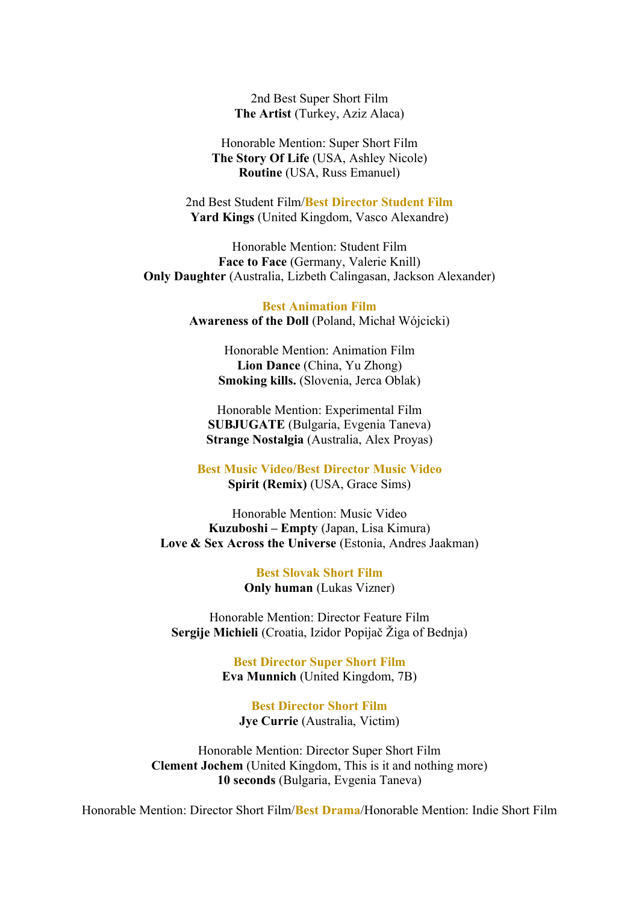2nd Best Super Short Film
**The Artist** (Turkey, Aziz Alaca)

Honorable Mention: Super Short Film
**The Story Of Life** (USA, Ashley Nicole)
**Routine** (USA, Russ Emanuel)

2nd Best Student Film/**Best Director Student Film**
**Yard Kings** (United Kingdom, Vasco Alexandre)

Honorable Mention: Student Film
**Face to Face** (Germany, Valerie Knill)
**Only Daughter** (Australia, Lizbeth Calingasan, Jackson Alexander)

**Best Animation Film**
**Awareness of the Doll** (Poland, Michał Wójcicki)

Honorable Mention: Animation Film
**Lion Dance** (China, Yu Zhong)
**Smoking kills.** (Slovenia, Jerca Oblak)

Honorable Mention: Experimental Film
**SUBJUGATE** (Bulgaria, Evgenia Taneva)
**Strange Nostalgia** (Australia, Alex Proyas)

**Best Music Video/Best Director Music Video**
**Spirit (Remix)** (USA, Grace Sims)

Honorable Mention: Music Video
**Kuzuboshi – Empty** (Japan, Lisa Kimura)
**Love & Sex Across the Universe** (Estonia, Andres Jaakman)

**Best Slovak Short Film**
**Only human** (Lukas Vizner)

Honorable Mention: Director Feature Film
**Sergije Michieli** (Croatia, Izidor Popijač Žiga of Bednja)

**Best Director Super Short Film**
**Eva Munnich** (United Kingdom, 7B)

**Best Director Short Film**
**Jye Currie** (Australia, Victim)

Honorable Mention: Director Super Short Film
**Clement Jochem** (United Kingdom, This is it and nothing more)
**10 seconds** (Bulgaria, Evgenia Taneva)

Honorable Mention: Director Short Film/**Best Drama**/Honorable Mention: Indie Short Film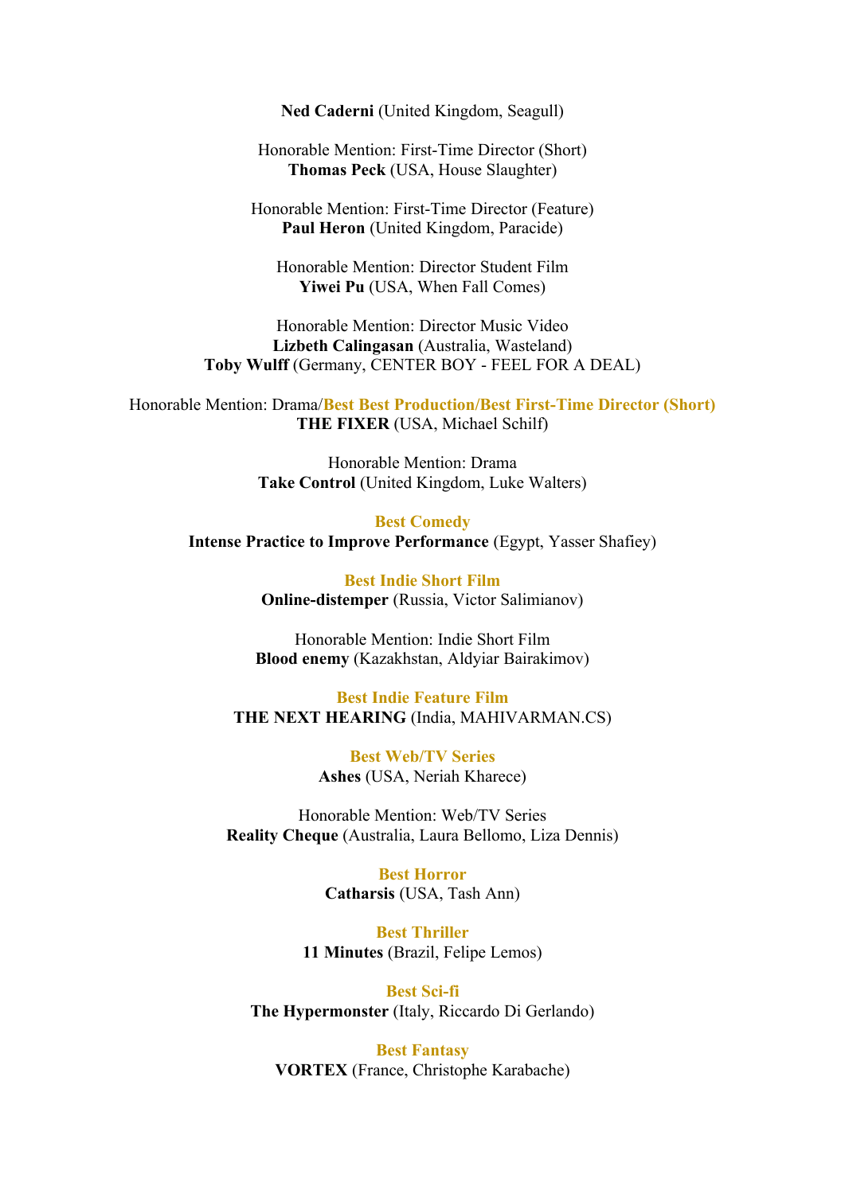**Ned Caderni** (United Kingdom, Seagull)

Honorable Mention: First-Time Director (Short)
**Thomas Peck** (USA, House Slaughter)

Honorable Mention: First-Time Director (Feature)
**Paul Heron** (United Kingdom, Paracide)

Honorable Mention: Director Student Film
**Yiwei Pu** (USA, When Fall Comes)

Honorable Mention: Director Music Video
**Lizbeth Calingasan** (Australia, Wasteland)
**Toby Wulff** (Germany, CENTER BOY - FEEL FOR A DEAL)

Honorable Mention: Drama/**Best Best Production/Best First-Time Director (Short)**
**THE FIXER** (USA, Michael Schilf)

Honorable Mention: Drama
**Take Control** (United Kingdom, Luke Walters)

**Best Comedy**
**Intense Practice to Improve Performance** (Egypt, Yasser Shafiey)

**Best Indie Short Film**
**Online-distemper** (Russia, Victor Salimianov)

Honorable Mention: Indie Short Film
**Blood enemy** (Kazakhstan, Aldyiar Bairakimov)

**Best Indie Feature Film**
**THE NEXT HEARING** (India, MAHIVARMAN.CS)

**Best Web/TV Series**
**Ashes** (USA, Neriah Kharece)

Honorable Mention: Web/TV Series
**Reality Cheque** (Australia, Laura Bellomo, Liza Dennis)

**Best Horror**
**Catharsis** (USA, Tash Ann)

**Best Thriller**
**11 Minutes** (Brazil, Felipe Lemos)

**Best Sci-fi**
**The Hypermonster** (Italy, Riccardo Di Gerlando)

**Best Fantasy**
**VORTEX** (France, Christophe Karabache)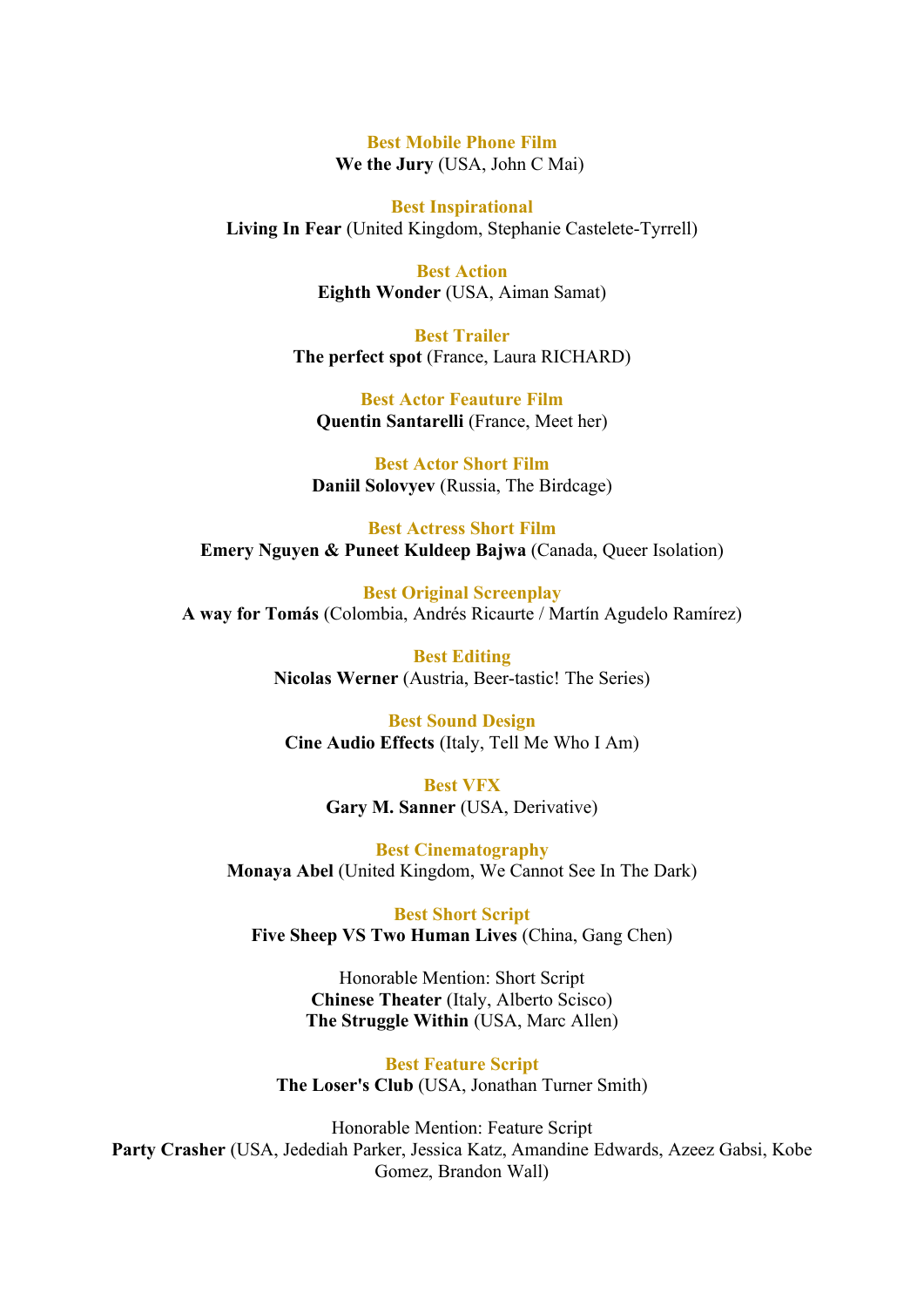**Best Mobile Phone Film**
**We the Jury** (USA, John C Mai)

**Best Inspirational**
**Living In Fear** (United Kingdom, Stephanie Castelete-Tyrrell)

**Best Action**
**Eighth Wonder** (USA, Aiman Samat)

**Best Trailer**
**The perfect spot** (France, Laura RICHARD)

**Best Actor Feauture Film**
**Quentin Santarelli** (France, Meet her)

**Best Actor Short Film**
**Daniil Solovyev** (Russia, The Birdcage)

**Best Actress Short Film**
**Emery Nguyen & Puneet Kuldeep Bajwa** (Canada, Queer Isolation)

**Best Original Screenplay**
**A way for Tomás** (Colombia, Andrés Ricaurte / Martín Agudelo Ramírez)

**Best Editing**
**Nicolas Werner** (Austria, Beer-tastic! The Series)

**Best Sound Design**
**Cine Audio Effects** (Italy, Tell Me Who I Am)

**Best VFX**
**Gary M. Sanner** (USA, Derivative)

**Best Cinematography**
**Monaya Abel** (United Kingdom, We Cannot See In The Dark)

**Best Short Script**
**Five Sheep VS Two Human Lives** (China, Gang Chen)

Honorable Mention: Short Script
**Chinese Theater** (Italy, Alberto Scisco)
**The Struggle Within** (USA, Marc Allen)

**Best Feature Script**
**The Loser's Club** (USA, Jonathan Turner Smith)

Honorable Mention: Feature Script
**Party Crasher** (USA, Jedediah Parker, Jessica Katz, Amandine Edwards, Azeez Gabsi, Kobe Gomez, Brandon Wall)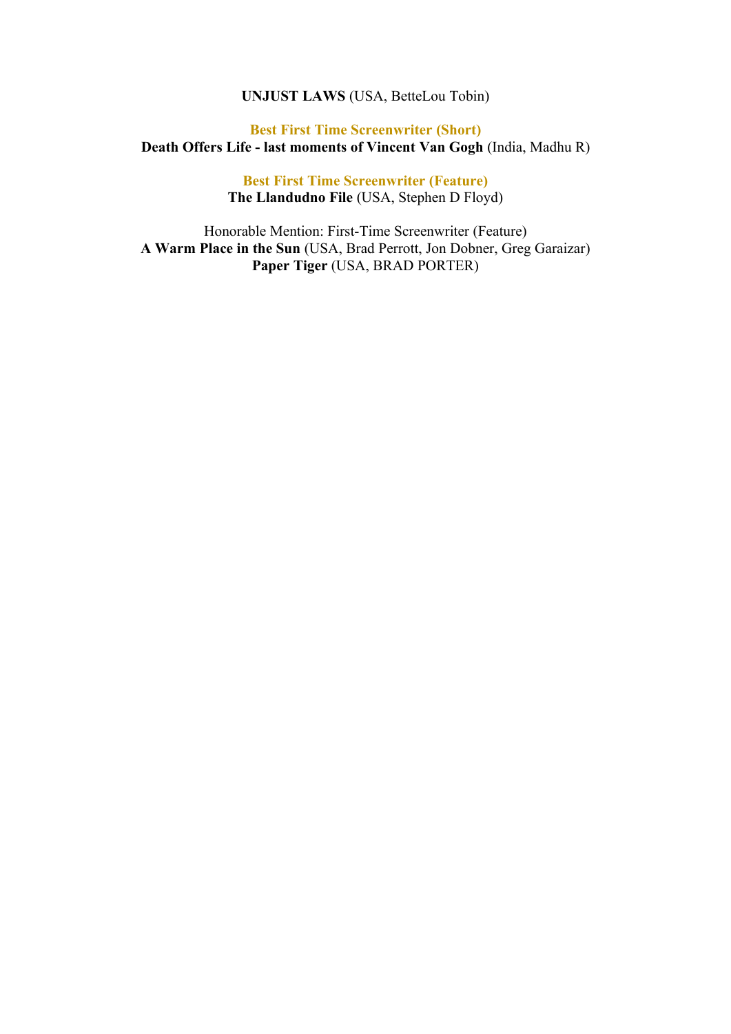**UNJUST LAWS** (USA, BetteLou Tobin)

**Best First Time Screenwriter (Short)**

**Death Offers Life - last moments of Vincent Van Gogh** (India, Madhu R)

**Best First Time Screenwriter (Feature)**

**The Llandudno File** (USA, Stephen D Floyd)

Honorable Mention: First-Time Screenwriter (Feature)

**A Warm Place in the Sun** (USA, Brad Perrott, Jon Dobner, Greg Garaizar)

**Paper Tiger** (USA, BRAD PORTER)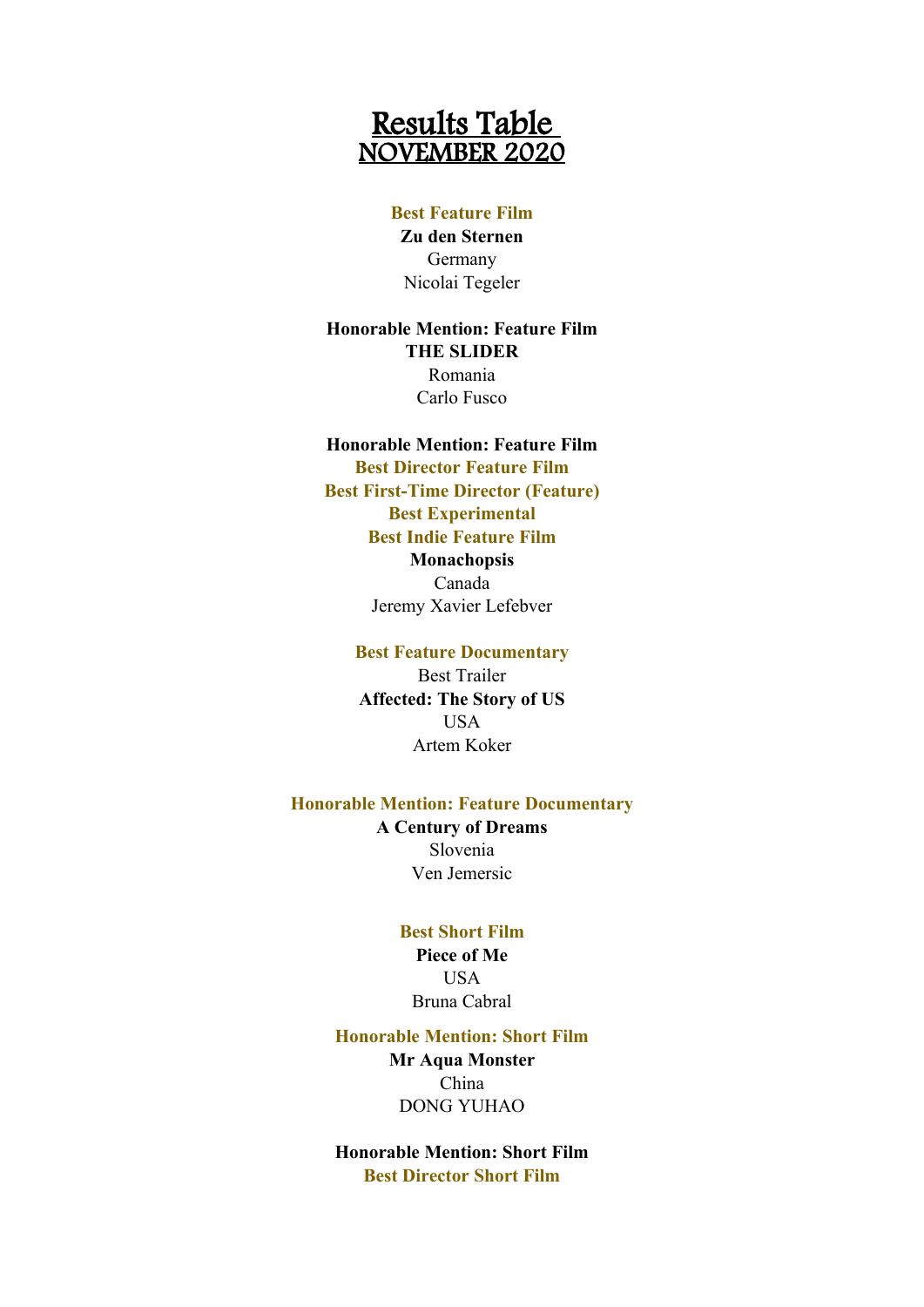# Results Table
# NOVEMBER 2020

**Best Feature Film**
**Zu den Sternen**
Germany
Nicolai Tegeler

**Honorable Mention: Feature Film**
**THE SLIDER**
Romania
Carlo Fusco

**Honorable Mention: Feature Film**
**Best Director Feature Film**
**Best First-Time Director (Feature)**
**Best Experimental**
**Best Indie Feature Film**
**Monachopsis**
Canada
Jeremy Xavier Lefebver

**Best Feature Documentary**
Best Trailer
**Affected: The Story of US**
USA
Artem Koker

**Honorable Mention: Feature Documentary**
**A Century of Dreams**
Slovenia
Ven Jemersic

**Best Short Film**
**Piece of Me**
USA
Bruna Cabral

**Honorable Mention: Short Film**
**Mr Aqua Monster**
China
DONG YUHAO

**Honorable Mention: Short Film**
**Best Director Short Film**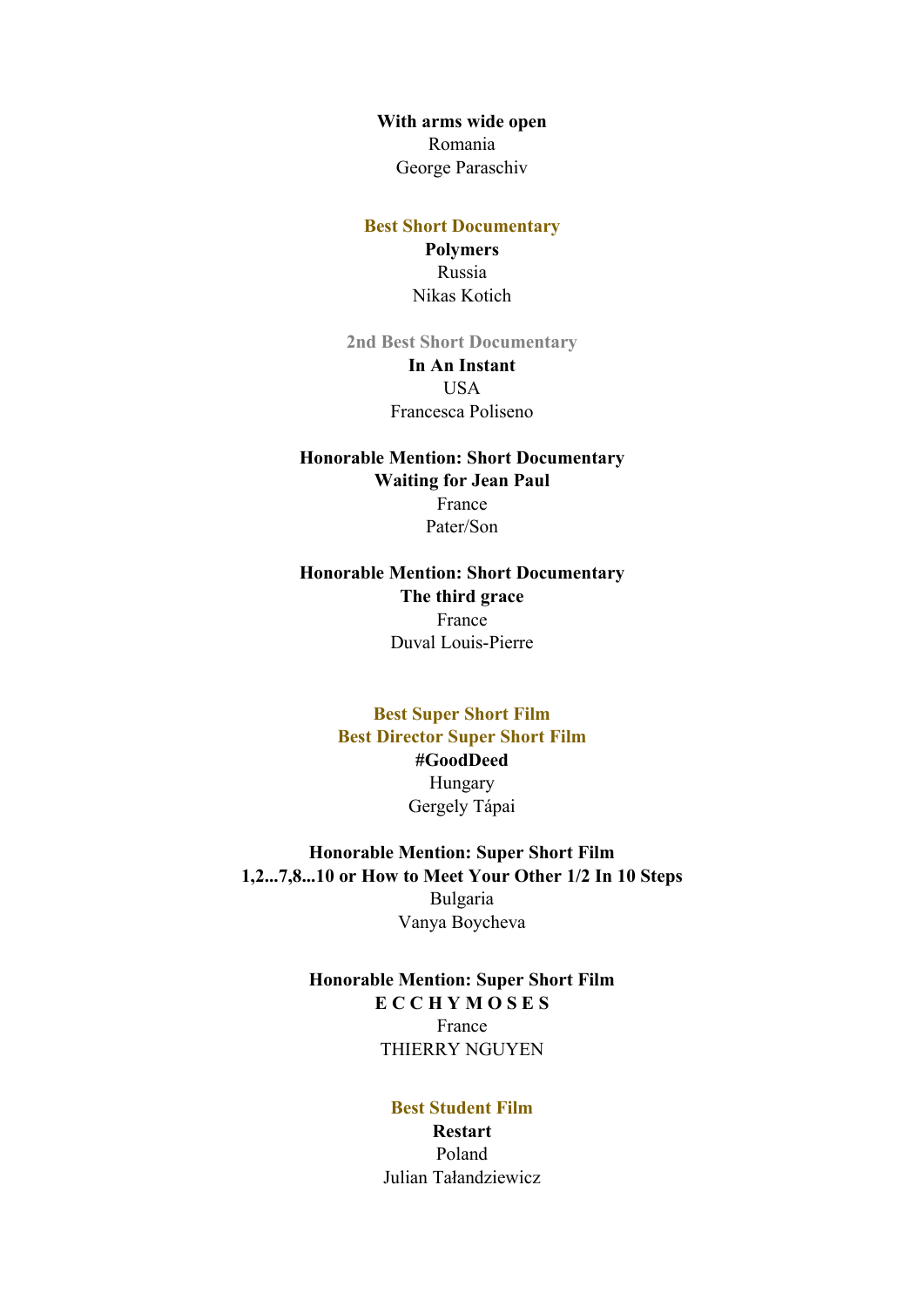**With arms wide open**
Romania
George Paraschiv

### Best Short Documentary

**Polymers**
Russia
Nikas Kotich

### 2nd Best Short Documentary

**In An Instant**
USA
Francesca Poliseno

### Honorable Mention: Short Documentary

**Waiting for Jean Paul**
France
Pater/Son

### Honorable Mention: Short Documentary

**The third grace**
France
Duval Louis-Pierre

### Best Super Short Film
### Best Director Super Short Film

**#GoodDeed**
Hungary
Gergely Tápai

### Honorable Mention: Super Short Film

**1,2...7,8...10 or How to Meet Your Other 1/2 In 10 Steps**
Bulgaria
Vanya Boycheva

### Honorable Mention: Super Short Film

**E C C H Y M O S E S**
France
THIERRY NGUYEN

### Best Student Film

**Restart**
Poland
Julian Tałandziewicz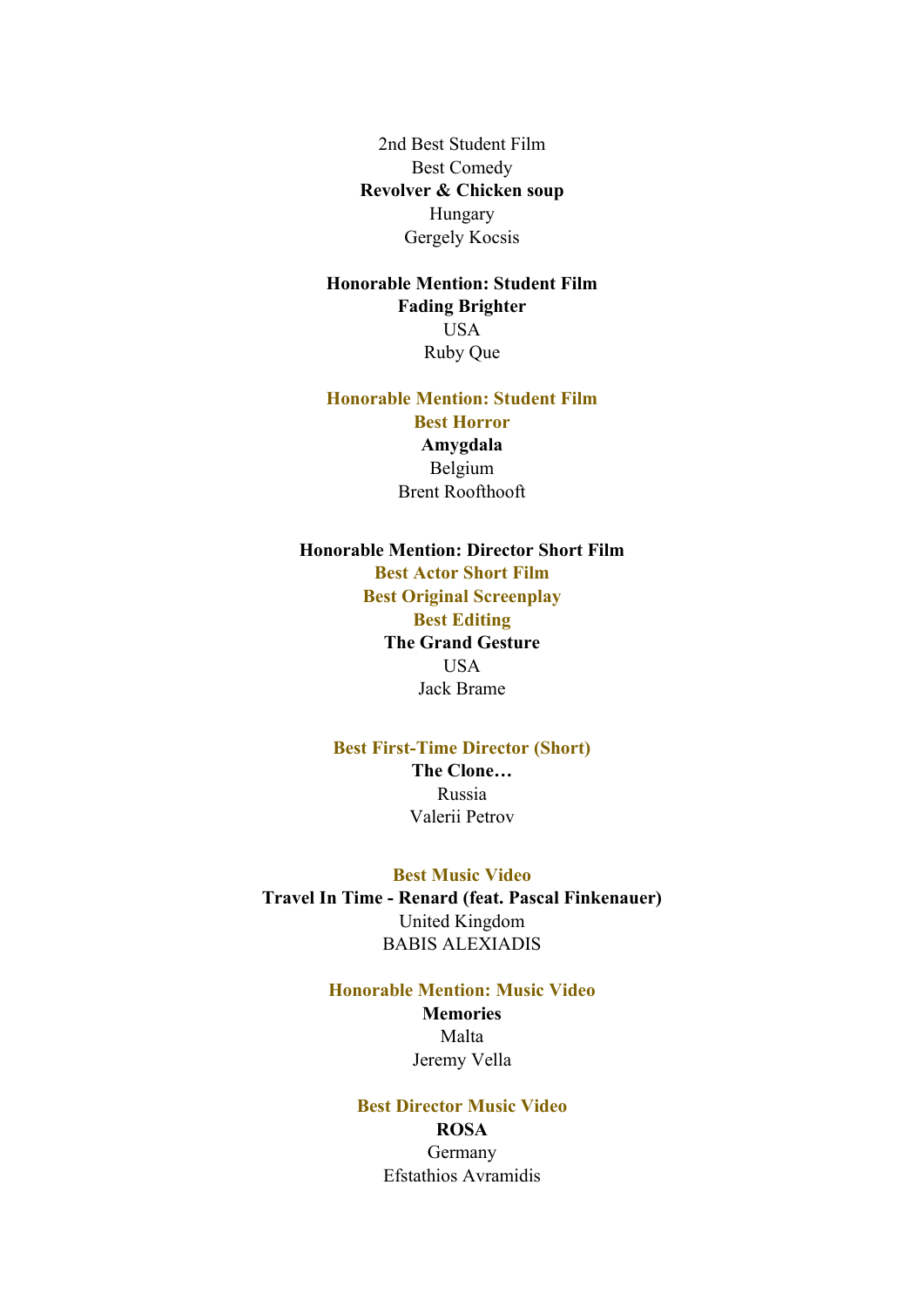2nd Best Student Film
Best Comedy
**Revolver & Chicken soup**
Hungary
Gergely Kocsis

**Honorable Mention: Student Film**
**Fading Brighter**
USA
Ruby Que

**Honorable Mention: Student Film**
**Best Horror**
**Amygdala**
Belgium
Brent Roofthooft

**Honorable Mention: Director Short Film**
**Best Actor Short Film**
**Best Original Screenplay**
**Best Editing**
**The Grand Gesture**
USA
Jack Brame

**Best First-Time Director (Short)**
**The Clone…**
Russia
Valerii Petrov

**Best Music Video**
**Travel In Time - Renard (feat. Pascal Finkenauer)**
United Kingdom
BABIS ALEXIADIS

**Honorable Mention: Music Video**
**Memories**
Malta
Jeremy Vella

**Best Director Music Video**
**ROSA**
Germany
Efstathios Avramidis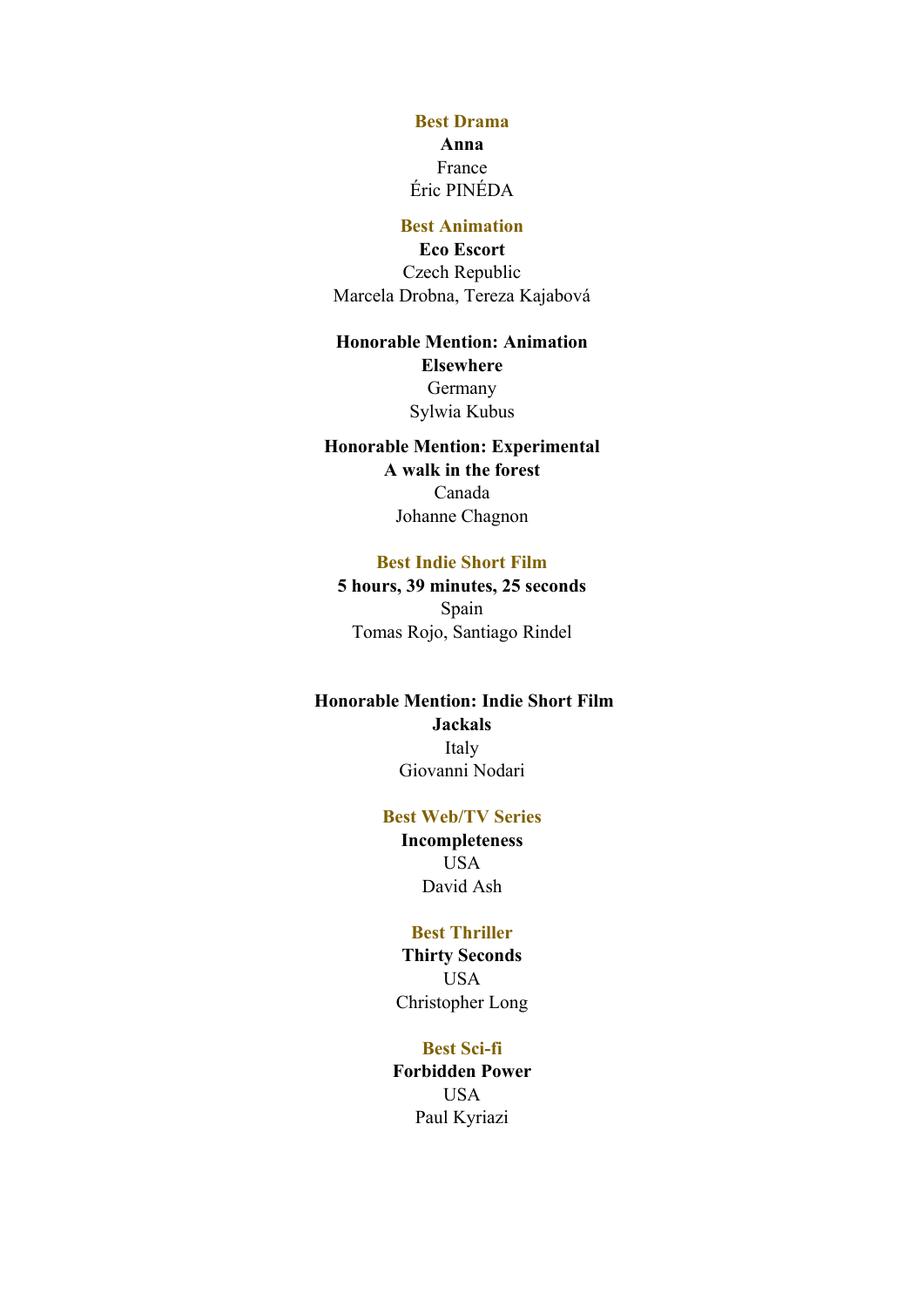**Best Drama**

**Anna**
France
Éric PINÉDA

**Best Animation**

**Eco Escort**
Czech Republic
Marcela Drobna, Tereza Kajabová

**Honorable Mention: Animation**

**Elsewhere**
Germany
Sylwia Kubus

**Honorable Mention: Experimental**

**A walk in the forest**
Canada
Johanne Chagnon

**Best Indie Short Film**

**5 hours, 39 minutes, 25 seconds**
Spain
Tomas Rojo, Santiago Rindel

**Honorable Mention: Indie Short Film**

**Jackals**
Italy
Giovanni Nodari

**Best Web/TV Series**

**Incompleteness**
USA
David Ash

**Best Thriller**

**Thirty Seconds**
USA
Christopher Long

**Best Sci-fi**

**Forbidden Power**
USA
Paul Kyriazi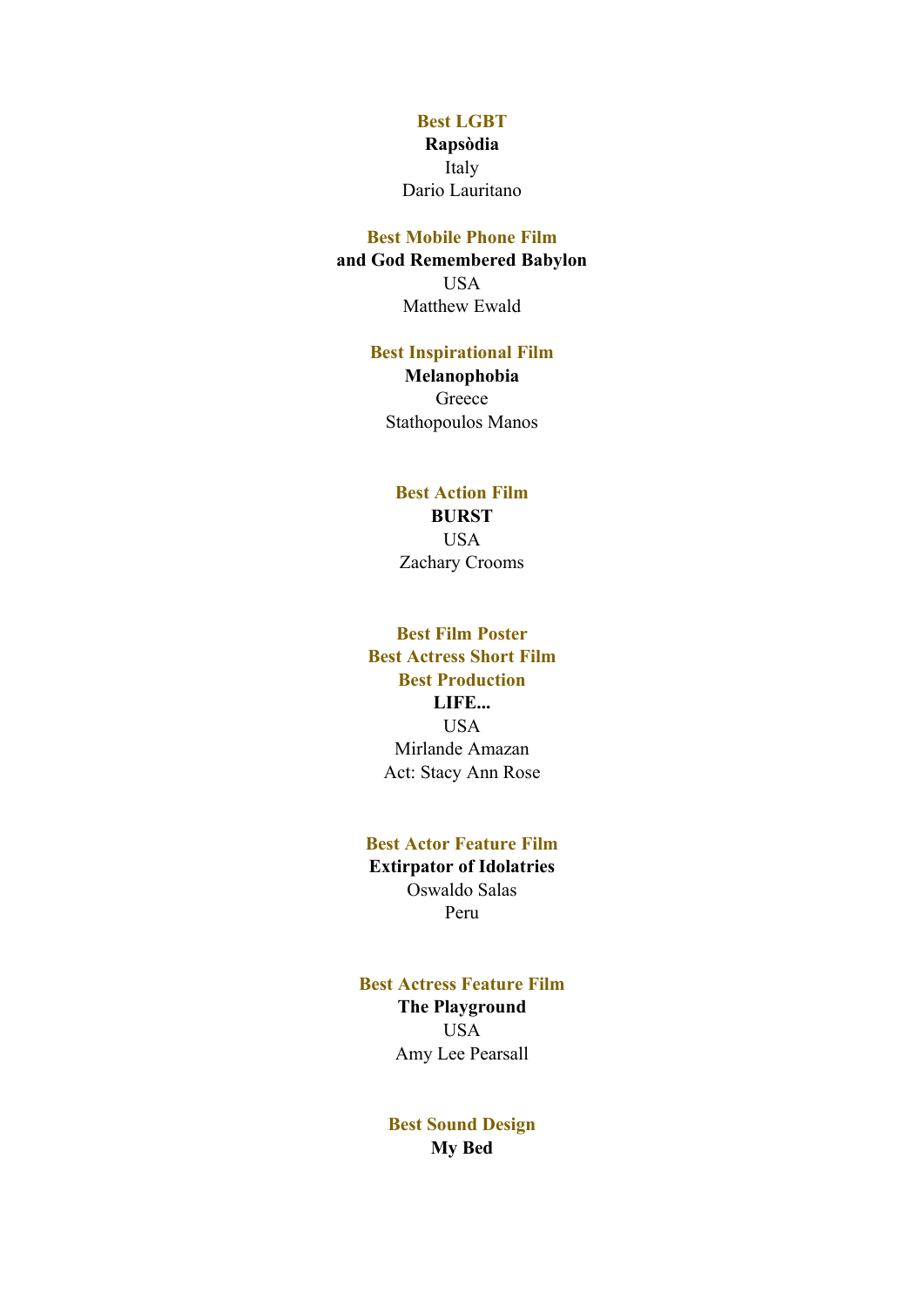**Best LGBT**

**Rapsòdia**

Italy

Dario Lauritano

**Best Mobile Phone Film**

**and God Remembered Babylon**

USA

Matthew Ewald

**Best Inspirational Film**

**Melanophobia**

Greece

Stathopoulos Manos

**Best Action Film**

**BURST**

USA

Zachary Crooms

**Best Film Poster**

**Best Actress Short Film**

**Best Production**

**LIFE...**

USA

Mirlande Amazan

Act: Stacy Ann Rose

**Best Actor Feature Film**

**Extirpator of Idolatries**

Oswaldo Salas

Peru

**Best Actress Feature Film**

**The Playground**

USA

Amy Lee Pearsall

**Best Sound Design**

**My Bed**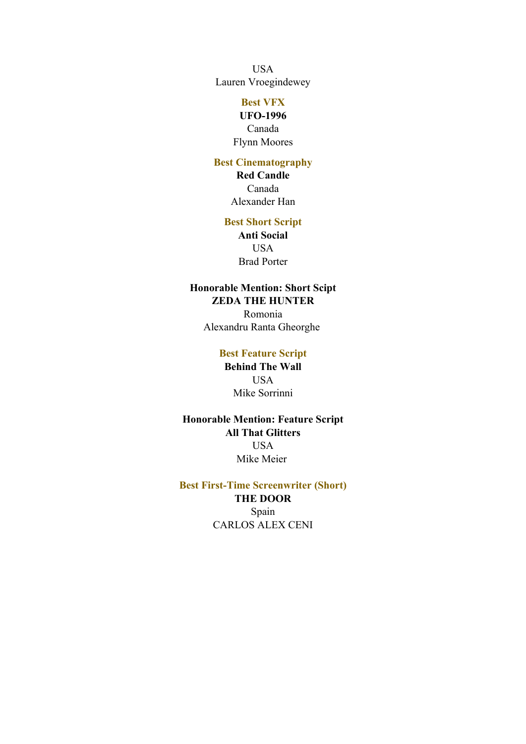USA
Lauren Vroegindewey

### Best VFX

**UFO-1996**
Canada
Flynn Moores

### Best Cinematography

**Red Candle**
Canada
Alexander Han

### Best Short Script

**Anti Social**
USA
Brad Porter

**Honorable Mention: Short Scipt**
**ZEDA THE HUNTER**
Romonia
Alexandru Ranta Gheorghe

### Best Feature Script

**Behind The Wall**
USA
Mike Sorrinni

**Honorable Mention: Feature Script**
**All That Glitters**
USA
Mike Meier

### Best First-Time Screenwriter (Short)

**THE DOOR**
Spain
CARLOS ALEX CENI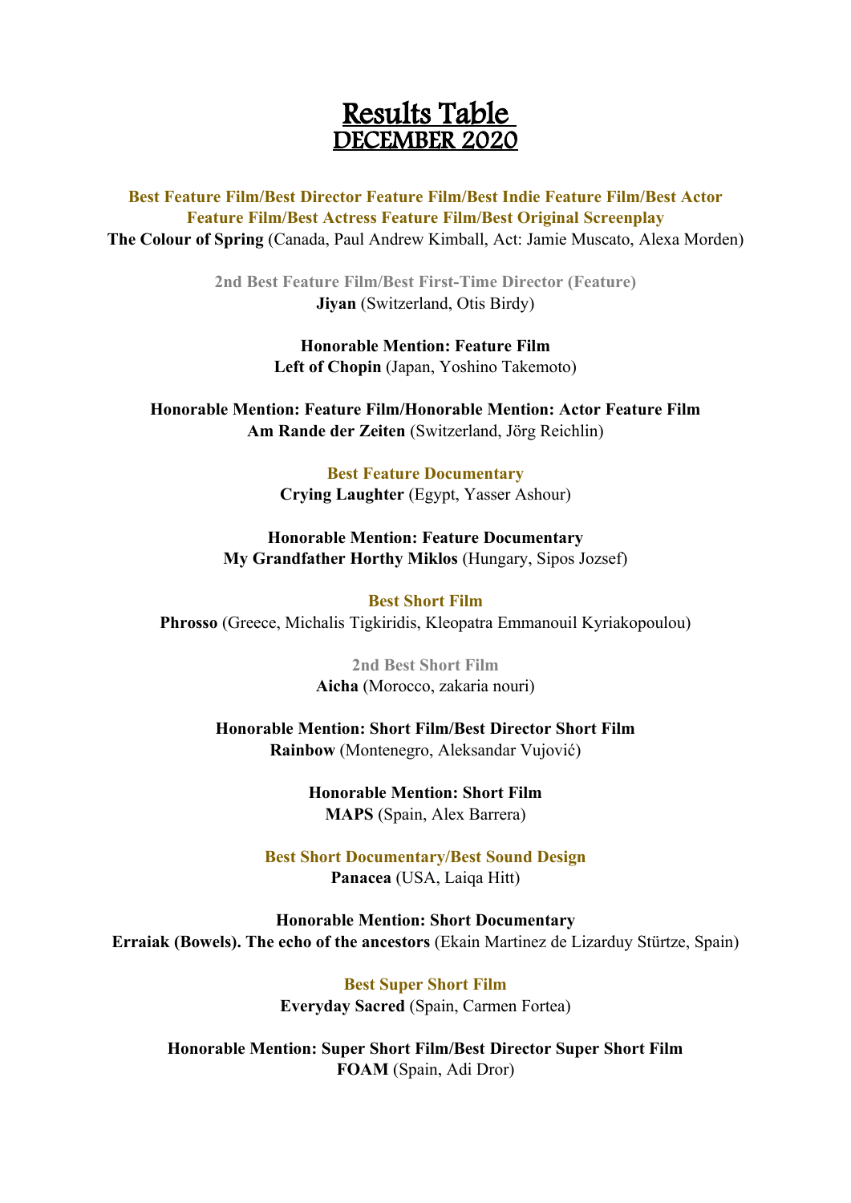# Results Table
## DECEMBER 2020

**Best Feature Film/Best Director Feature Film/Best Indie Feature Film/Best Actor Feature Film/Best Actress Feature Film/Best Original Screenplay**
**The Colour of Spring** (Canada, Paul Andrew Kimball, Act: Jamie Muscato, Alexa Morden)

**2nd Best Feature Film/Best First-Time Director (Feature)**
**Jiyan** (Switzerland, Otis Birdy)

**Honorable Mention: Feature Film**
**Left of Chopin** (Japan, Yoshino Takemoto)

**Honorable Mention: Feature Film/Honorable Mention: Actor Feature Film**
**Am Rande der Zeiten** (Switzerland, Jörg Reichlin)

**Best Feature Documentary**
**Crying Laughter** (Egypt, Yasser Ashour)

**Honorable Mention: Feature Documentary**
**My Grandfather Horthy Miklos** (Hungary, Sipos Jozsef)

**Best Short Film**
**Phrosso** (Greece, Michalis Tigkiridis, Kleopatra Emmanouil Kyriakopoulou)

**2nd Best Short Film**
**Aicha** (Morocco, zakaria nouri)

**Honorable Mention: Short Film/Best Director Short Film**
**Rainbow** (Montenegro, Aleksandar Vujović)

**Honorable Mention: Short Film**
**MAPS** (Spain, Alex Barrera)

**Best Short Documentary/Best Sound Design**
**Panacea** (USA, Laiqa Hitt)

**Honorable Mention: Short Documentary**
**Erraiak (Bowels). The echo of the ancestors** (Ekain Martinez de Lizarduy Stürtze, Spain)

**Best Super Short Film**
**Everyday Sacred** (Spain, Carmen Fortea)

**Honorable Mention: Super Short Film/Best Director Super Short Film**
**FOAM** (Spain, Adi Dror)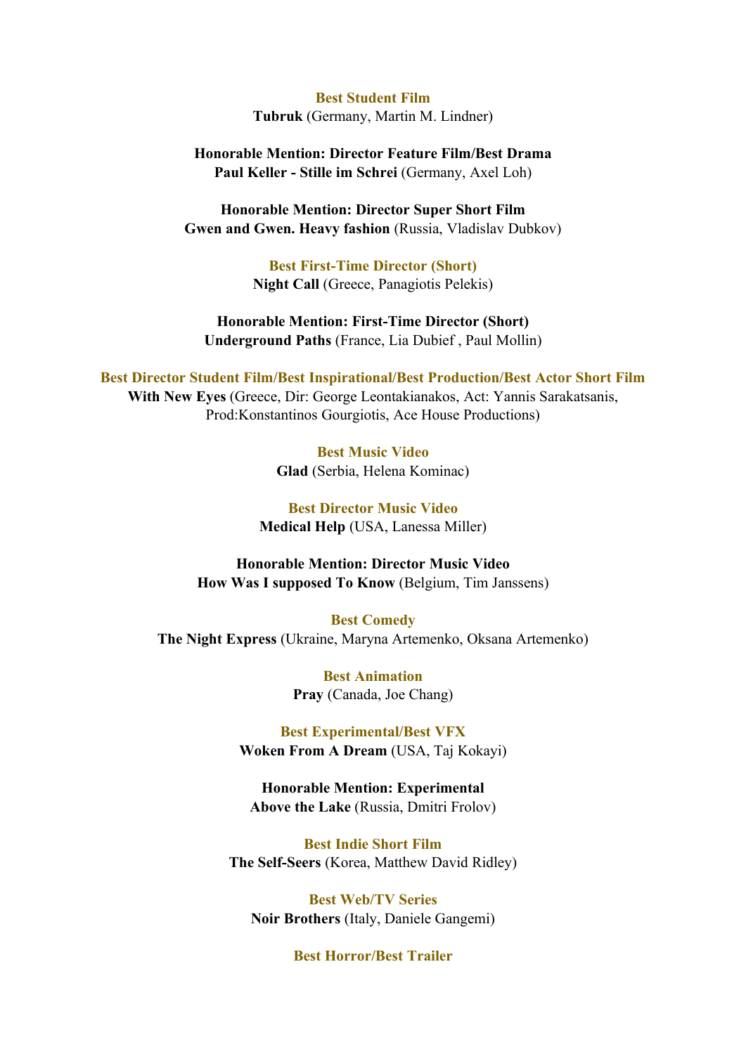**Best Student Film**
**Tubruk** (Germany, Martin M. Lindner)

**Honorable Mention: Director Feature Film/Best Drama**
**Paul Keller - Stille im Schrei** (Germany, Axel Loh)

**Honorable Mention: Director Super Short Film**
**Gwen and Gwen. Heavy fashion** (Russia, Vladislav Dubkov)

**Best First-Time Director (Short)**
**Night Call** (Greece, Panagiotis Pelekis)

**Honorable Mention: First-Time Director (Short)**
**Underground Paths** (France, Lia Dubief , Paul Mollin)

**Best Director Student Film/Best Inspirational/Best Production/Best Actor Short Film**
**With New Eyes** (Greece, Dir: George Leontakianakos, Act: Yannis Sarakatsanis, Prod:Konstantinos Gourgiotis, Ace House Productions)

**Best Music Video**
**Glad** (Serbia, Helena Kominac)

**Best Director Music Video**
**Medical Help** (USA, Lanessa Miller)

**Honorable Mention: Director Music Video**
**How Was I supposed To Know** (Belgium, Tim Janssens)

**Best Comedy**
**The Night Express** (Ukraine, Maryna Artemenko, Oksana Artemenko)

**Best Animation**
**Pray** (Canada, Joe Chang)

**Best Experimental/Best VFX**
**Woken From A Dream** (USA, Taj Kokayi)

**Honorable Mention: Experimental**
**Above the Lake** (Russia, Dmitri Frolov)

**Best Indie Short Film**
**The Self-Seers** (Korea, Matthew David Ridley)

**Best Web/TV Series**
**Noir Brothers** (Italy, Daniele Gangemi)

**Best Horror/Best Trailer**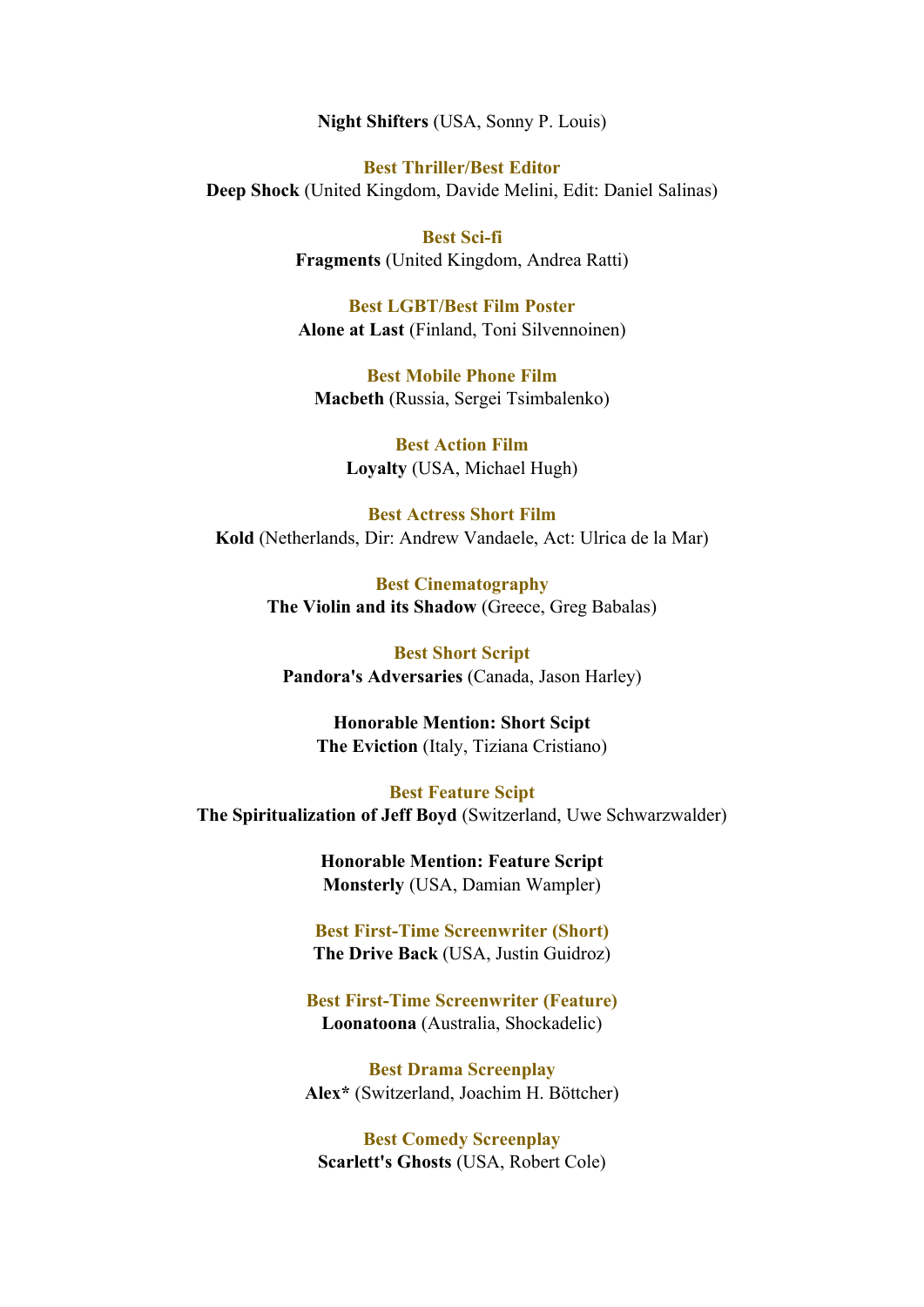**Night Shifters** (USA, Sonny P. Louis)

**Best Thriller/Best Editor**
**Deep Shock** (United Kingdom, Davide Melini, Edit: Daniel Salinas)

**Best Sci-fi**
**Fragments** (United Kingdom, Andrea Ratti)

**Best LGBT/Best Film Poster**
**Alone at Last** (Finland, Toni Silvennoinen)

**Best Mobile Phone Film**
**Macbeth** (Russia, Sergei Tsimbalenko)

**Best Action Film**
**Loyalty** (USA, Michael Hugh)

**Best Actress Short Film**
**Kold** (Netherlands, Dir: Andrew Vandaele, Act: Ulrica de la Mar)

**Best Cinematography**
**The Violin and its Shadow** (Greece, Greg Babalas)

**Best Short Script**
**Pandora's Adversaries** (Canada, Jason Harley)

**Honorable Mention: Short Scipt**
**The Eviction** (Italy, Tiziana Cristiano)

**Best Feature Scipt**
**The Spiritualization of Jeff Boyd** (Switzerland, Uwe Schwarzwalder)

**Honorable Mention: Feature Script**
**Monsterly** (USA, Damian Wampler)

**Best First-Time Screenwriter (Short)**
**The Drive Back** (USA, Justin Guidroz)

**Best First-Time Screenwriter (Feature)**
**Loonatoona** (Australia, Shockadelic)

**Best Drama Screenplay**
**Alex*** (Switzerland, Joachim H. Böttcher)

**Best Comedy Screenplay**
**Scarlett's Ghosts** (USA, Robert Cole)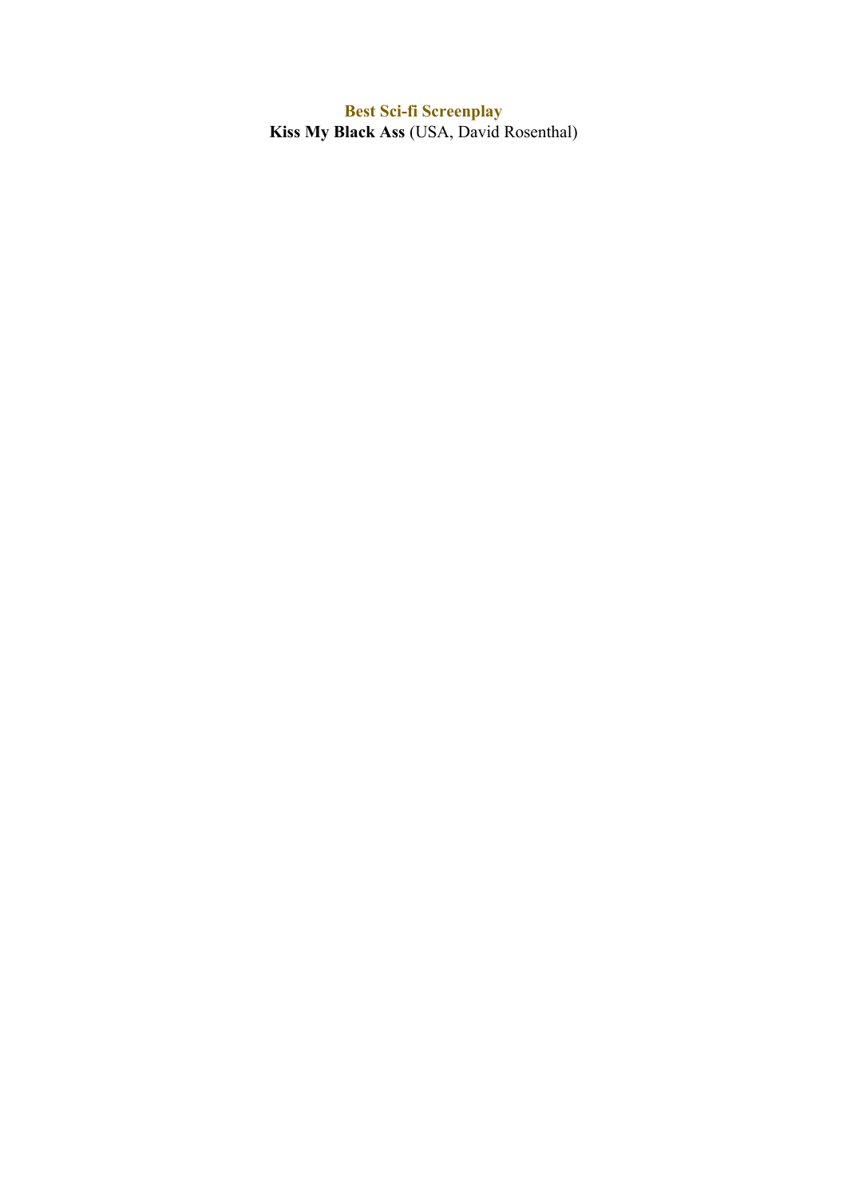**Best Sci-fi Screenplay**

**Kiss My Black Ass** (USA, David Rosenthal)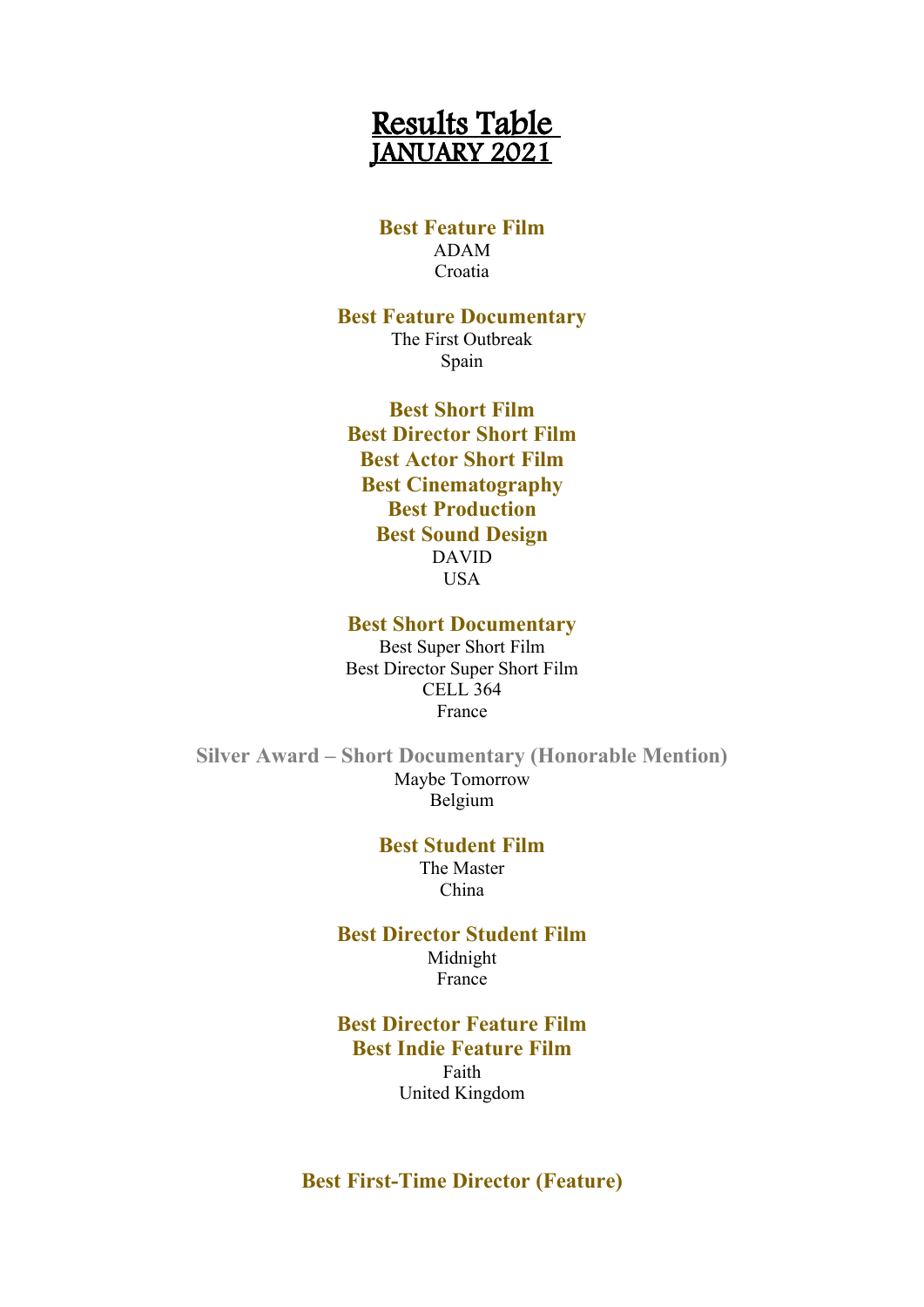# Results Table
# JANUARY 2021

**Best Feature Film**
ADAM
Croatia

**Best Feature Documentary**
The First Outbreak
Spain

**Best Short Film**
**Best Director Short Film**
**Best Actor Short Film**
**Best Cinematography**
**Best Production**
**Best Sound Design**
DAVID
USA

**Best Short Documentary**
Best Super Short Film
Best Director Super Short Film
CELL 364
France

**Silver Award – Short Documentary (Honorable Mention)**
Maybe Tomorrow
Belgium

**Best Student Film**
The Master
China

**Best Director Student Film**
Midnight
France

**Best Director Feature Film**
**Best Indie Feature Film**
Faith
United Kingdom

**Best First-Time Director (Feature)**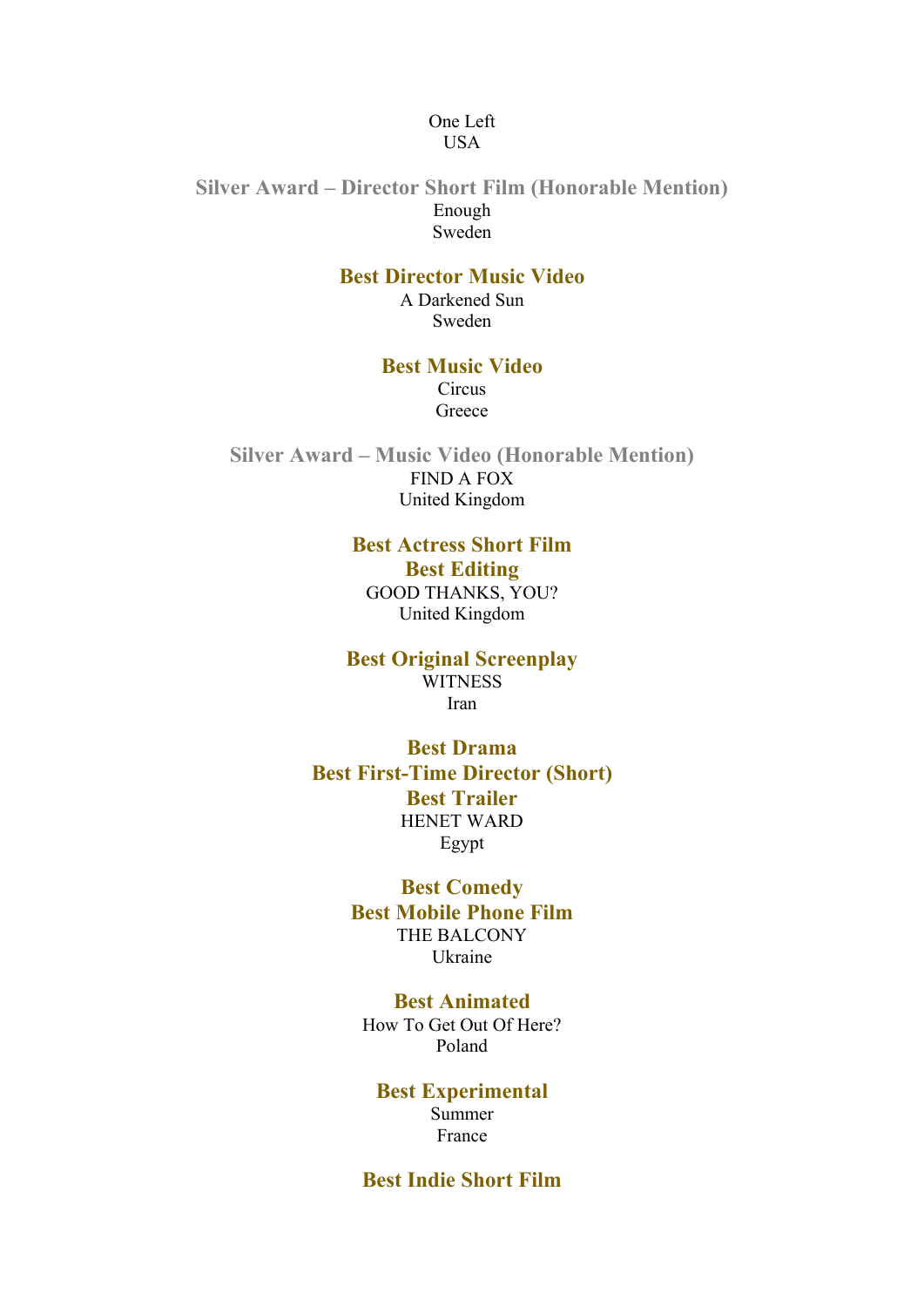One Left
USA

**Silver Award – Director Short Film (Honorable Mention)**
Enough
Sweden

**Best Director Music Video**
A Darkened Sun
Sweden

**Best Music Video**
Circus
Greece

**Silver Award – Music Video (Honorable Mention)**
FIND A FOX
United Kingdom

**Best Actress Short Film**
**Best Editing**
GOOD THANKS, YOU?
United Kingdom

**Best Original Screenplay**
WITNESS
Iran

**Best Drama**
**Best First-Time Director (Short)**
**Best Trailer**
HENET WARD
Egypt

**Best Comedy**
**Best Mobile Phone Film**
THE BALCONY
Ukraine

**Best Animated**
How To Get Out Of Here?
Poland

**Best Experimental**
Summer
France

**Best Indie Short Film**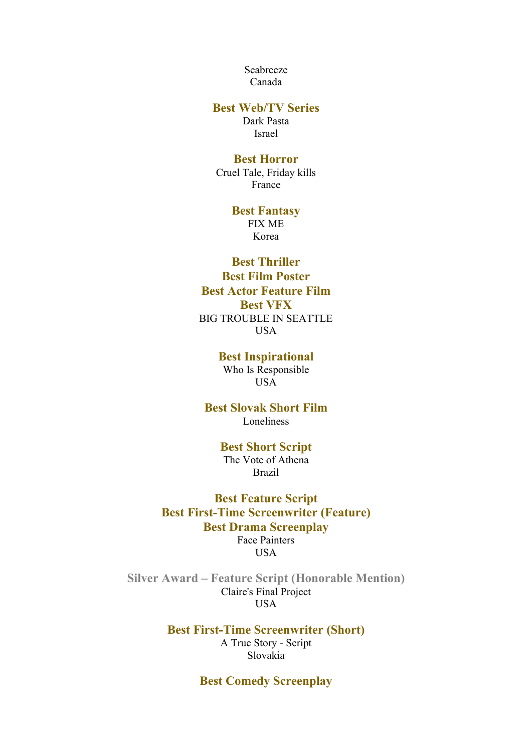Seabreeze
Canada

**Best Web/TV Series**
Dark Pasta
Israel

**Best Horror**
Cruel Tale, Friday kills
France

**Best Fantasy**
FIX ME
Korea

**Best Thriller**
**Best Film Poster**
**Best Actor Feature Film**
**Best VFX**
BIG TROUBLE IN SEATTLE
USA

**Best Inspirational**
Who Is Responsible
USA

**Best Slovak Short Film**
Loneliness

**Best Short Script**
The Vote of Athena
Brazil

**Best Feature Script**
**Best First-Time Screenwriter (Feature)**
**Best Drama Screenplay**
Face Painters
USA

**Silver Award – Feature Script (Honorable Mention)**
Claire's Final Project
USA

**Best First-Time Screenwriter (Short)**
A True Story - Script
Slovakia

**Best Comedy Screenplay**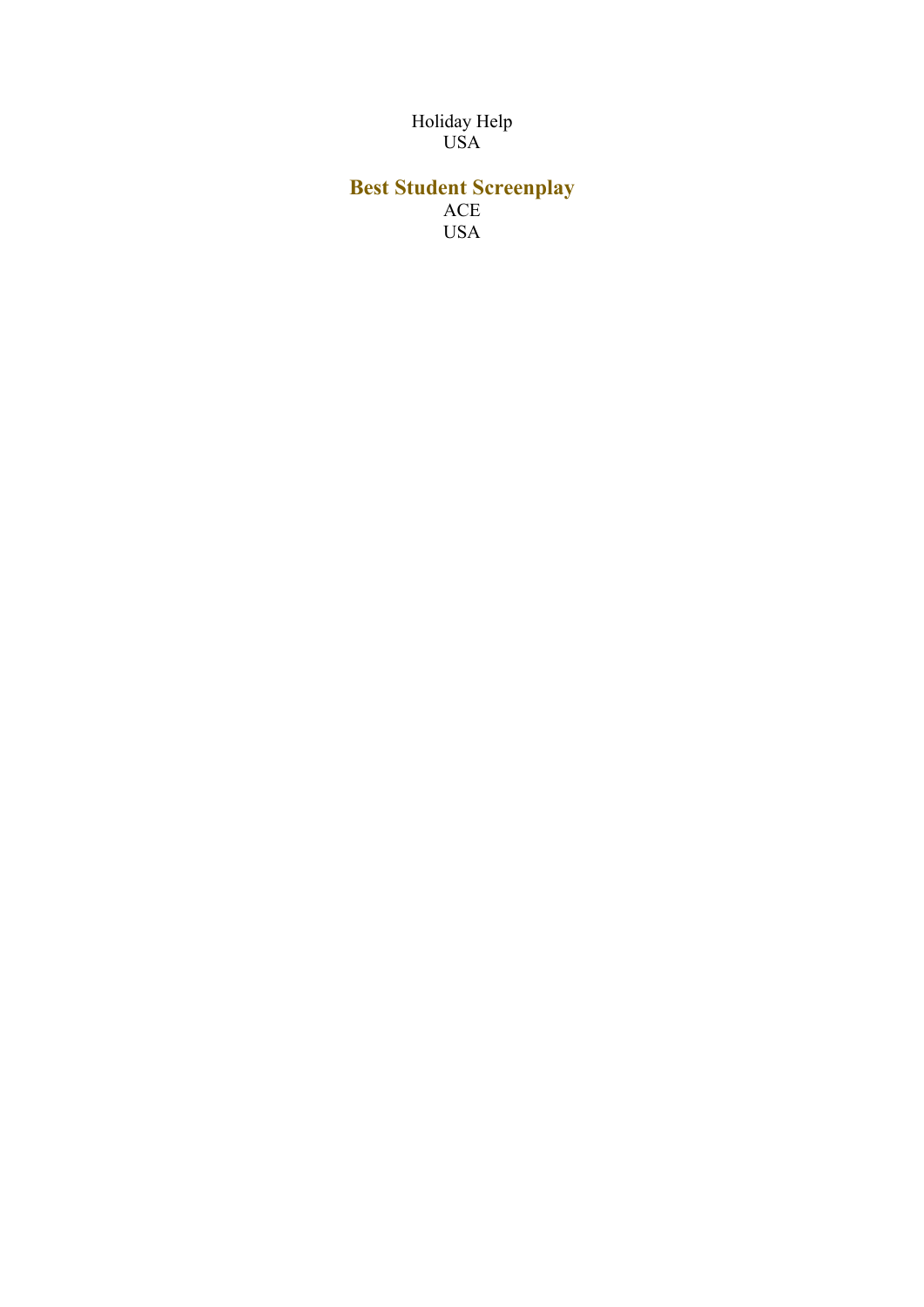Holiday Help
USA

## Best Student Screenplay

ACE
USA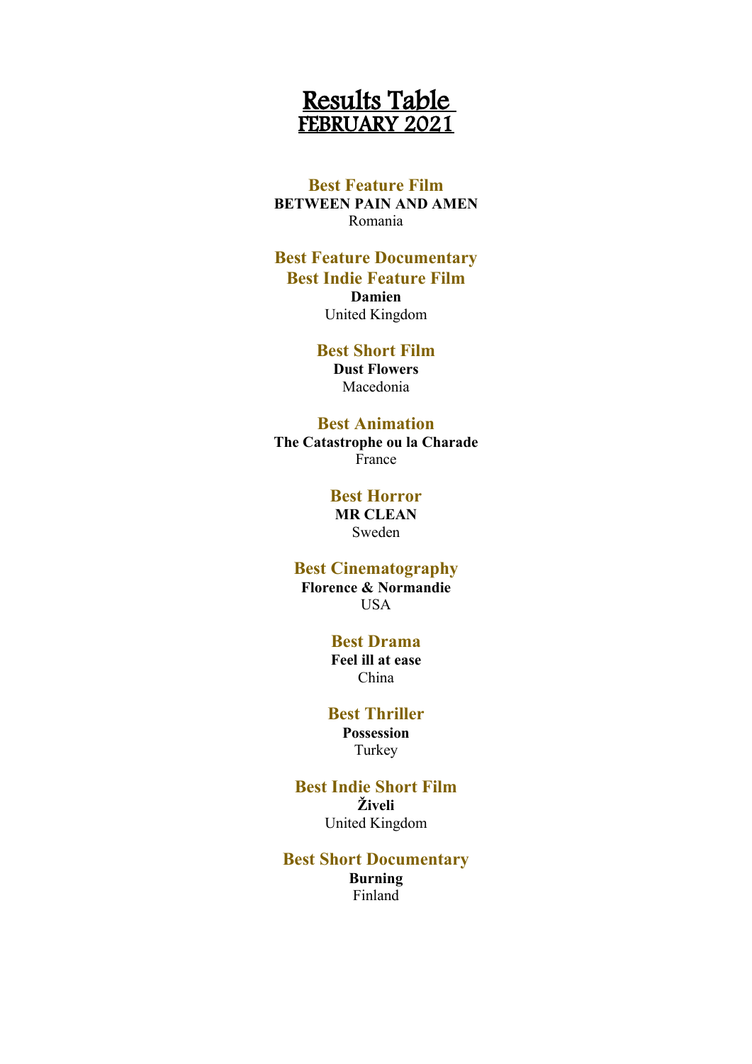# Results Table
# FEBRUARY 2021

### Best Feature Film
**BETWEEN PAIN AND AMEN**
Romania

### Best Feature Documentary
### Best Indie Feature Film
**Damien**
United Kingdom

### Best Short Film
**Dust Flowers**
Macedonia

### Best Animation
**The Catastrophe ou la Charade**
France

### Best Horror
**MR CLEAN**
Sweden

### Best Cinematography
**Florence & Normandie**
USA

### Best Drama
**Feel ill at ease**
China

### Best Thriller
**Possession**
Turkey

### Best Indie Short Film
**Živeli**
United Kingdom

### Best Short Documentary
**Burning**
Finland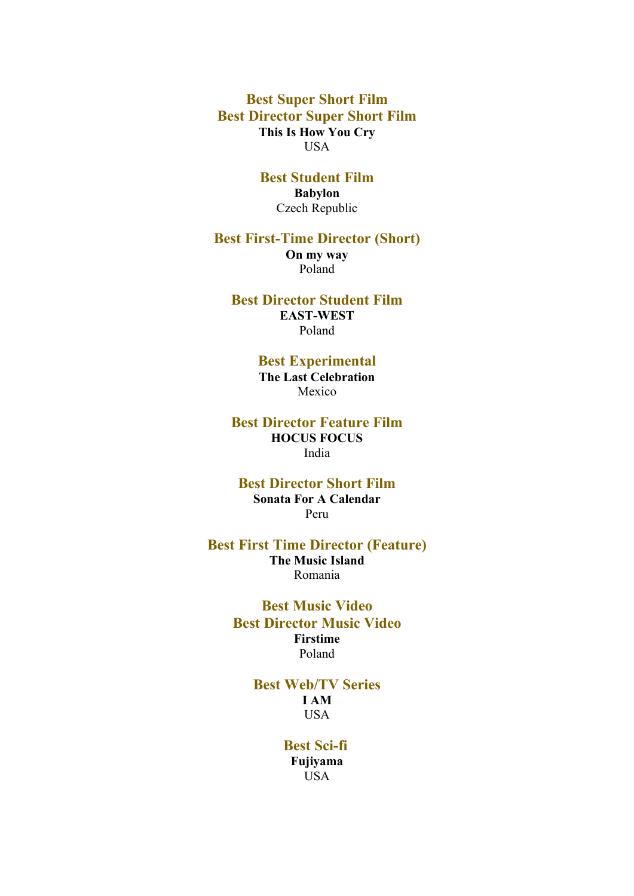### Best Super Short Film
### Best Director Super Short Film

**This Is How You Cry**
USA

### Best Student Film

**Babylon**
Czech Republic

### Best First-Time Director (Short)

**On my way**
Poland

### Best Director Student Film

**EAST-WEST**
Poland

### Best Experimental

**The Last Celebration**
Mexico

### Best Director Feature Film

**HOCUS FOCUS**
India

### Best Director Short Film

**Sonata For A Calendar**
Peru

### Best First Time Director (Feature)

**The Music Island**
Romania

### Best Music Video
### Best Director Music Video

**Firstime**
Poland

### Best Web/TV Series

**I AM**
USA

### Best Sci-fi

**Fujiyama**
USA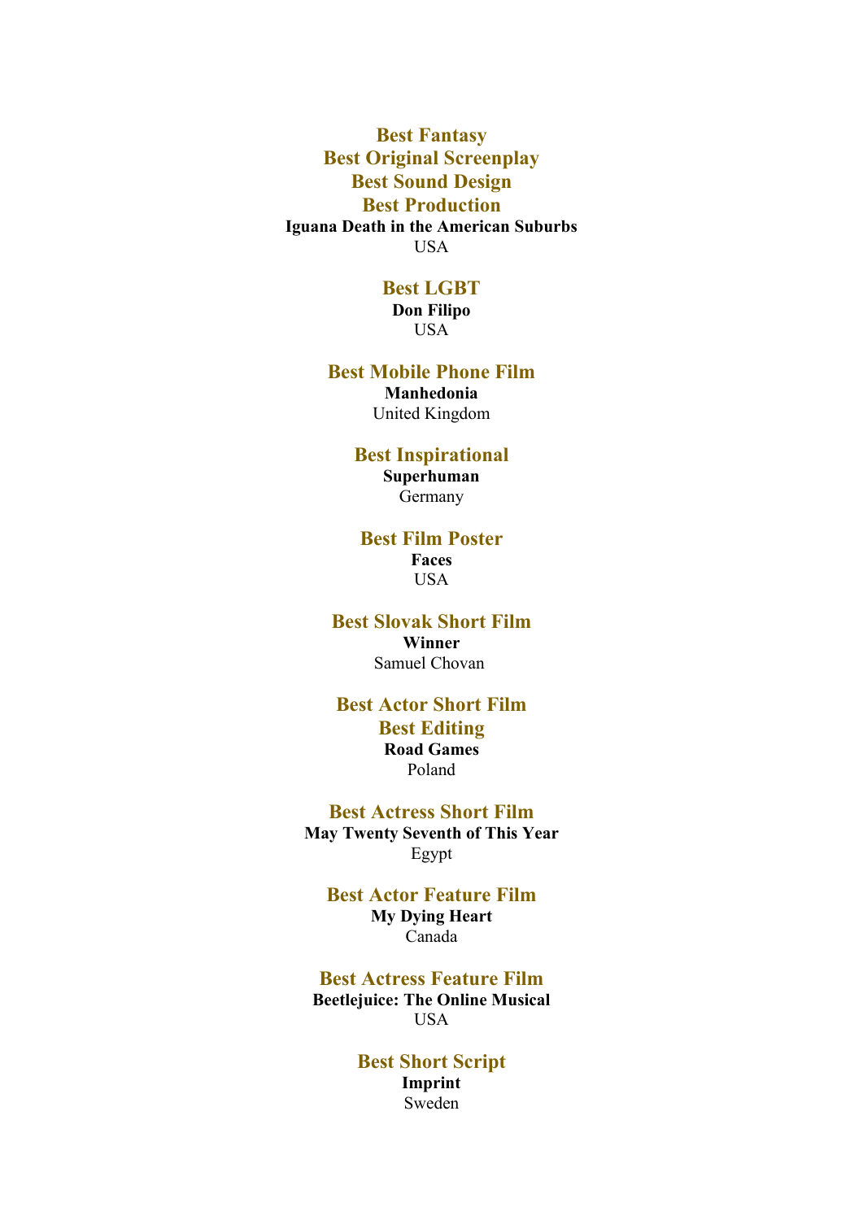**Best Fantasy**
**Best Original Screenplay**
**Best Sound Design**
**Best Production**
**Iguana Death in the American Suburbs**
USA

**Best LGBT**
**Don Filipo**
USA

**Best Mobile Phone Film**
**Manhedonia**
United Kingdom

**Best Inspirational**
**Superhuman**
Germany

**Best Film Poster**
**Faces**
USA

**Best Slovak Short Film**
**Winner**
Samuel Chovan

**Best Actor Short Film**
**Best Editing**
**Road Games**
Poland

**Best Actress Short Film**
**May Twenty Seventh of This Year**
Egypt

**Best Actor Feature Film**
**My Dying Heart**
Canada

**Best Actress Feature Film**
**Beetlejuice: The Online Musical**
USA

**Best Short Script**
**Imprint**
Sweden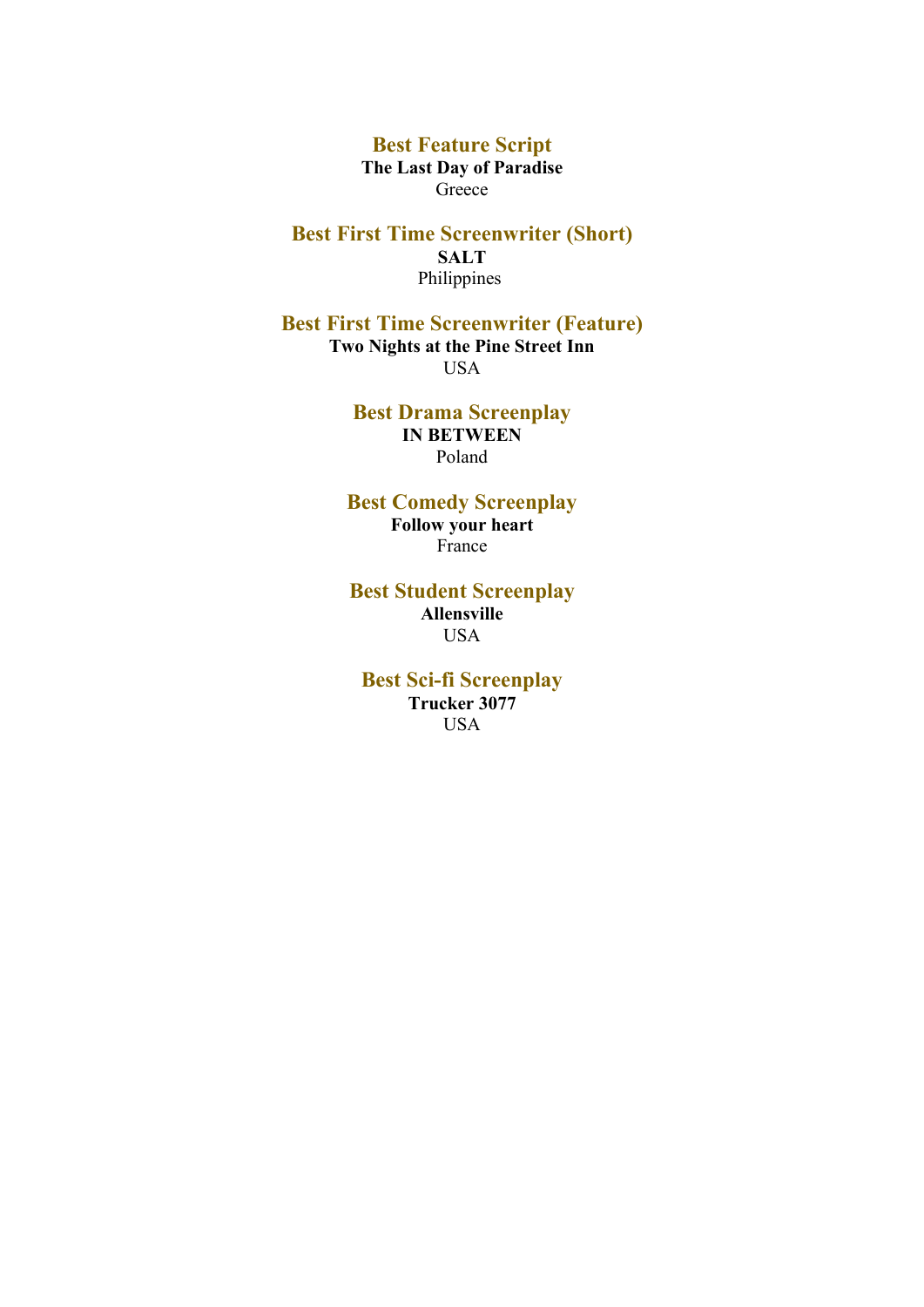### Best Feature Script

**The Last Day of Paradise**
Greece

### Best First Time Screenwriter (Short)

**SALT**
Philippines

### Best First Time Screenwriter (Feature)

**Two Nights at the Pine Street Inn**
USA

### Best Drama Screenplay

**IN BETWEEN**
Poland

### Best Comedy Screenplay

**Follow your heart**
France

### Best Student Screenplay

**Allensville**
USA

### Best Sci-fi Screenplay

**Trucker 3077**
USA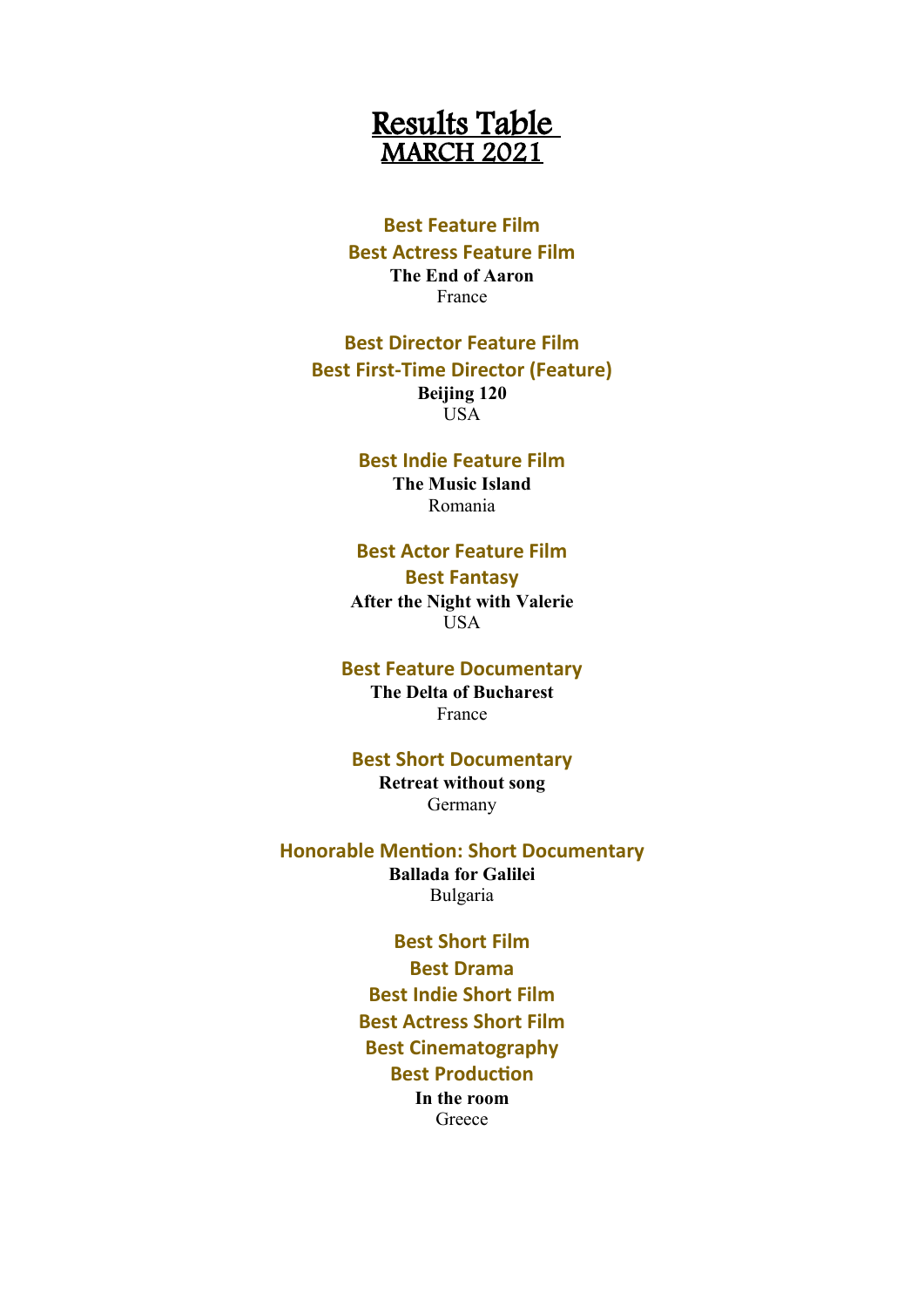# Results Table
## MARCH 2021

### Best Feature Film
### Best Actress Feature Film

**The End of Aaron**
France

### Best Director Feature Film
### Best First-Time Director (Feature)

**Beijing 120**
USA

### Best Indie Feature Film

**The Music Island**
Romania

### Best Actor Feature Film
### Best Fantasy

**After the Night with Valerie**
USA

### Best Feature Documentary

**The Delta of Bucharest**
France

### Best Short Documentary

**Retreat without song**
Germany

### Honorable Mention: Short Documentary

**Ballada for Galilei**
Bulgaria

### Best Short Film
### Best Drama
### Best Indie Short Film
### Best Actress Short Film
### Best Cinematography
### Best Production

**In the room**
Greece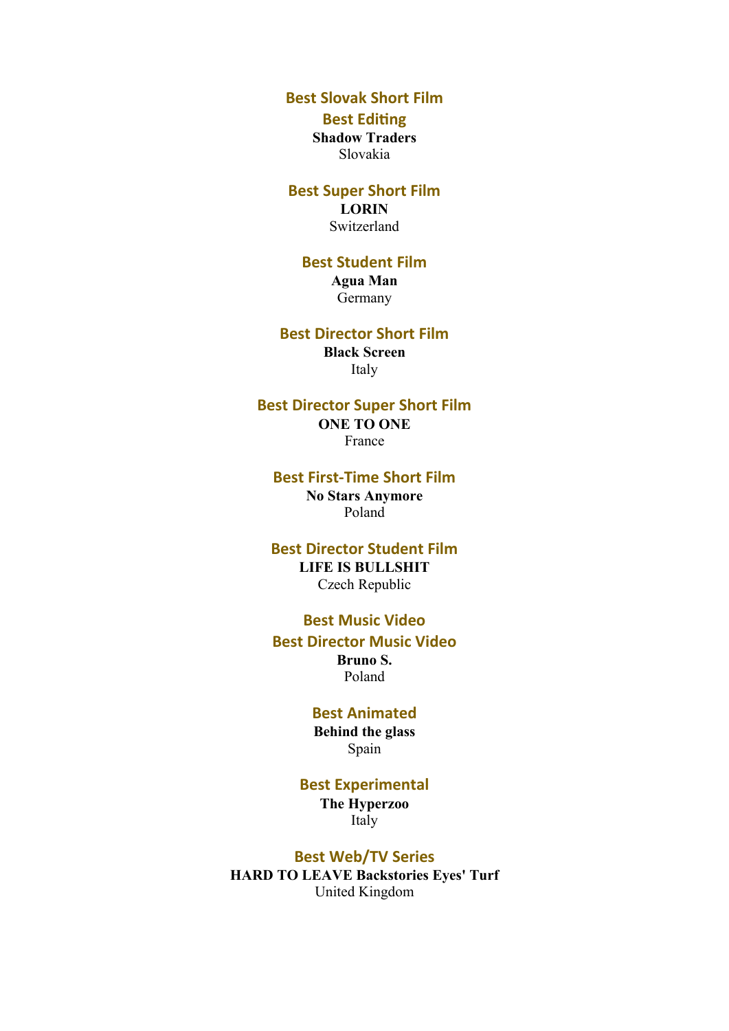### Best Slovak Short Film

### Best Editing

**Shadow Traders**
Slovakia

### Best Super Short Film

**LORIN**
Switzerland

### Best Student Film

**Agua Man**
Germany

### Best Director Short Film

**Black Screen**
Italy

### Best Director Super Short Film

**ONE TO ONE**
France

### Best First-Time Short Film

**No Stars Anymore**
Poland

### Best Director Student Film

**LIFE IS BULLSHIT**
Czech Republic

### Best Music Video

### Best Director Music Video

**Bruno S.**
Poland

### Best Animated

**Behind the glass**
Spain

### Best Experimental

**The Hyperzoo**
Italy

### Best Web/TV Series

**HARD TO LEAVE Backstories Eyes' Turf**
United Kingdom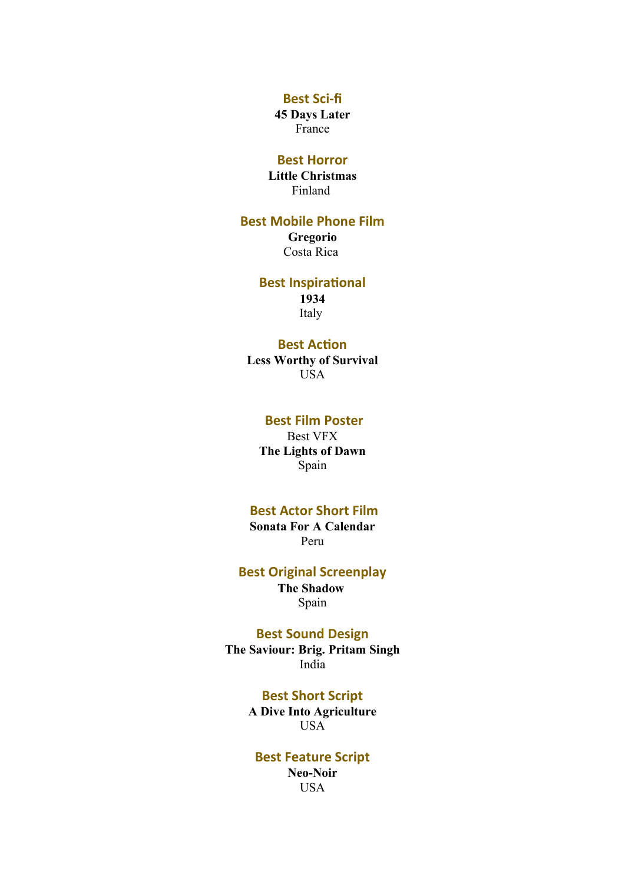### Best Sci-fi

**45 Days Later**
France

### Best Horror

**Little Christmas**
Finland

### Best Mobile Phone Film

**Gregorio**
Costa Rica

### Best Inspirational

**1934**
Italy

### Best Action

**Less Worthy of Survival**
USA

### Best Film Poster

Best VFX
**The Lights of Dawn**
Spain

### Best Actor Short Film

**Sonata For A Calendar**
Peru

### Best Original Screenplay

**The Shadow**
Spain

### Best Sound Design

**The Saviour: Brig. Pritam Singh**
India

### Best Short Script

**A Dive Into Agriculture**
USA

### Best Feature Script

**Neo-Noir**
USA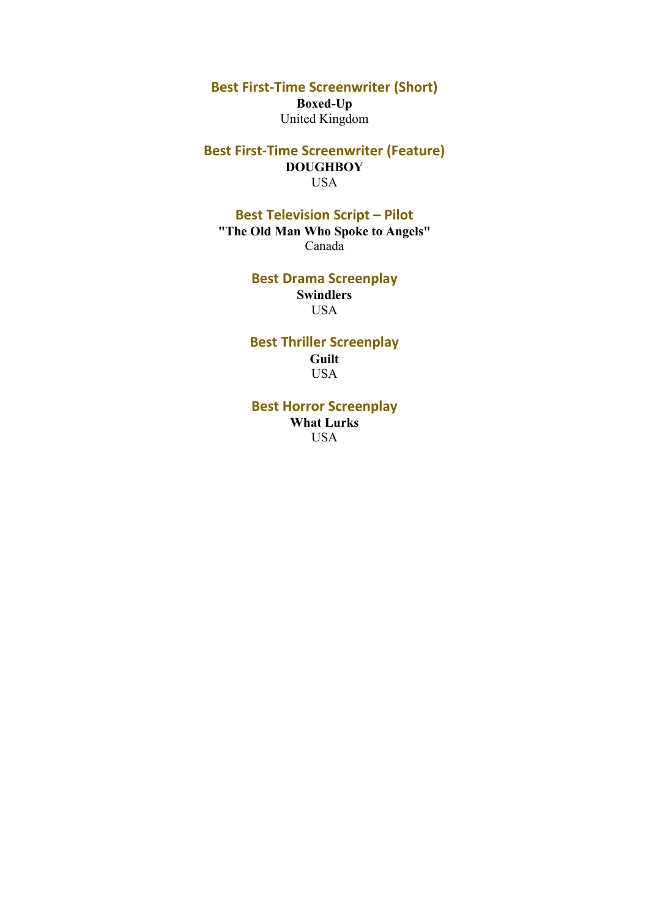### Best First-Time Screenwriter (Short)

**Boxed-Up**

United Kingdom

### Best First-Time Screenwriter (Feature)

**DOUGHBOY**

USA

### Best Television Script – Pilot

**"The Old Man Who Spoke to Angels"**

Canada

### Best Drama Screenplay

**Swindlers**

USA

### Best Thriller Screenplay

**Guilt**

USA

### Best Horror Screenplay

**What Lurks**

USA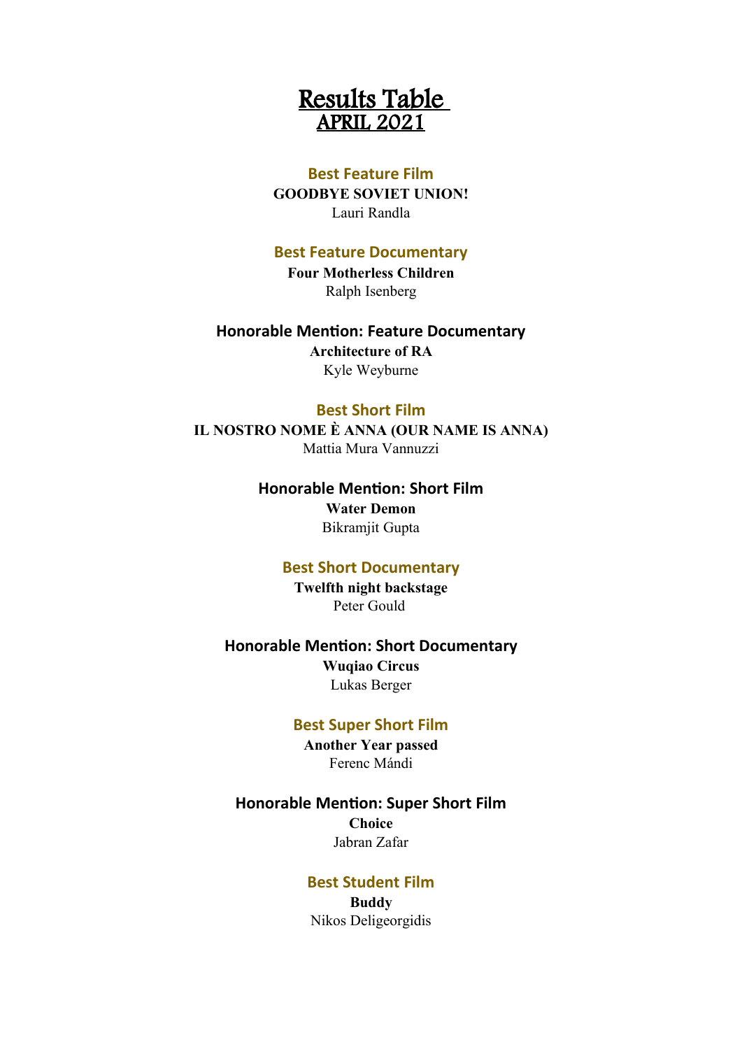# Results Table
## APRIL 2021

### Best Feature Film

**GOODBYE SOVIET UNION!**

Lauri Randla

### Best Feature Documentary

**Four Motherless Children**

Ralph Isenberg

### Honorable Mention: Feature Documentary

**Architecture of RA**

Kyle Weyburne

### Best Short Film

**IL NOSTRO NOME È ANNA (OUR NAME IS ANNA)**

Mattia Mura Vannuzzi

### Honorable Mention: Short Film

**Water Demon**

Bikramjit Gupta

### Best Short Documentary

**Twelfth night backstage**

Peter Gould

### Honorable Mention: Short Documentary

**Wuqiao Circus**

Lukas Berger

### Best Super Short Film

**Another Year passed**

Ferenc Mándi

### Honorable Mention: Super Short Film

**Choice**

Jabran Zafar

### Best Student Film

**Buddy**

Nikos Deligeorgidis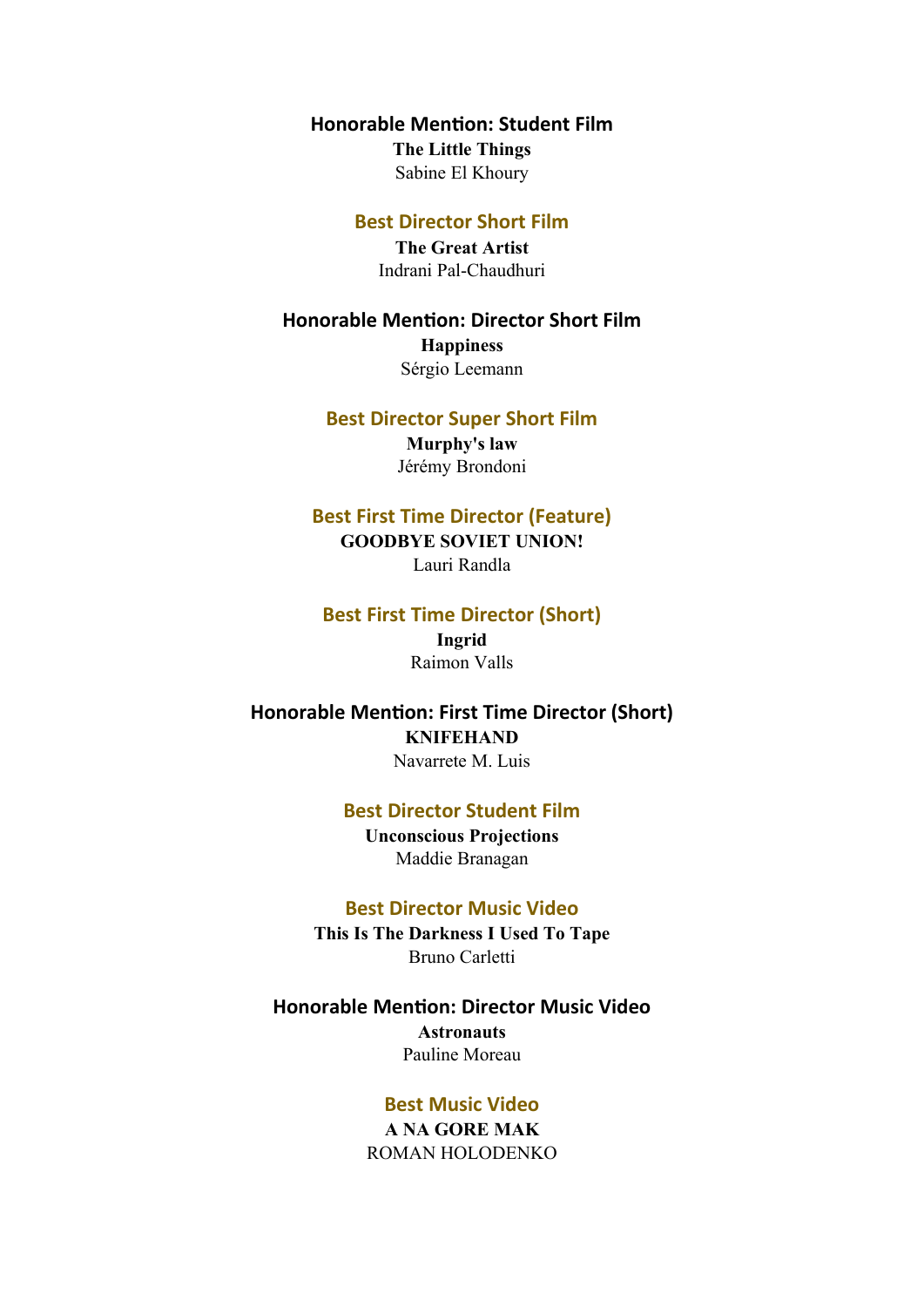### Honorable Mention: Student Film

**The Little Things**

Sabine El Khoury

### Best Director Short Film

**The Great Artist**

Indrani Pal-Chaudhuri

### Honorable Mention: Director Short Film

**Happiness**

Sérgio Leemann

### Best Director Super Short Film

**Murphy's law**

Jérémy Brondoni

### Best First Time Director (Feature)

**GOODBYE SOVIET UNION!**

Lauri Randla

### Best First Time Director (Short)

**Ingrid**

Raimon Valls

### Honorable Mention: First Time Director (Short)

**KNIFEHAND**

Navarrete M. Luis

### Best Director Student Film

**Unconscious Projections**

Maddie Branagan

### Best Director Music Video

**This Is The Darkness I Used To Tape**

Bruno Carletti

### Honorable Mention: Director Music Video

**Astronauts**

Pauline Moreau

### Best Music Video

**A NA GORE MAK**

ROMAN HOLODENKO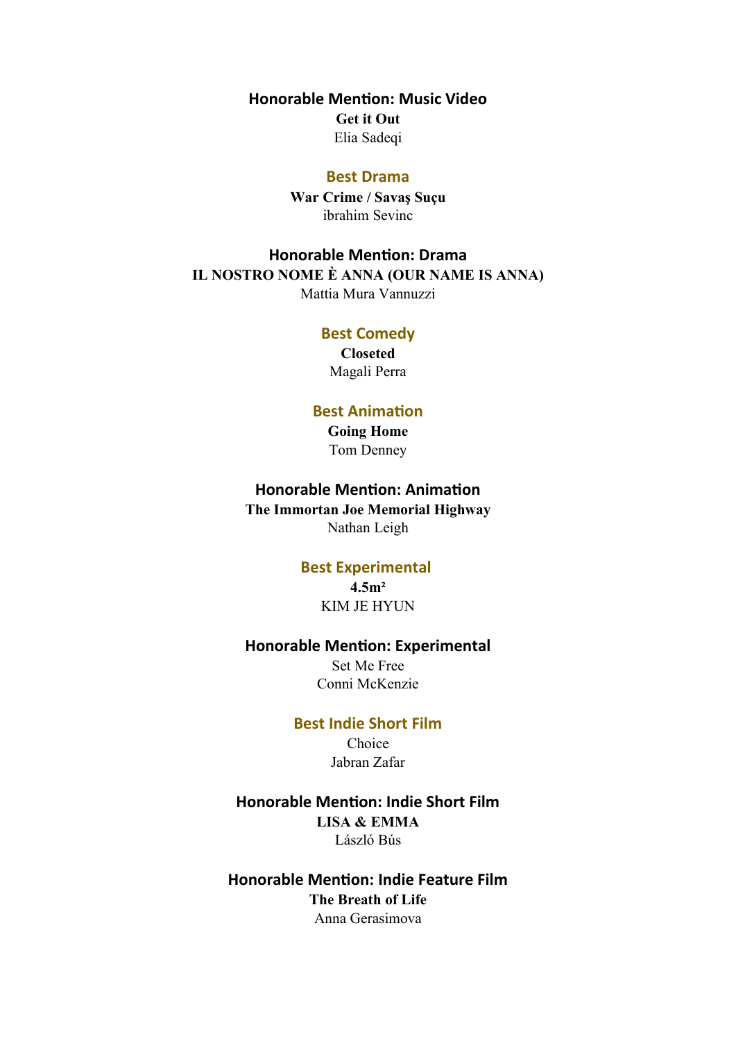### Honorable Mention: Music Video

**Get it Out**

Elia Sadeqi

### Best Drama

**War Crime / Savaş Suçu**

ibrahim Sevinc

### Honorable Mention: Drama

**IL NOSTRO NOME È ANNA (OUR NAME IS ANNA)**

Mattia Mura Vannuzzi

### Best Comedy

**Closeted**

Magali Perra

### Best Animation

**Going Home**

Tom Denney

### Honorable Mention: Animation

**The Immortan Joe Memorial Highway**

Nathan Leigh

### Best Experimental

**4.5m²**

KIM JE HYUN

### Honorable Mention: Experimental

Set Me Free

Conni McKenzie

### Best Indie Short Film

Choice

Jabran Zafar

### Honorable Mention: Indie Short Film

**LISA & EMMA**

László Bús

### Honorable Mention: Indie Feature Film

**The Breath of Life**

Anna Gerasimova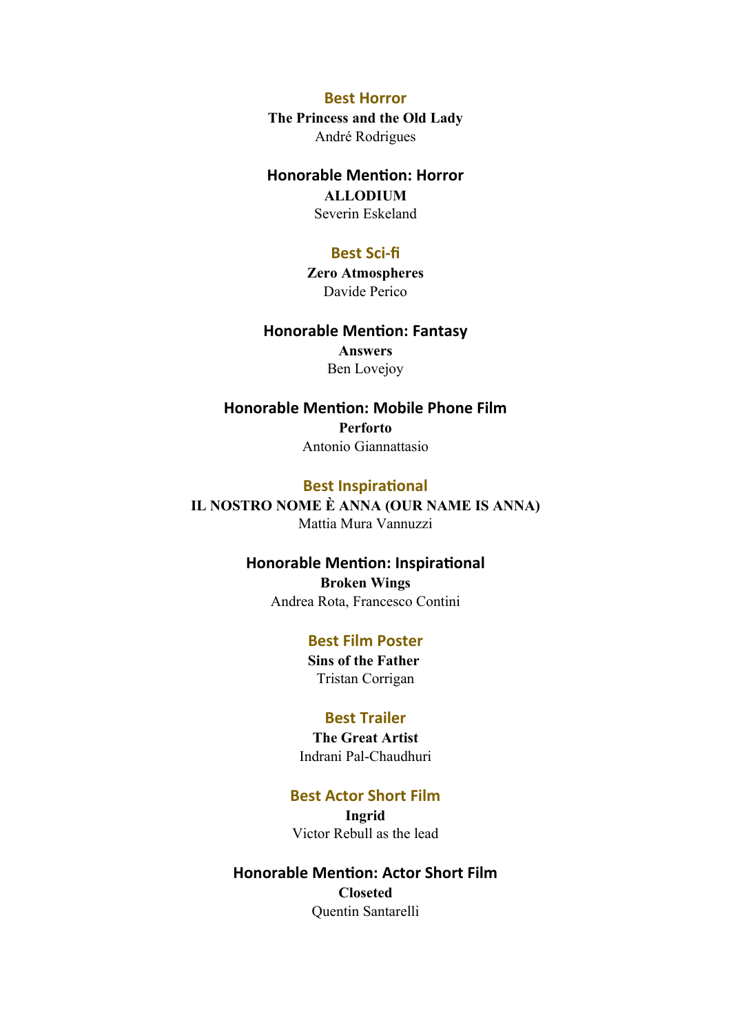### Best Horror

**The Princess and the Old Lady**
André Rodrigues

### Honorable Mention: Horror

**ALLODIUM**
Severin Eskeland

### Best Sci-fi

**Zero Atmospheres**
Davide Perico

### Honorable Mention: Fantasy

**Answers**
Ben Lovejoy

### Honorable Mention: Mobile Phone Film

**Perforto**
Antonio Giannattasio

### Best Inspirational

**IL NOSTRO NOME È ANNA (OUR NAME IS ANNA)**
Mattia Mura Vannuzzi

### Honorable Mention: Inspirational

**Broken Wings**
Andrea Rota, Francesco Contini

### Best Film Poster

**Sins of the Father**
Tristan Corrigan

### Best Trailer

**The Great Artist**
Indrani Pal-Chaudhuri

### Best Actor Short Film

**Ingrid**
Victor Rebull as the lead

### Honorable Mention: Actor Short Film

**Closeted**
Quentin Santarelli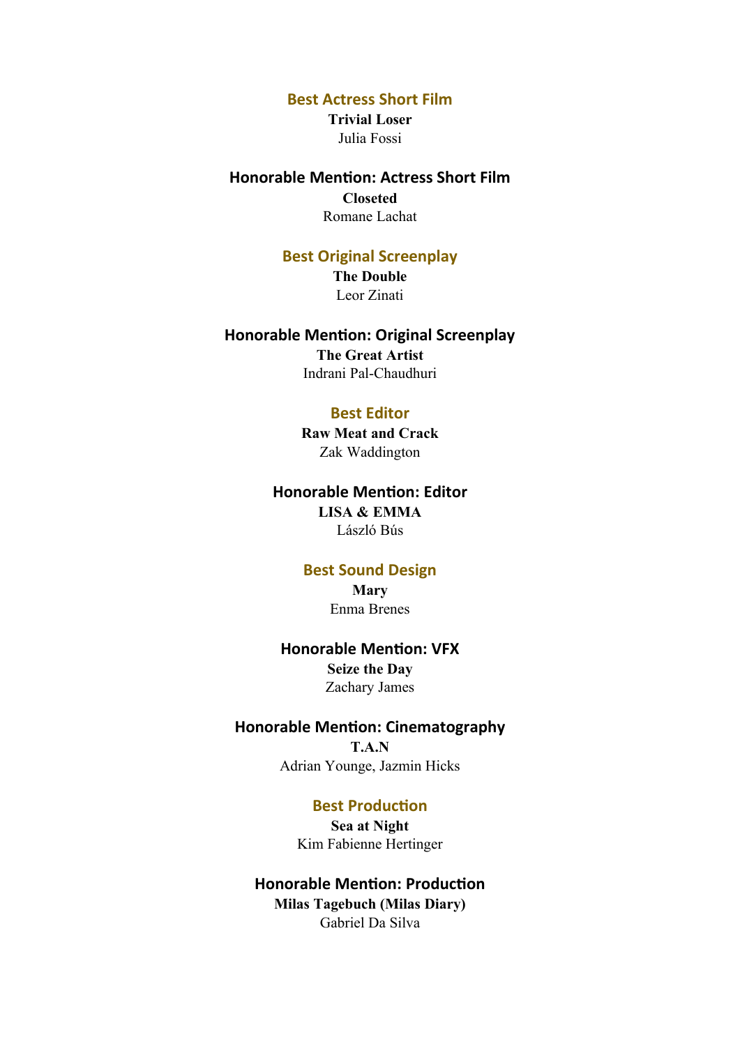## Best Actress Short Film

**Trivial Loser**
Julia Fossi

## Honorable Mention: Actress Short Film

**Closeted**
Romane Lachat

## Best Original Screenplay

**The Double**
Leor Zinati

## Honorable Mention: Original Screenplay

**The Great Artist**
Indrani Pal-Chaudhuri

## Best Editor

**Raw Meat and Crack**
Zak Waddington

## Honorable Mention: Editor

**LISA & EMMA**
László Bús

## Best Sound Design

**Mary**
Enma Brenes

## Honorable Mention: VFX

**Seize the Day**
Zachary James

## Honorable Mention: Cinematography

**T.A.N**
Adrian Younge, Jazmin Hicks

## Best Production

**Sea at Night**
Kim Fabienne Hertinger

## Honorable Mention: Production

**Milas Tagebuch (Milas Diary)**
Gabriel Da Silva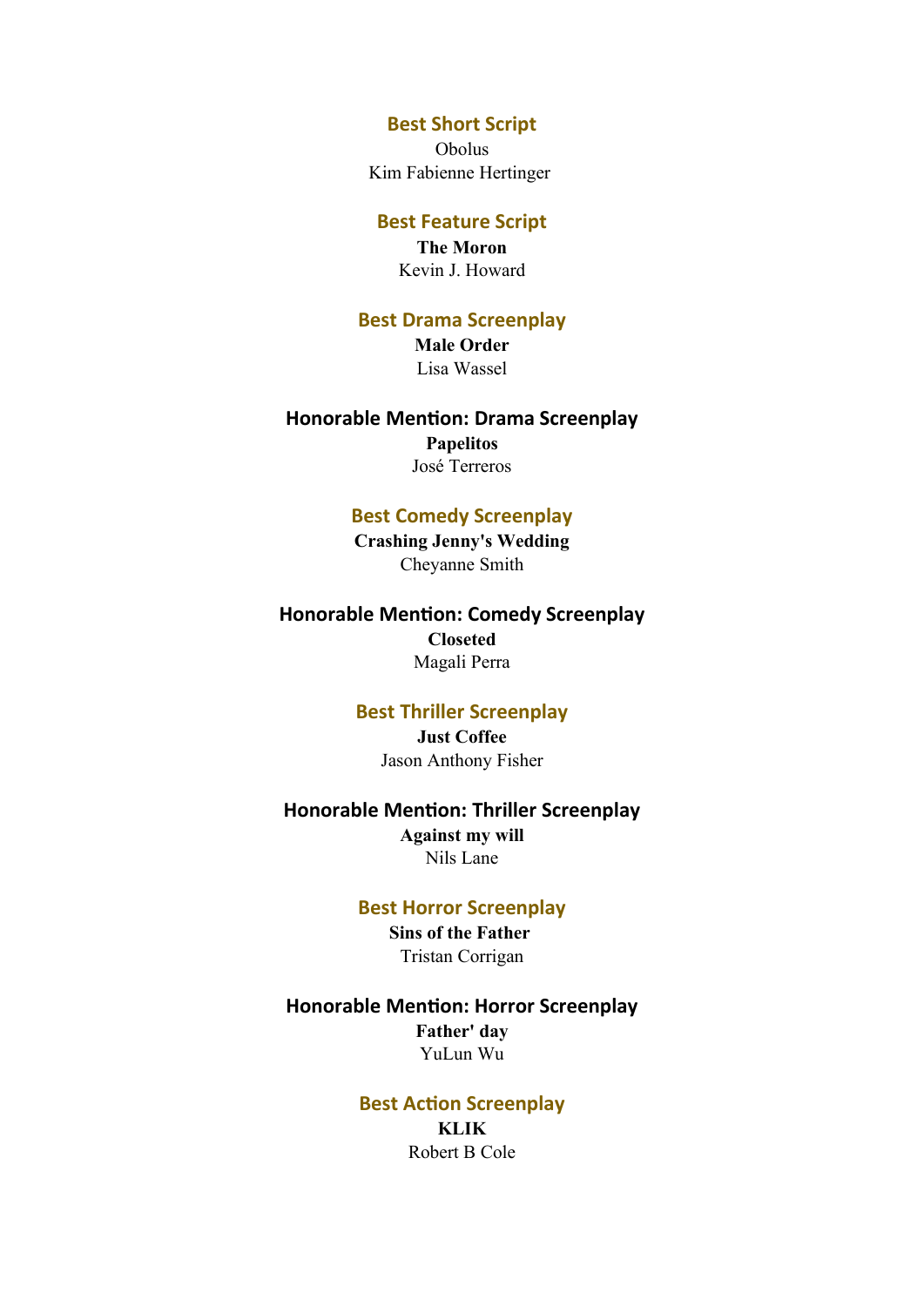### Best Short Script

Obolus

Kim Fabienne Hertinger

### Best Feature Script

**The Moron**

Kevin J. Howard

### Best Drama Screenplay

**Male Order**

Lisa Wassel

### Honorable Mention: Drama Screenplay

**Papelitos**

José Terreros

### Best Comedy Screenplay

**Crashing Jenny's Wedding**

Cheyanne Smith

### Honorable Mention: Comedy Screenplay

**Closeted**

Magali Perra

### Best Thriller Screenplay

**Just Coffee**

Jason Anthony Fisher

### Honorable Mention: Thriller Screenplay

**Against my will**

Nils Lane

### Best Horror Screenplay

**Sins of the Father**

Tristan Corrigan

### Honorable Mention: Horror Screenplay

**Father' day**

YuLun Wu

### Best Action Screenplay

**KLIK**

Robert B Cole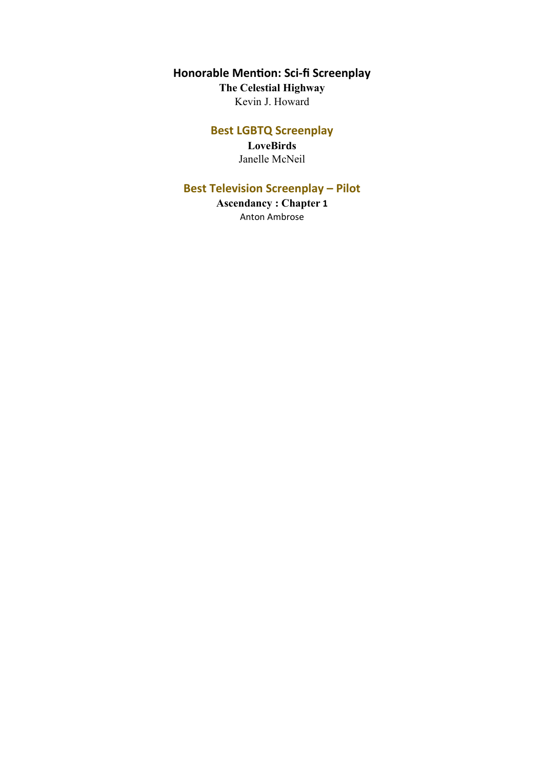## Honorable Mention: Sci-fi Screenplay

**The Celestial Highway**

Kevin J. Howard

## Best LGBTQ Screenplay

**LoveBirds**

Janelle McNeil

## Best Television Screenplay – Pilot

**Ascendancy : Chapter 1**

Anton Ambrose